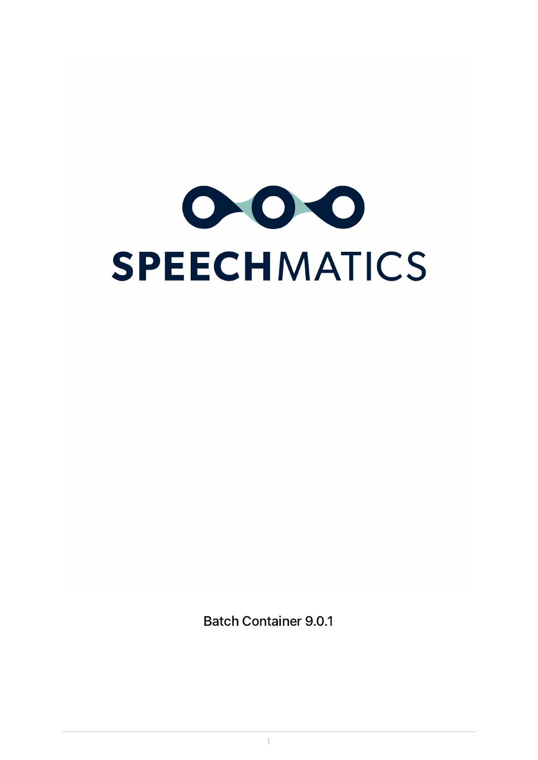# SPEECHMATICS

Batch Container 9.0.1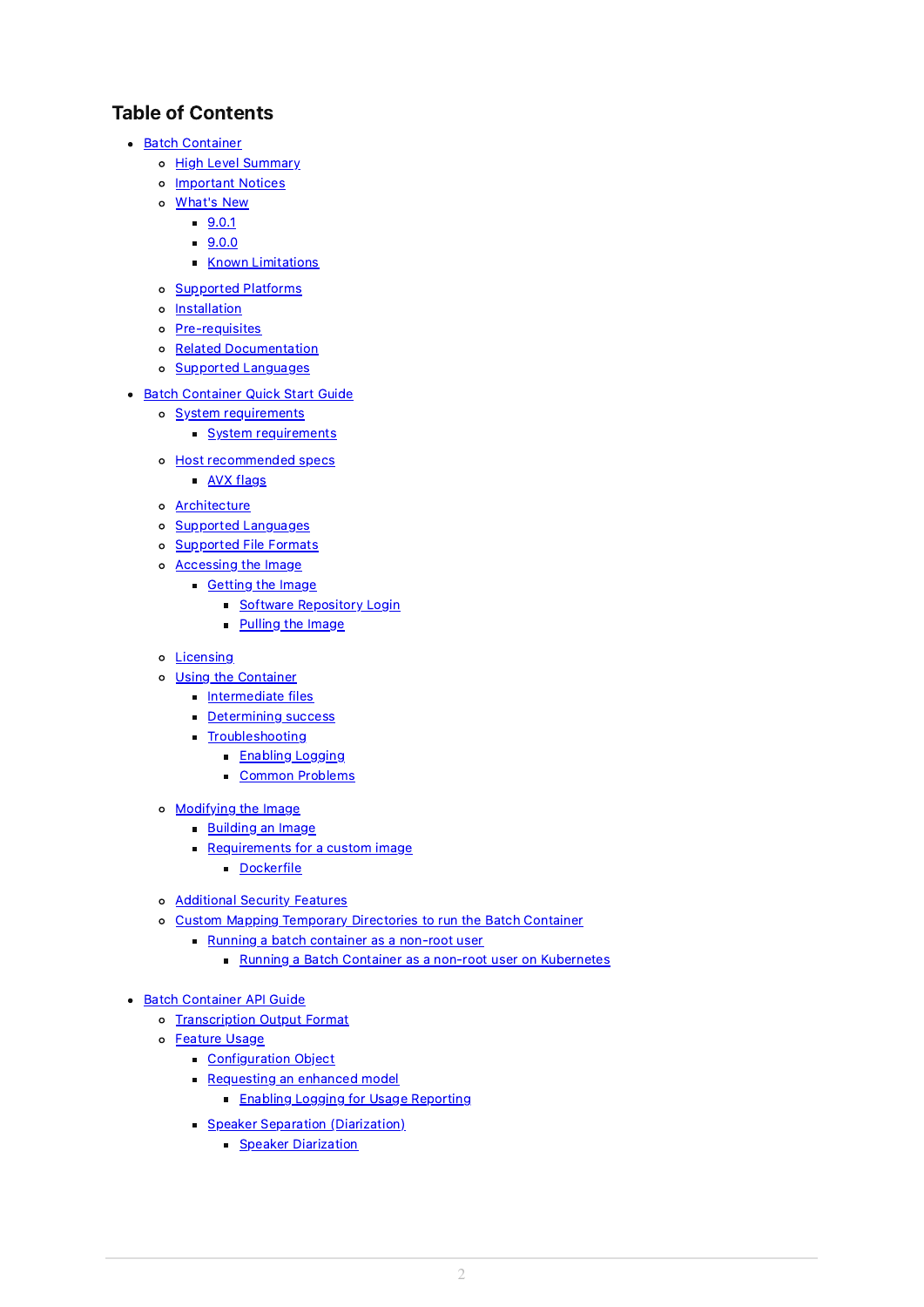## Table of Contents

- Batch Container
  - High Level Summary
  - Important Notices
  - What's New
    - 9.0.1
    - 9.0.0
    - Known Limitations
  - Supported Platforms
  - Installation
  - Pre-requisites
  - Related Documentation
  - Supported Languages
- Batch Container Quick Start Guide
  - System requirements
    - System requirements
  - Host recommended specs
    - AVX flags
  - Architecture
  - Supported Languages
  - Supported File Formats
  - Accessing the Image
    - Getting the Image
      - Software Repository Login
      - Pulling the Image
  - Licensing
  - Using the Container
    - Intermediate files
    - Determining success
    - Troubleshooting
      - Enabling Logging
      - Common Problems
  - Modifying the Image
    - Building an Image
    - Requirements for a custom image
      - Dockerfile
  - Additional Security Features
  - Custom Mapping Temporary Directories to run the Batch Container
    - Running a batch container as a non-root user
      - Running a Batch Container as a non-root user on Kubernetes
- Batch Container API Guide
  - Transcription Output Format
  - Feature Usage
    - Configuration Object
    - Requesting an enhanced model
      - Enabling Logging for Usage Reporting
    - Speaker Separation (Diarization)
      - Speaker Diarization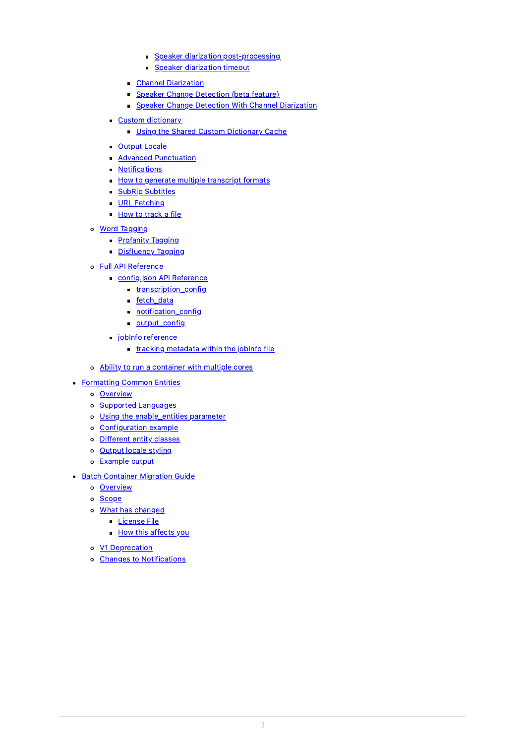- Speaker diarization post-processing
            - Speaker diarization timeout
        - Channel Diarization
        - Speaker Change Detection (beta feature)
        - Speaker Change Detection With Channel Diarization
      - Custom dictionary
        - Using the Shared Custom Dictionary Cache
      - Output Locale
      - Advanced Punctuation
      - Notifications
      - How to generate multiple transcript formats
      - SubRip Subtitles
      - URL Fetching
      - How to track a file
    - Word Tagging
      - Profanity Tagging
      - Disfluency Tagging
    - Full API Reference
      - config.json API Reference
        - transcription_config
        - fetch_data
        - notification_config
        - output_config
      - jobInfo reference
        - tracking metadata within the jobInfo file
    - Ability to run a container with multiple cores
- Formatting Common Entities
  - Overview
  - Supported Languages
  - Using the enable_entities parameter
  - Configuration example
  - Different entity classes
  - Output locale styling
  - Example output
- Batch Container Migration Guide
  - Overview
  - Scope
  - What has changed
    - License File
    - How this affects you
  - V1 Deprecation
  - Changes to Notifications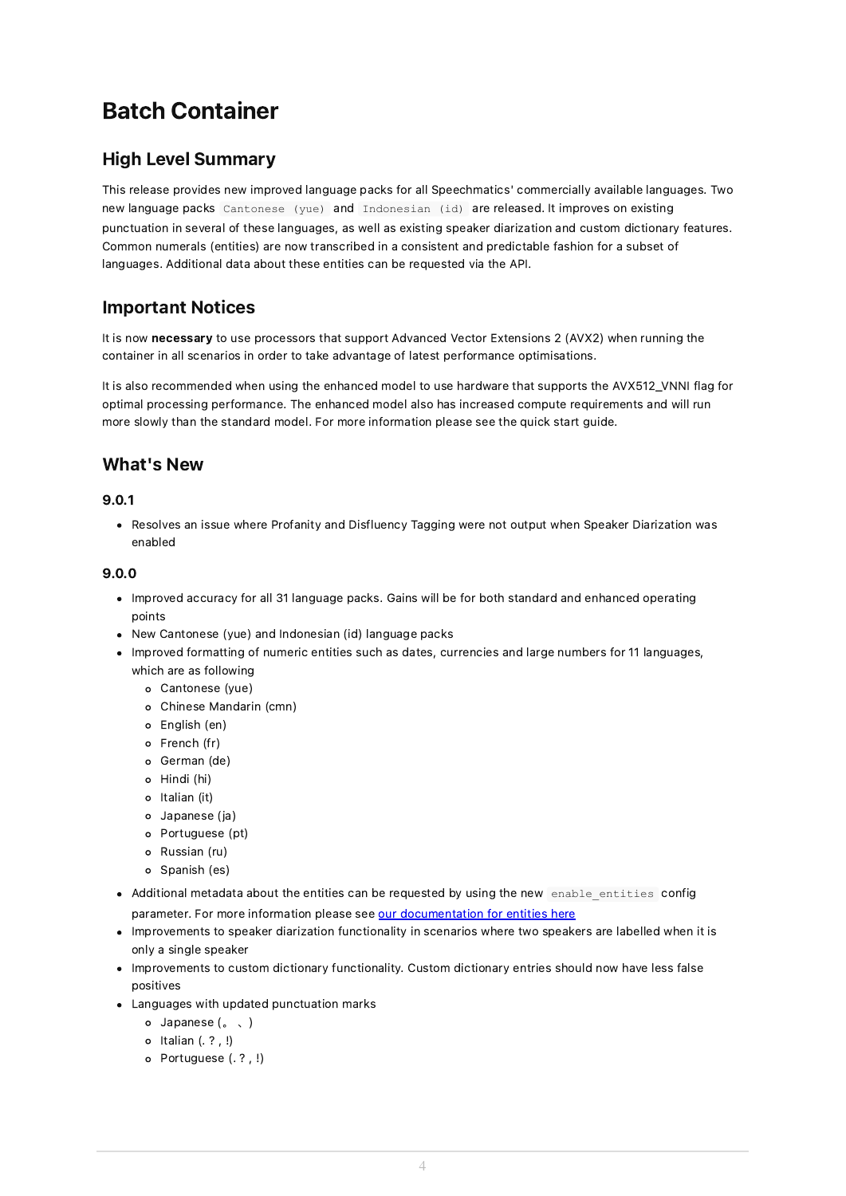# Batch Container

## High Level Summary

This release provides new improved language packs for all Speechmatics' commercially available languages. Two new language packs `Cantonese (yue)` and `Indonesian (id)` are released. It improves on existing punctuation in several of these languages, as well as existing speaker diarization and custom dictionary features. Common numerals (entities) are now transcribed in a consistent and predictable fashion for a subset of languages. Additional data about these entities can be requested via the API.

## Important Notices

It is now **necessary** to use processors that support Advanced Vector Extensions 2 (AVX2) when running the container in all scenarios in order to take advantage of latest performance optimisations.

It is also recommended when using the enhanced model to use hardware that supports the AVX512_VNNI flag for optimal processing performance. The enhanced model also has increased compute requirements and will run more slowly than the standard model. For more information please see the quick start guide.

## What's New

### 9.0.1

- Resolves an issue where Profanity and Disfluency Tagging were not output when Speaker Diarization was enabled

### 9.0.0

- Improved accuracy for all 31 language packs. Gains will be for both standard and enhanced operating points
- New Cantonese (yue) and Indonesian (id) language packs
- Improved formatting of numeric entities such as dates, currencies and large numbers for 11 languages, which are as following
  - Cantonese (yue)
  - Chinese Mandarin (cmn)
  - English (en)
  - French (fr)
  - German (de)
  - Hindi (hi)
  - Italian (it)
  - Japanese (ja)
  - Portuguese (pt)
  - Russian (ru)
  - Spanish (es)
- Additional metadata about the entities can be requested by using the new `enable_entities` config parameter. For more information please see [our documentation for entities here]()
- Improvements to speaker diarization functionality in scenarios where two speakers are labelled when it is only a single speaker
- Improvements to custom dictionary functionality. Custom dictionary entries should now have less false positives
- Languages with updated punctuation marks
  - Japanese (。 、)
  - Italian (. ? , !)
  - Portuguese (. ? , !)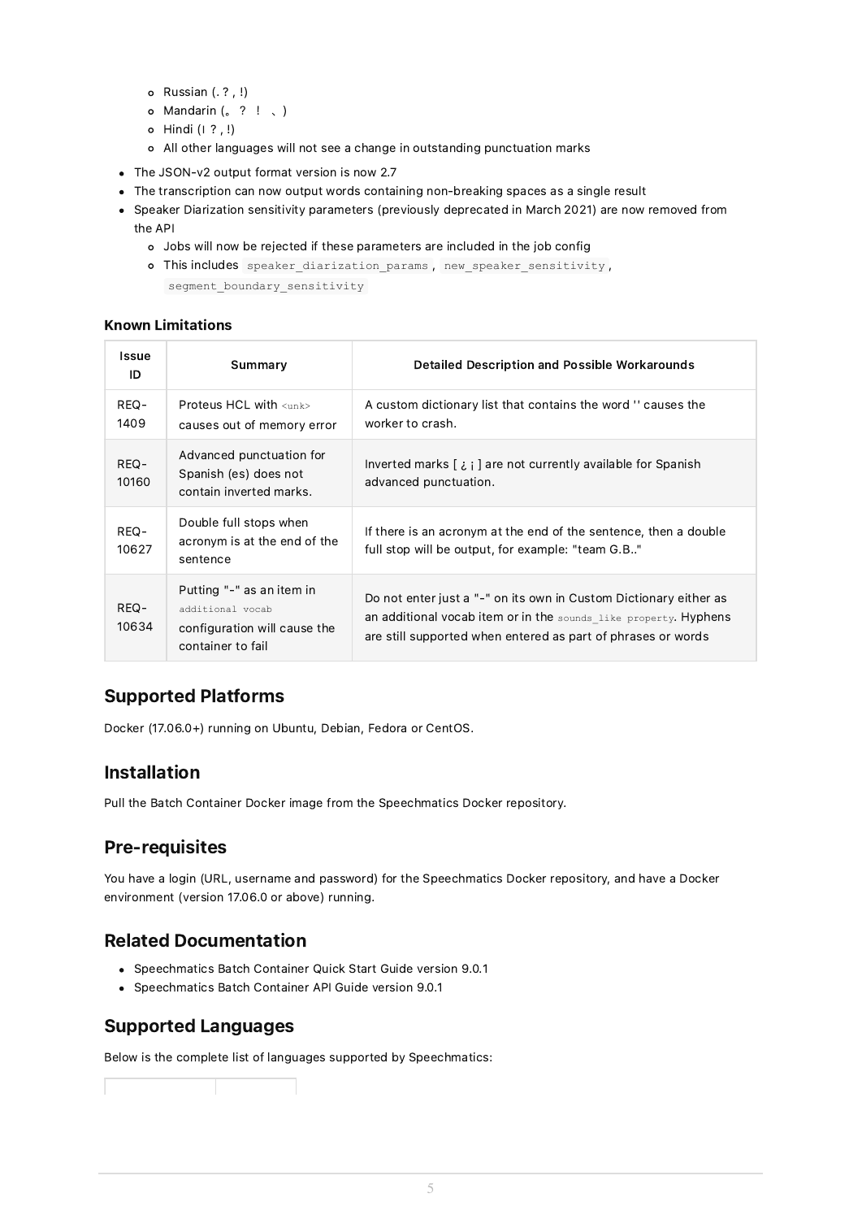- Russian (. ? , !)
  - Mandarin (。？！、)
  - Hindi (। ? , !)
  - All other languages will not see a change in outstanding punctuation marks
- The JSON-v2 output format version is now 2.7
- The transcription can now output words containing non-breaking spaces as a single result
- Speaker Diarization sensitivity parameters (previously deprecated in March 2021) are now removed from the API
  - Jobs will now be rejected if these parameters are included in the job config
  - This includes `speaker_diarization_params`, `new_speaker_sensitivity`, `segment_boundary_sensitivity`

### Known Limitations

| Issue ID | Summary | Detailed Description and Possible Workarounds |
|---|---|---|
| REQ-1409 | Proteus HCL with `<unk>` causes out of memory error | A custom dictionary list that contains the word '' causes the worker to crash. |
| REQ-10160 | Advanced punctuation for Spanish (es) does not contain inverted marks. | Inverted marks [ ¿ ¡ ] are not currently available for Spanish advanced punctuation. |
| REQ-10627 | Double full stops when acronym is at the end of the sentence | If there is an acronym at the end of the sentence, then a double full stop will be output, for example: "team G.B.." |
| REQ-10634 | Putting "-" as an item in `additional vocab` configuration will cause the container to fail | Do not enter just a "-" on its own in Custom Dictionary either as an additional vocab item or in the `sounds_like property`. Hyphens are still supported when entered as part of phrases or words |

## Supported Platforms

Docker (17.06.0+) running on Ubuntu, Debian, Fedora or CentOS.

## Installation

Pull the Batch Container Docker image from the Speechmatics Docker repository.

## Pre-requisites

You have a login (URL, username and password) for the Speechmatics Docker repository, and have a Docker environment (version 17.06.0 or above) running.

## Related Documentation

- Speechmatics Batch Container Quick Start Guide version 9.0.1
- Speechmatics Batch Container API Guide version 9.0.1

## Supported Languages

Below is the complete list of languages supported by Speechmatics: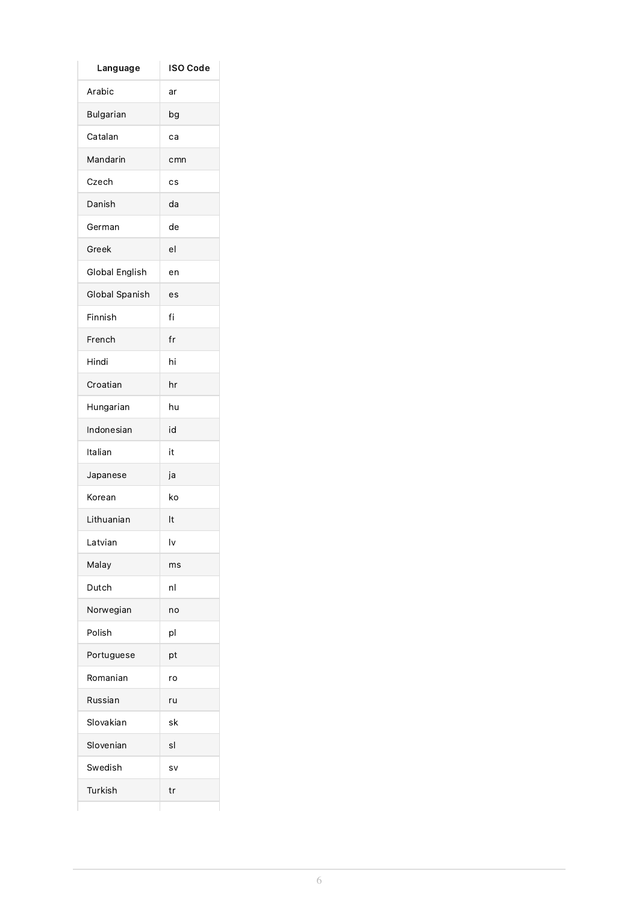| Language | ISO Code |
|---|---|
| Arabic | ar |
| Bulgarian | bg |
| Catalan | ca |
| Mandarin | cmn |
| Czech | cs |
| Danish | da |
| German | de |
| Greek | el |
| Global English | en |
| Global Spanish | es |
| Finnish | fi |
| French | fr |
| Hindi | hi |
| Croatian | hr |
| Hungarian | hu |
| Indonesian | id |
| Italian | it |
| Japanese | ja |
| Korean | ko |
| Lithuanian | lt |
| Latvian | lv |
| Malay | ms |
| Dutch | nl |
| Norwegian | no |
| Polish | pl |
| Portuguese | pt |
| Romanian | ro |
| Russian | ru |
| Slovakian | sk |
| Slovenian | sl |
| Swedish | sv |
| Turkish | tr |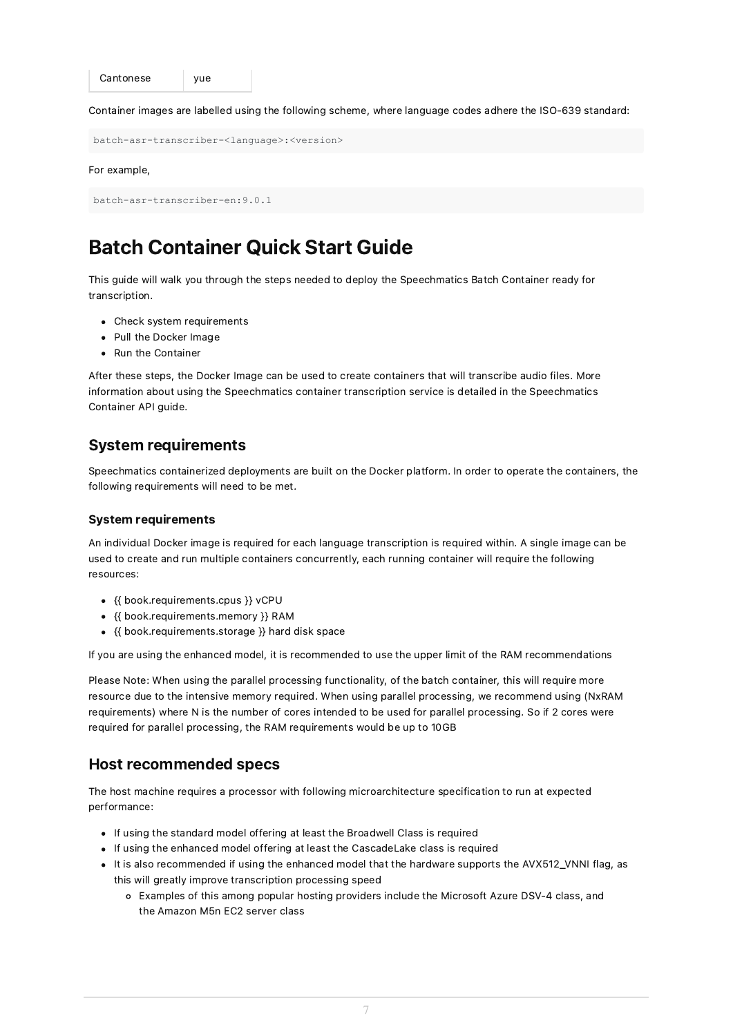| Cantonese | yue |
|---|---|

Container images are labelled using the following scheme, where language codes adhere the ISO-639 standard:

```
batch-asr-transcriber-<language>:<version>
```

For example,

```
batch-asr-transcriber-en:9.0.1
```

# Batch Container Quick Start Guide

This guide will walk you through the steps needed to deploy the Speechmatics Batch Container ready for transcription.

- Check system requirements
- Pull the Docker Image
- Run the Container

After these steps, the Docker Image can be used to create containers that will transcribe audio files. More information about using the Speechmatics container transcription service is detailed in the Speechmatics Container API guide.

## System requirements

Speechmatics containerized deployments are built on the Docker platform. In order to operate the containers, the following requirements will need to be met.

### System requirements

An individual Docker image is required for each language transcription is required within. A single image can be used to create and run multiple containers concurrently, each running container will require the following resources:

- {{ book.requirements.cpus }} vCPU
- {{ book.requirements.memory }} RAM
- {{ book.requirements.storage }} hard disk space

If you are using the enhanced model, it is recommended to use the upper limit of the RAM recommendations

Please Note: When using the parallel processing functionality, of the batch container, this will require more resource due to the intensive memory required. When using parallel processing, we recommend using (NxRAM requirements) where N is the number of cores intended to be used for parallel processing. So if 2 cores were required for parallel processing, the RAM requirements would be up to 10GB

## Host recommended specs

The host machine requires a processor with following microarchitecture specification to run at expected performance:

- If using the standard model offering at least the Broadwell Class is required
- If using the enhanced model offering at least the CascadeLake class is required
- It is also recommended if using the enhanced model that the hardware supports the AVX512_VNNI flag, as this will greatly improve transcription processing speed
  - Examples of this among popular hosting providers include the Microsoft Azure DSV-4 class, and the Amazon M5n EC2 server class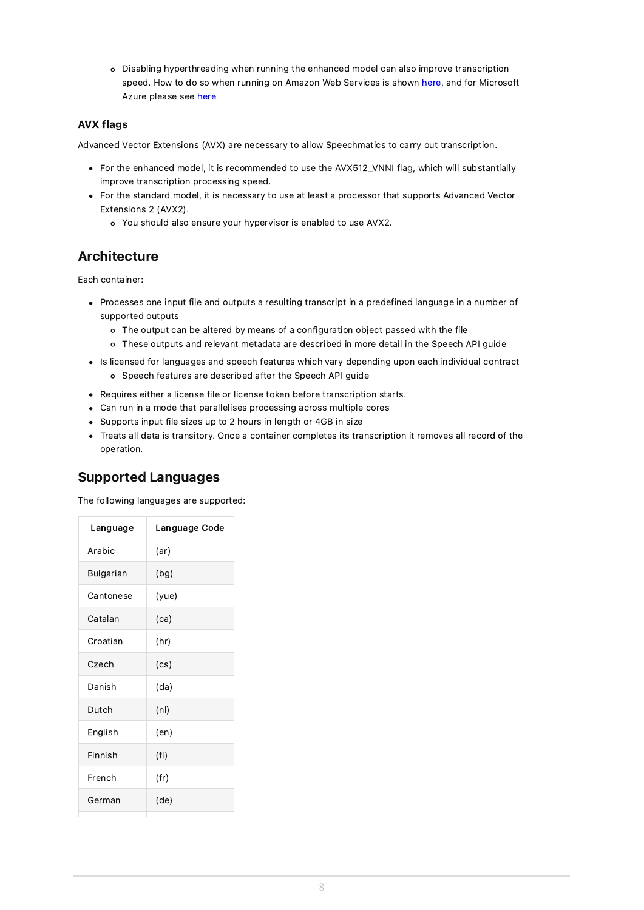- Disabling hyperthreading when running the enhanced model can also improve transcription speed. How to do so when running on Amazon Web Services is shown here, and for Microsoft Azure please see here

### AVX flags

Advanced Vector Extensions (AVX) are necessary to allow Speechmatics to carry out transcription.

- For the enhanced model, it is recommended to use the AVX512_VNNI flag, which will substantially improve transcription processing speed.
- For the standard model, it is necessary to use at least a processor that supports Advanced Vector Extensions 2 (AVX2).
  - You should also ensure your hypervisor is enabled to use AVX2.

## Architecture

Each container:

- Processes one input file and outputs a resulting transcript in a predefined language in a number of supported outputs
  - The output can be altered by means of a configuration object passed with the file
  - These outputs and relevant metadata are described in more detail in the Speech API guide
- Is licensed for languages and speech features which vary depending upon each individual contract
  - Speech features are described after the Speech API guide
- Requires either a license file or license token before transcription starts.
- Can run in a mode that parallelises processing across multiple cores
- Supports input file sizes up to 2 hours in length or 4GB in size
- Treats all data is transitory. Once a container completes its transcription it removes all record of the operation.

## Supported Languages

The following languages are supported:

| Language | Language Code |
|---|---|
| Arabic | (ar) |
| Bulgarian | (bg) |
| Cantonese | (yue) |
| Catalan | (ca) |
| Croatian | (hr) |
| Czech | (cs) |
| Danish | (da) |
| Dutch | (nl) |
| English | (en) |
| Finnish | (fi) |
| French | (fr) |
| German | (de) |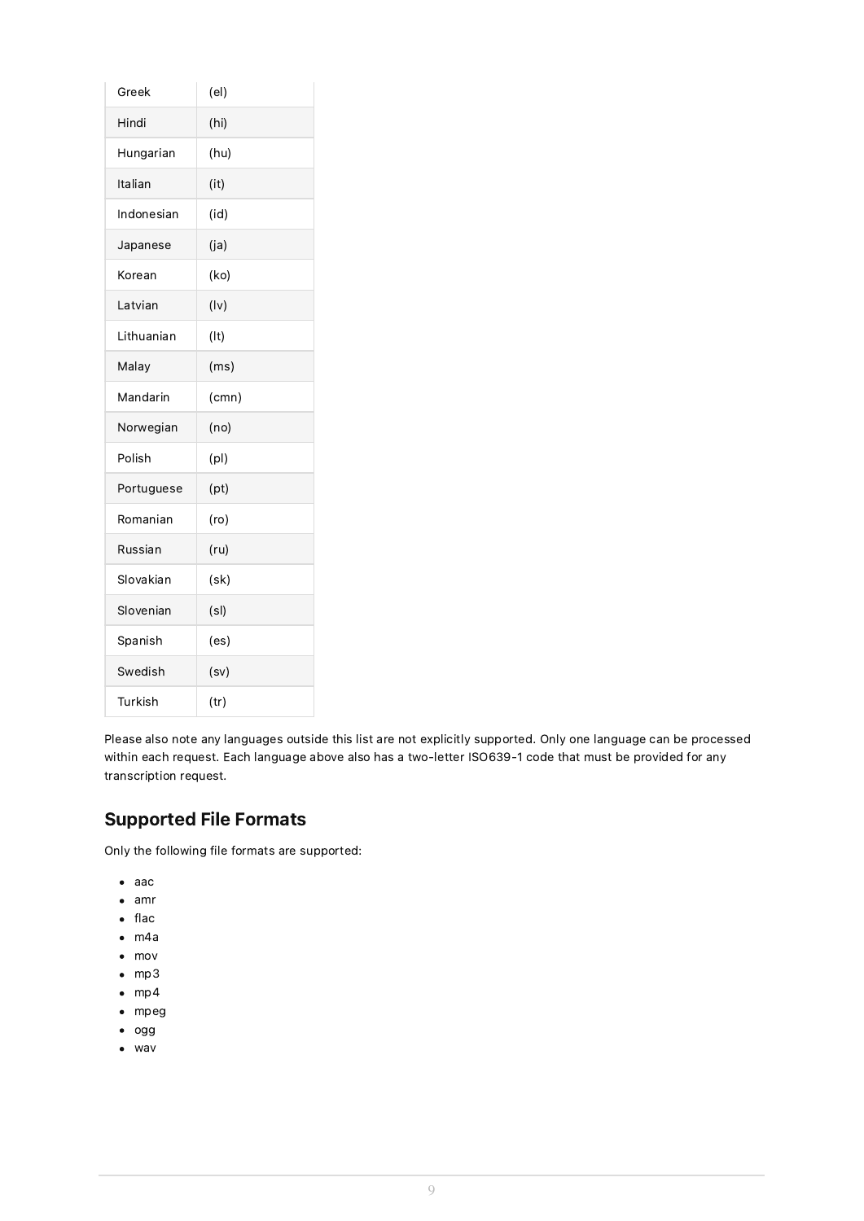| Greek | (el) |
| --- | --- |
| Hindi | (hi) |
| Hungarian | (hu) |
| Italian | (it) |
| Indonesian | (id) |
| Japanese | (ja) |
| Korean | (ko) |
| Latvian | (lv) |
| Lithuanian | (lt) |
| Malay | (ms) |
| Mandarin | (cmn) |
| Norwegian | (no) |
| Polish | (pl) |
| Portuguese | (pt) |
| Romanian | (ro) |
| Russian | (ru) |
| Slovakian | (sk) |
| Slovenian | (sl) |
| Spanish | (es) |
| Swedish | (sv) |
| Turkish | (tr) |

Please also note any languages outside this list are not explicitly supported. Only one language can be processed within each request. Each language above also has a two-letter ISO639-1 code that must be provided for any transcription request.

## Supported File Formats

Only the following file formats are supported:

- aac
- amr
- flac
- m4a
- mov
- mp3
- mp4
- mpeg
- ogg
- wav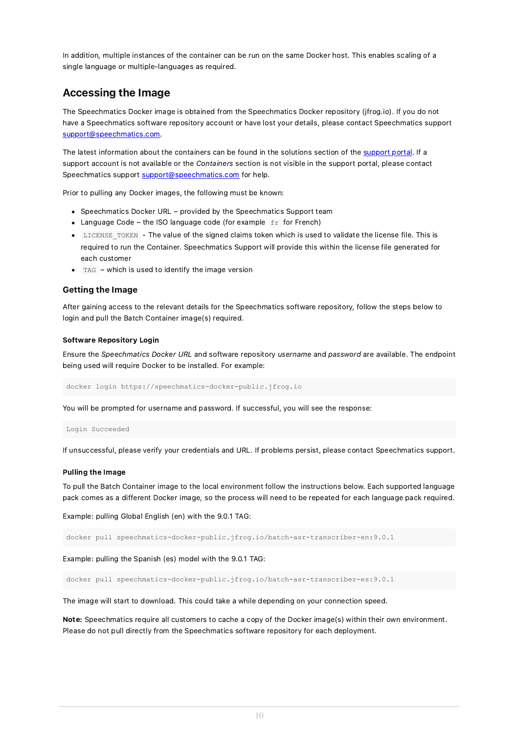In addition, multiple instances of the container can be run on the same Docker host. This enables scaling of a single language or multiple-languages as required.

## Accessing the Image

The Speechmatics Docker image is obtained from the Speechmatics Docker repository (jfrog.io). If you do not have a Speechmatics software repository account or have lost your details, please contact Speechmatics support support@speechmatics.com.

The latest information about the containers can be found in the solutions section of the support portal. If a support account is not available or the *Containers* section is not visible in the support portal, please contact Speechmatics support support@speechmatics.com for help.

Prior to pulling any Docker images, the following must be known:

- Speechmatics Docker URL – provided by the Speechmatics Support team
- Language Code – the ISO language code (for example `fr` for French)
- `LICENSE_TOKEN` - The value of the signed claims token which is used to validate the license file. This is required to run the Container. Speechmatics Support will provide this within the license file generated for each customer
- `TAG` – which is used to identify the image version

### Getting the Image

After gaining access to the relevant details for the Speechmatics software repository, follow the steps below to login and pull the Batch Container image(s) required.

#### Software Repository Login

Ensure the *Speechmatics Docker URL* and software repository *username* and *password* are available. The endpoint being used will require Docker to be installed. For example:

```
docker login https://speechmatics-docker-public.jfrog.io
```

You will be prompted for username and password. If successful, you will see the response:

```
Login Succeeded
```

If unsuccessful, please verify your credentials and URL. If problems persist, please contact Speechmatics support.

#### Pulling the Image

To pull the Batch Container image to the local environment follow the instructions below. Each supported language pack comes as a different Docker image, so the process will need to be repeated for each language pack required.

Example: pulling Global English (en) with the 9.0.1 TAG:

```
docker pull speechmatics-docker-public.jfrog.io/batch-asr-transcriber-en:9.0.1
```

Example: pulling the Spanish (es) model with the 9.0.1 TAG:

```
docker pull speechmatics-docker-public.jfrog.io/batch-asr-transcriber-es:9.0.1
```

The image will start to download. This could take a while depending on your connection speed.

**Note:** Speechmatics require all customers to cache a copy of the Docker image(s) within their own environment. Please do not pull directly from the Speechmatics software repository for each deployment.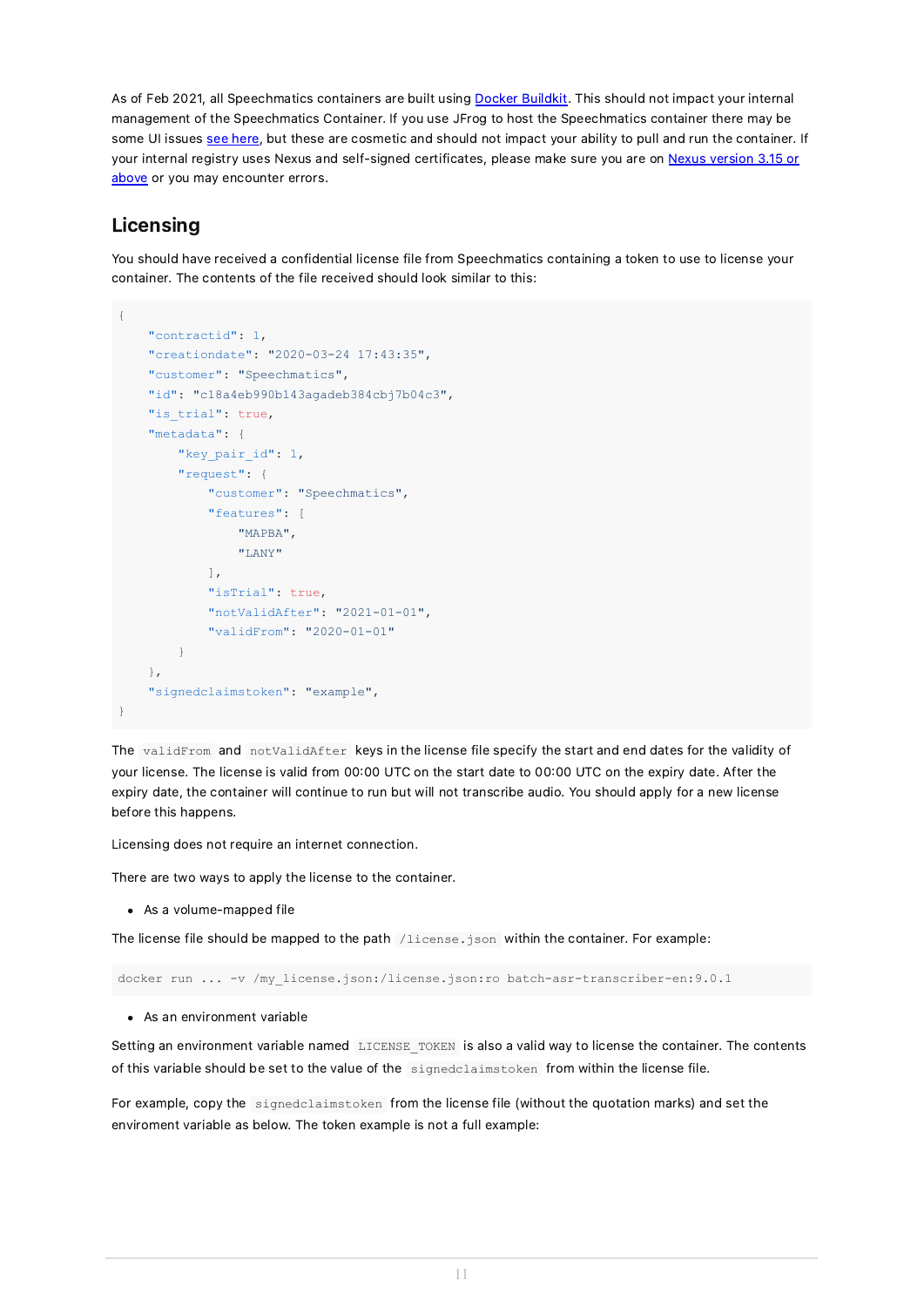As of Feb 2021, all Speechmatics containers are built using [Docker Buildkit](). This should not impact your internal management of the Speechmatics Container. If you use JFrog to host the Speechmatics container there may be some UI issues [see here](), but these are cosmetic and should not impact your ability to pull and run the container. If your internal registry uses Nexus and self-signed certificates, please make sure you are on [Nexus version 3.15 or above]() or you may encounter errors.

## Licensing

You should have received a confidential license file from Speechmatics containing a token to use to license your container. The contents of the file received should look similar to this:

```
{
    "contractid": 1,
    "creationdate": "2020-03-24 17:43:35",
    "customer": "Speechmatics",
    "id": "c18a4eb990b143agadeb384cbj7b04c3",
    "is_trial": true,
    "metadata": {
        "key_pair_id": 1,
        "request": {
            "customer": "Speechmatics",
            "features": [
                "MAPBA",
                "LANY"
            ],
            "isTrial": true,
            "notValidAfter": "2021-01-01",
            "validFrom": "2020-01-01"
        }
    },
    "signedclaimstoken": "example",
}
```

The `validFrom` and `notValidAfter` keys in the license file specify the start and end dates for the validity of your license. The license is valid from 00:00 UTC on the start date to 00:00 UTC on the expiry date. After the expiry date, the container will continue to run but will not transcribe audio. You should apply for a new license before this happens.

Licensing does not require an internet connection.

There are two ways to apply the license to the container.

- As a volume-mapped file

The license file should be mapped to the path `/license.json` within the container. For example:

```
docker run ... -v /my_license.json:/license.json:ro batch-asr-transcriber-en:9.0.1
```

- As an environment variable

Setting an environment variable named `LICENSE_TOKEN` is also a valid way to license the container. The contents of this variable should be set to the value of the `signedclaimstoken` from within the license file.

For example, copy the `signedclaimstoken` from the license file (without the quotation marks) and set the enviroment variable as below. The token example is not a full example: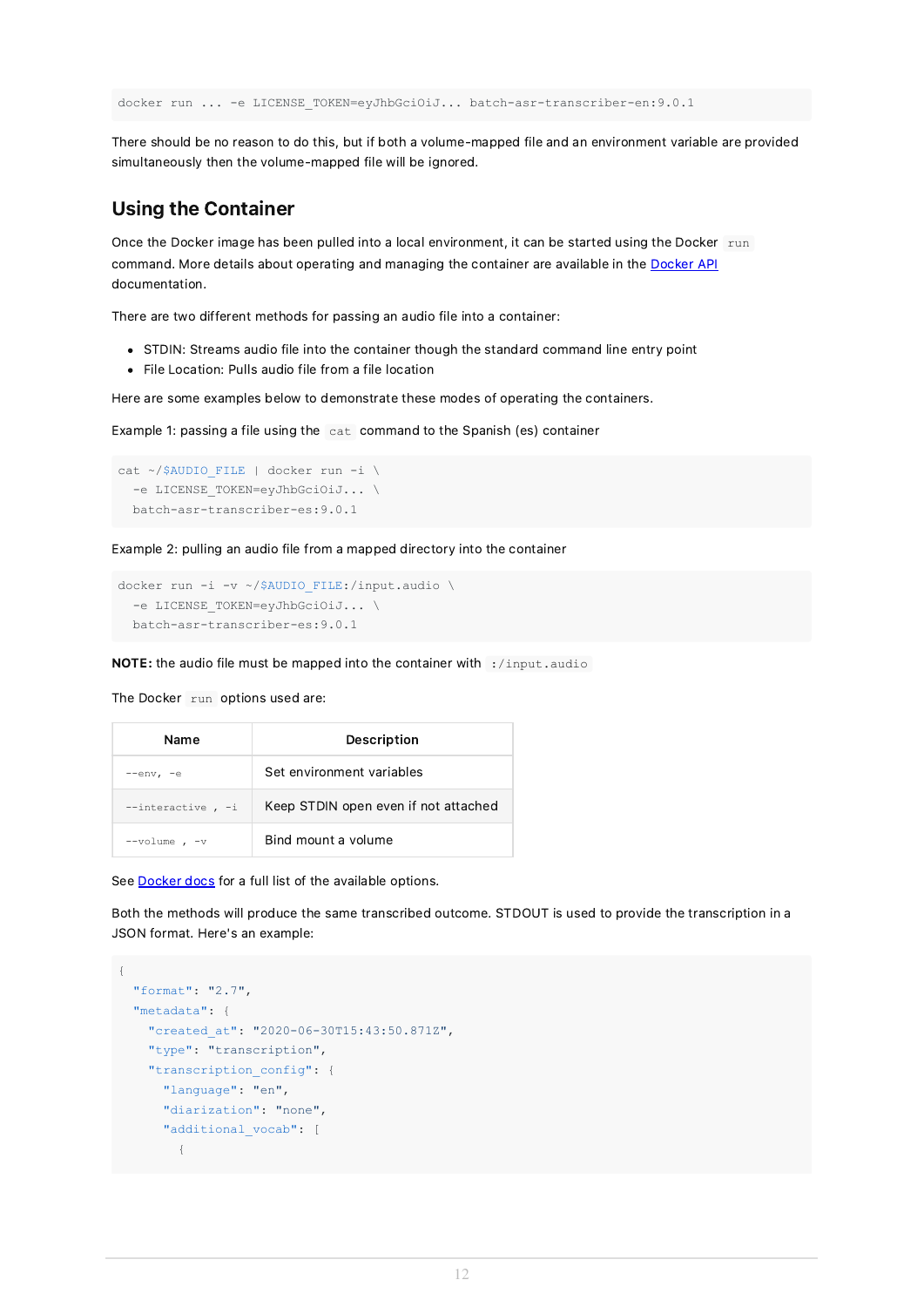```
docker run ... -e LICENSE_TOKEN=eyJhbGciOiJ... batch-asr-transcriber-en:9.0.1
```

There should be no reason to do this, but if both a volume-mapped file and an environment variable are provided simultaneously then the volume-mapped file will be ignored.

## Using the Container

Once the Docker image has been pulled into a local environment, it can be started using the Docker `run` command. More details about operating and managing the container are available in the [Docker API](#) documentation.

There are two different methods for passing an audio file into a container:

- STDIN: Streams audio file into the container though the standard command line entry point
- File Location: Pulls audio file from a file location

Here are some examples below to demonstrate these modes of operating the containers.

Example 1: passing a file using the `cat` command to the Spanish (es) container

```
cat ~/$AUDIO_FILE | docker run -i \
  -e LICENSE_TOKEN=eyJhbGciOiJ... \
  batch-asr-transcriber-es:9.0.1
```

Example 2: pulling an audio file from a mapped directory into the container

```
docker run -i -v ~/$AUDIO_FILE:/input.audio \
  -e LICENSE_TOKEN=eyJhbGciOiJ... \
  batch-asr-transcriber-es:9.0.1
```

**NOTE:** the audio file must be mapped into the container with `:/input.audio`

The Docker `run` options used are:

| Name | Description |
|---|---|
| `--env, -e` | Set environment variables |
| `--interactive , -i` | Keep STDIN open even if not attached |
| `--volume , -v` | Bind mount a volume |

See [Docker docs](#) for a full list of the available options.

Both the methods will produce the same transcribed outcome. STDOUT is used to provide the transcription in a JSON format. Here's an example:

```
{
  "format": "2.7",
  "metadata": {
    "created_at": "2020-06-30T15:43:50.871Z",
    "type": "transcription",
    "transcription_config": {
      "language": "en",
      "diarization": "none",
      "additional_vocab": [
        {
```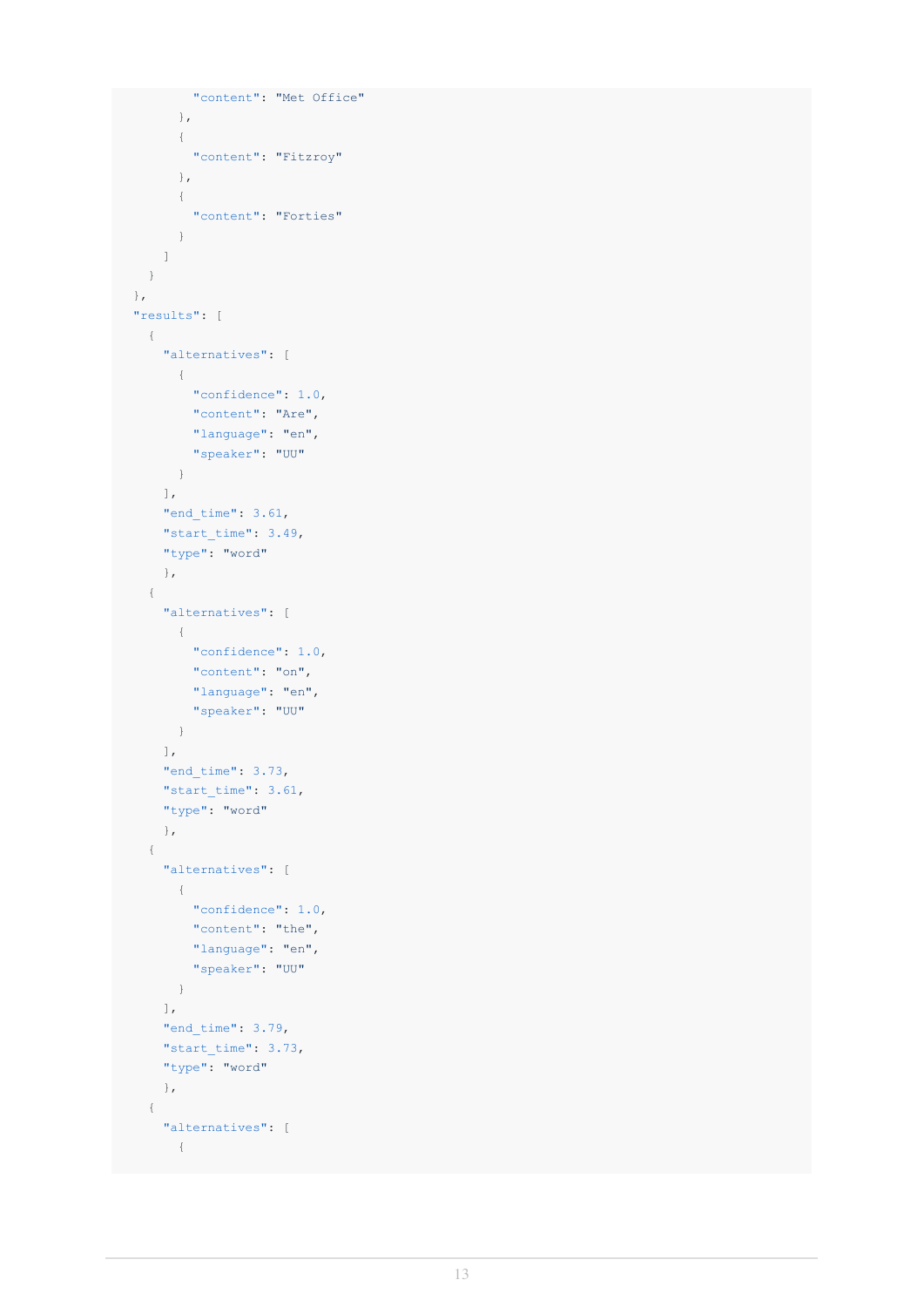```
          "content": "Met Office"
        },
        {
          "content": "Fitzroy"
        },
        {
          "content": "Forties"
        }
      ]
    }
  },
  "results": [
    {
      "alternatives": [
        {
          "confidence": 1.0,
          "content": "Are",
          "language": "en",
          "speaker": "UU"
        }
      ],
      "end_time": 3.61,
      "start_time": 3.49,
      "type": "word"
    },
    {
      "alternatives": [
        {
          "confidence": 1.0,
          "content": "on",
          "language": "en",
          "speaker": "UU"
        }
      ],
      "end_time": 3.73,
      "start_time": 3.61,
      "type": "word"
    },
    {
      "alternatives": [
        {
          "confidence": 1.0,
          "content": "the",
          "language": "en",
          "speaker": "UU"
        }
      ],
      "end_time": 3.79,
      "start_time": 3.73,
      "type": "word"
    },
    {
      "alternatives": [
        {
```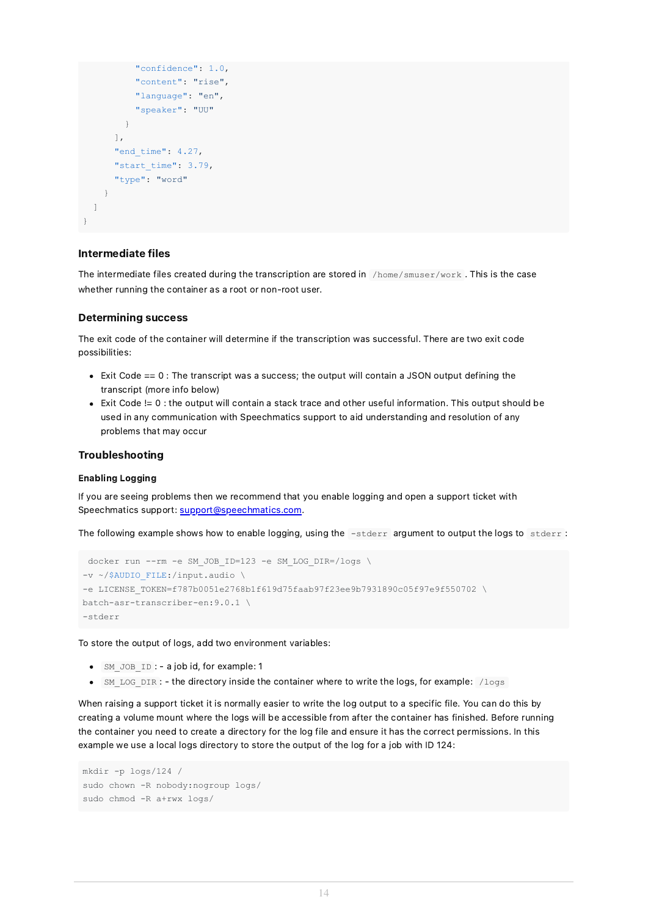```
          "confidence": 1.0,
          "content": "rise",
          "language": "en",
          "speaker": "UU"
        }
      ],
      "end_time": 4.27,
      "start_time": 3.79,
      "type": "word"
    }
  ]
}
```

### Intermediate files

The intermediate files created during the transcription are stored in `/home/smuser/work`. This is the case whether running the container as a root or non-root user.

### Determining success

The exit code of the container will determine if the transcription was successful. There are two exit code possibilities:

- Exit Code == 0 : The transcript was a success; the output will contain a JSON output defining the transcript (more info below)
- Exit Code != 0 : the output will contain a stack trace and other useful information. This output should be used in any communication with Speechmatics support to aid understanding and resolution of any problems that may occur

### Troubleshooting

#### Enabling Logging

If you are seeing problems then we recommend that you enable logging and open a support ticket with Speechmatics support: support@speechmatics.com.

The following example shows how to enable logging, using the `-stderr` argument to output the logs to `stderr`:

```
 docker run --rm -e SM_JOB_ID=123 -e SM_LOG_DIR=/logs \
-v ~/$AUDIO_FILE:/input.audio \
-e LICENSE_TOKEN=f787b0051e2768b1f619d75faab97f23ee9b7931890c05f97e9f550702 \
batch-asr-transcriber-en:9.0.1 \
-stderr
```

To store the output of logs, add two environment variables:

- `SM_JOB_ID` : - a job id, for example: 1
- `SM_LOG_DIR` : - the directory inside the container where to write the logs, for example: `/logs`

When raising a support ticket it is normally easier to write the log output to a specific file. You can do this by creating a volume mount where the logs will be accessible from after the container has finished. Before running the container you need to create a directory for the log file and ensure it has the correct permissions. In this example we use a local logs directory to store the output of the log for a job with ID 124:

```
mkdir -p logs/124 /
sudo chown -R nobody:nogroup logs/
sudo chmod -R a+rwx logs/
```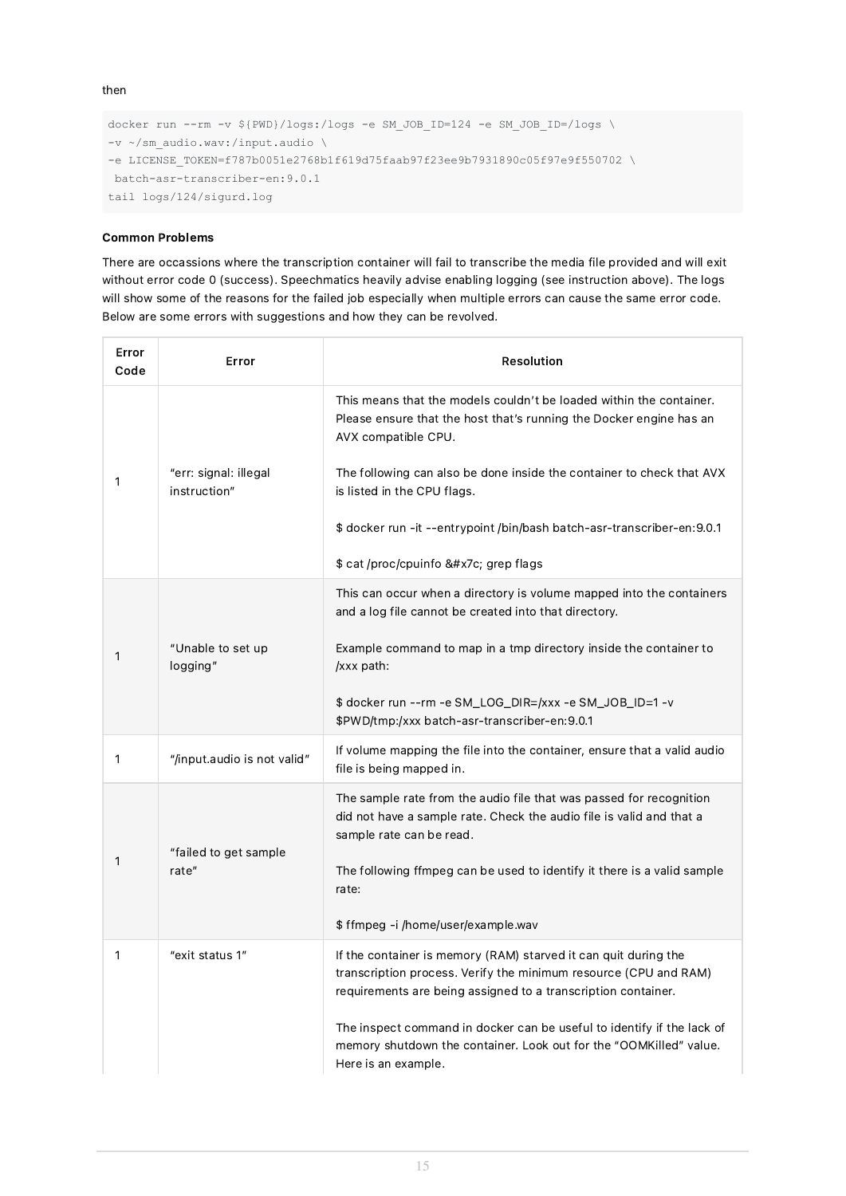then

```
docker run --rm -v ${PWD}/logs:/logs -e SM_JOB_ID=124 -e SM_JOB_ID=/logs \
-v ~/sm_audio.wav:/input.audio \
-e LICENSE_TOKEN=f787b0051e2768b1f619d75faab97f23ee9b7931890c05f97e9f550702 \
 batch-asr-transcriber-en:9.0.1
tail logs/124/sigurd.log
```

**Common Problems**

There are occassions where the transcription container will fail to transcribe the media file provided and will exit without error code 0 (success). Speechmatics heavily advise enabling logging (see instruction above). The logs will show some of the reasons for the failed job especially when multiple errors can cause the same error code. Below are some errors with suggestions and how they can be revolved.

| Error Code | Error | Resolution |
| --- | --- | --- |
| 1 | "err: signal: illegal instruction" | This means that the models couldn't be loaded within the container. Please ensure that the host that's running the Docker engine has an AVX compatible CPU.<br><br>The following can also be done inside the container to check that AVX is listed in the CPU flags.<br><br>$ docker run -it --entrypoint /bin/bash batch-asr-transcriber-en:9.0.1<br><br>$ cat /proc/cpuinfo &#x7c; grep flags |
| 1 | "Unable to set up logging" | This can occur when a directory is volume mapped into the containers and a log file cannot be created into that directory.<br><br>Example command to map in a tmp directory inside the container to /xxx path:<br><br>$ docker run --rm -e SM_LOG_DIR=/xxx -e SM_JOB_ID=1 -v $PWD/tmp:/xxx batch-asr-transcriber-en:9.0.1 |
| 1 | "/input.audio is not valid" | If volume mapping the file into the container, ensure that a valid audio file is being mapped in. |
| 1 | "failed to get sample rate" | The sample rate from the audio file that was passed for recognition did not have a sample rate. Check the audio file is valid and that a sample rate can be read.<br><br>The following ffmpeg can be used to identify it there is a valid sample rate:<br><br>$ ffmpeg -i /home/user/example.wav |
| 1 | "exit status 1" | If the container is memory (RAM) starved it can quit during the transcription process. Verify the minimum resource (CPU and RAM) requirements are being assigned to a transcription container.<br><br>The inspect command in docker can be useful to identify if the lack of memory shutdown the container. Look out for the "OOMKilled" value. Here is an example. |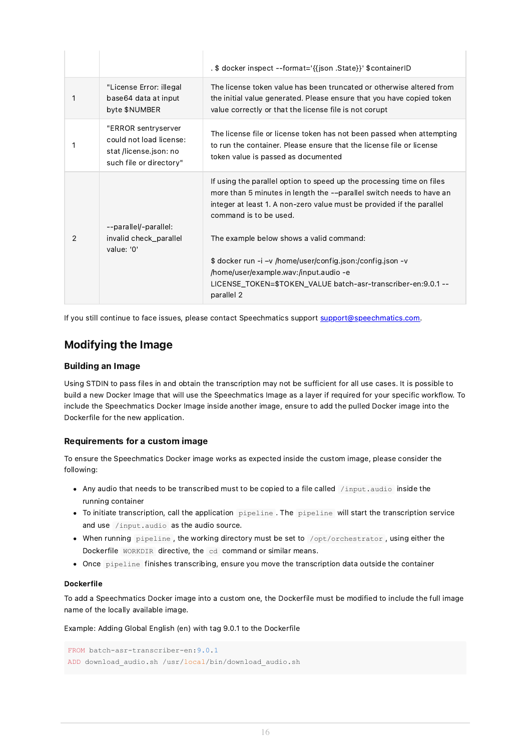| | | |
|---|---|---|
| | | . $ docker inspect --format='{{json .State}}' $containerID |
| 1 | "License Error: illegal base64 data at input byte $NUMBER | The license token value has been truncated or otherwise altered from the initial value generated. Please ensure that you have copied token value correctly or that the license file is not corupt |
| 1 | "ERROR sentryserver could not load license: stat /license.json: no such file or directory" | The license file or license token has not been passed when attempting to run the container. Please ensure that the license file or license token value is passed as documented |
| 2 | --parallel/-parallel: invalid check_parallel value: '0' | If using the parallel option to speed up the processing time on files more than 5 minutes in length the –-parallel switch needs to have an integer at least 1. A non-zero value must be provided if the parallel command is to be used.<br><br>The example below shows a valid command:<br><br>$ docker run -i –v /home/user/config.json:/config.json -v /home/user/example.wav:/input.audio -e LICENSE_TOKEN=$TOKEN_VALUE batch-asr-transcriber-en:9.0.1 --parallel 2 |

If you still continue to face issues, please contact Speechmatics support support@speechmatics.com.

## Modifying the Image

### Building an Image

Using STDIN to pass files in and obtain the transcription may not be sufficient for all use cases. It is possible to build a new Docker Image that will use the Speechmatics Image as a layer if required for your specific workflow. To include the Speechmatics Docker Image inside another image, ensure to add the pulled Docker image into the Dockerfile for the new application.

### Requirements for a custom image

To ensure the Speechmatics Docker image works as expected inside the custom image, please consider the following:

- Any audio that needs to be transcribed must to be copied to a file called `/input.audio` inside the running container
- To initiate transcription, call the application `pipeline`. The `pipeline` will start the transcription service and use `/input.audio` as the audio source.
- When running `pipeline`, the working directory must be set to `/opt/orchestrator`, using either the Dockerfile `WORKDIR` directive, the `cd` command or similar means.
- Once `pipeline` finishes transcribing, ensure you move the transcription data outside the container

#### Dockerfile

To add a Speechmatics Docker image into a custom one, the Dockerfile must be modified to include the full image name of the locally available image.

Example: Adding Global English (en) with tag 9.0.1 to the Dockerfile

```
FROM batch-asr-transcriber-en:9.0.1
ADD download_audio.sh /usr/local/bin/download_audio.sh
```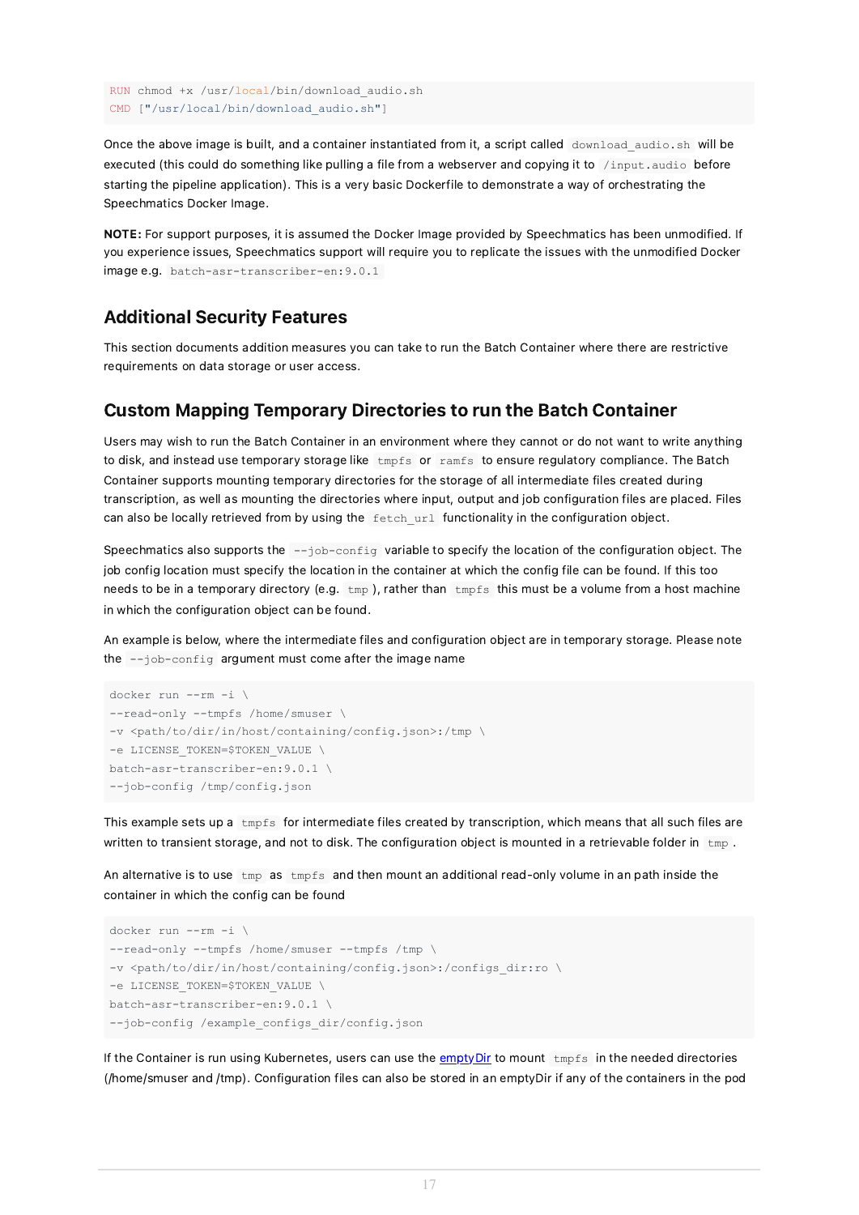```
RUN chmod +x /usr/local/bin/download_audio.sh
CMD ["/usr/local/bin/download_audio.sh"]
```

Once the above image is built, and a container instantiated from it, a script called `download_audio.sh` will be executed (this could do something like pulling a file from a webserver and copying it to `/input.audio` before starting the pipeline application). This is a very basic Dockerfile to demonstrate a way of orchestrating the Speechmatics Docker Image.

**NOTE:** For support purposes, it is assumed the Docker Image provided by Speechmatics has been unmodified. If you experience issues, Speechmatics support will require you to replicate the issues with the unmodified Docker image e.g. `batch-asr-transcriber-en:9.0.1`

## Additional Security Features

This section documents addition measures you can take to run the Batch Container where there are restrictive requirements on data storage or user access.

## Custom Mapping Temporary Directories to run the Batch Container

Users may wish to run the Batch Container in an environment where they cannot or do not want to write anything to disk, and instead use temporary storage like `tmpfs` or `ramfs` to ensure regulatory compliance. The Batch Container supports mounting temporary directories for the storage of all intermediate files created during transcription, as well as mounting the directories where input, output and job configuration files are placed. Files can also be locally retrieved from by using the `fetch_url` functionality in the configuration object.

Speechmatics also supports the `--job-config` variable to specify the location of the configuration object. The job config location must specify the location in the container at which the config file can be found. If this too needs to be in a temporary directory (e.g. `tmp`), rather than `tmpfs` this must be a volume from a host machine in which the configuration object can be found.

An example is below, where the intermediate files and configuration object are in temporary storage. Please note the `--job-config` argument must come after the image name

```
docker run --rm -i \
--read-only --tmpfs /home/smuser \
-v <path/to/dir/in/host/containing/config.json>:/tmp \
-e LICENSE_TOKEN=$TOKEN_VALUE \
batch-asr-transcriber-en:9.0.1 \
--job-config /tmp/config.json
```

This example sets up a `tmpfs` for intermediate files created by transcription, which means that all such files are written to transient storage, and not to disk. The configuration object is mounted in a retrievable folder in `tmp`.

An alternative is to use `tmp` as `tmpfs` and then mount an additional read-only volume in an path inside the container in which the config can be found

```
docker run --rm -i \
--read-only --tmpfs /home/smuser --tmpfs /tmp \
-v <path/to/dir/in/host/containing/config.json>:/configs_dir:ro \
-e LICENSE_TOKEN=$TOKEN_VALUE \
batch-asr-transcriber-en:9.0.1 \
--job-config /example_configs_dir/config.json
```

If the Container is run using Kubernetes, users can use the [emptyDir] to mount `tmpfs` in the needed directories (/home/smuser and /tmp). Configuration files can also be stored in an emptyDir if any of the containers in the pod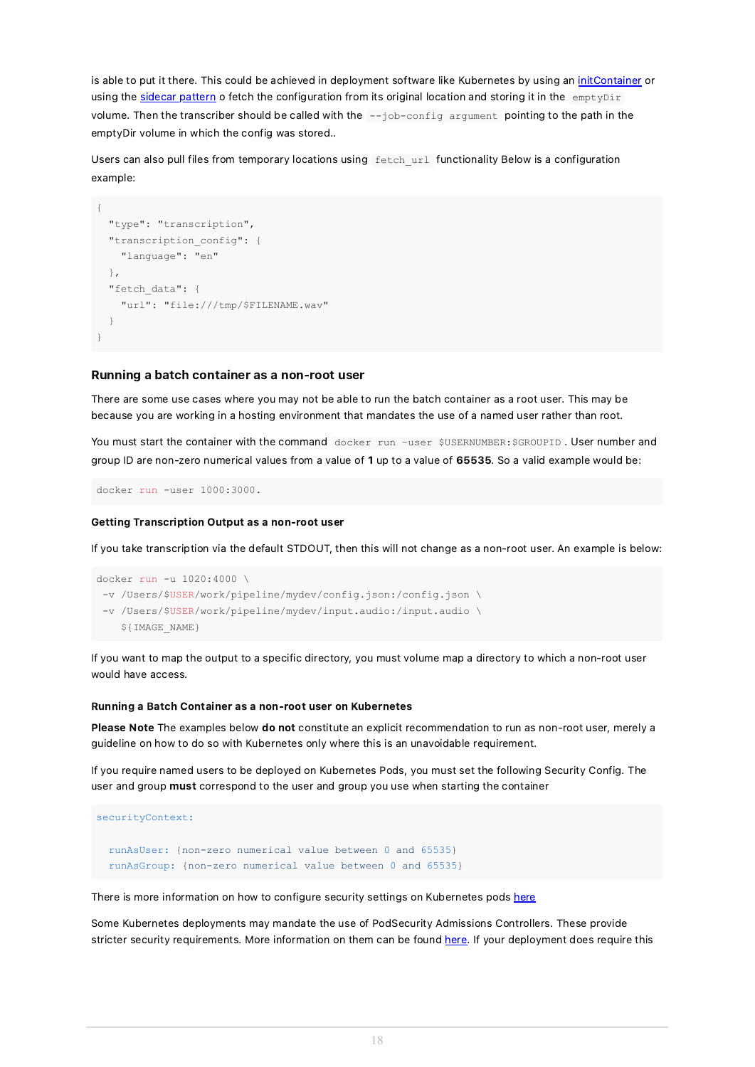is able to put it there. This could be achieved in deployment software like Kubernetes by using an [initContainer]() or using the [sidecar pattern]() o fetch the configuration from its original location and storing it in the `emptyDir` volume. Then the transcriber should be called with the `--job-config argument` pointing to the path in the emptyDir volume in which the config was stored..

Users can also pull files from temporary locations using `fetch_url` functionality Below is a configuration example:

```
{
  "type": "transcription",
  "transcription_config": {
    "language": "en"
  },
  "fetch_data": {
    "url": "file:///tmp/$FILENAME.wav"
  }
}
```

### Running a batch container as a non-root user

There are some use cases where you may not be able to run the batch container as a root user. This may be because you are working in a hosting environment that mandates the use of a named user rather than root.

You must start the container with the command `docker run -user $USERNUMBER:$GROUPID`. User number and group ID are non-zero numerical values from a value of **1** up to a value of **65535**. So a valid example would be:

```
docker run -user 1000:3000.
```

#### Getting Transcription Output as a non-root user

If you take transcription via the default STDOUT, then this will not change as a non-root user. An example is below:

```
docker run -u 1020:4000 \
 -v /Users/$USER/work/pipeline/mydev/config.json:/config.json \
 -v /Users/$USER/work/pipeline/mydev/input.audio:/input.audio \
    ${IMAGE_NAME}
```

If you want to map the output to a specific directory, you must volume map a directory to which a non-root user would have access.

##### Running a Batch Container as a non-root user on Kubernetes

**Please Note** The examples below **do not** constitute an explicit recommendation to run as non-root user, merely a guideline on how to do so with Kubernetes only where this is an unavoidable requirement.

If you require named users to be deployed on Kubernetes Pods, you must set the following Security Config. The user and group **must** correspond to the user and group you use when starting the container

```
securityContext:

  runAsUser: {non-zero numerical value between 0 and 65535}
  runAsGroup: {non-zero numerical value between 0 and 65535}
```

There is more information on how to configure security settings on Kubernetes pods [here]()

Some Kubernetes deployments may mandate the use of PodSecurity Admissions Controllers. These provide stricter security requirements. More information on them can be found [here](). If your deployment does require this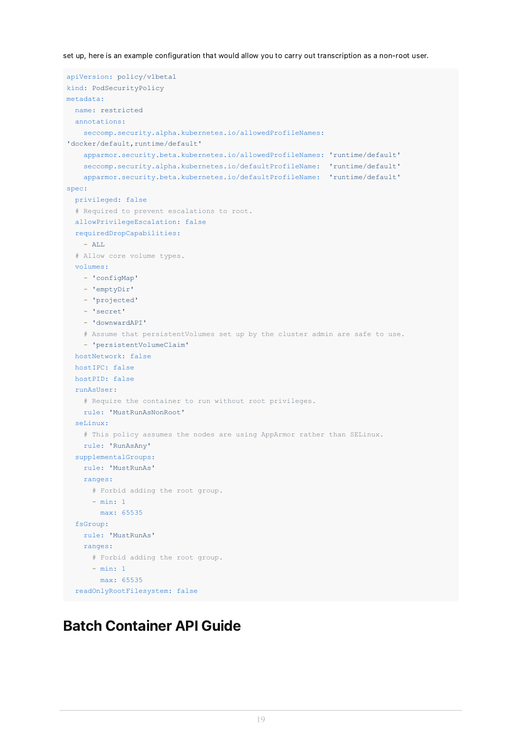set up, here is an example configuration that would allow you to carry out transcription as a non-root user.

```
apiVersion: policy/v1beta1
kind: PodSecurityPolicy
metadata:
  name: restricted
  annotations:
    seccomp.security.alpha.kubernetes.io/allowedProfileNames:
'docker/default,runtime/default'
    apparmor.security.beta.kubernetes.io/allowedProfileNames: 'runtime/default'
    seccomp.security.alpha.kubernetes.io/defaultProfileName:  'runtime/default'
    apparmor.security.beta.kubernetes.io/defaultProfileName:  'runtime/default'
spec:
  privileged: false
  # Required to prevent escalations to root.
  allowPrivilegeEscalation: false
  requiredDropCapabilities:
    - ALL
  # Allow core volume types.
  volumes:
    - 'configMap'
    - 'emptyDir'
    - 'projected'
    - 'secret'
    - 'downwardAPI'
    # Assume that persistentVolumes set up by the cluster admin are safe to use.
    - 'persistentVolumeClaim'
  hostNetwork: false
  hostIPC: false
  hostPID: false
  runAsUser:
    # Require the container to run without root privileges.
    rule: 'MustRunAsNonRoot'
  seLinux:
    # This policy assumes the nodes are using AppArmor rather than SELinux.
    rule: 'RunAsAny'
  supplementalGroups:
    rule: 'MustRunAs'
    ranges:
      # Forbid adding the root group.
      - min: 1
        max: 65535
  fsGroup:
    rule: 'MustRunAs'
    ranges:
      # Forbid adding the root group.
      - min: 1
        max: 65535
  readOnlyRootFilesystem: false
```

# Batch Container API Guide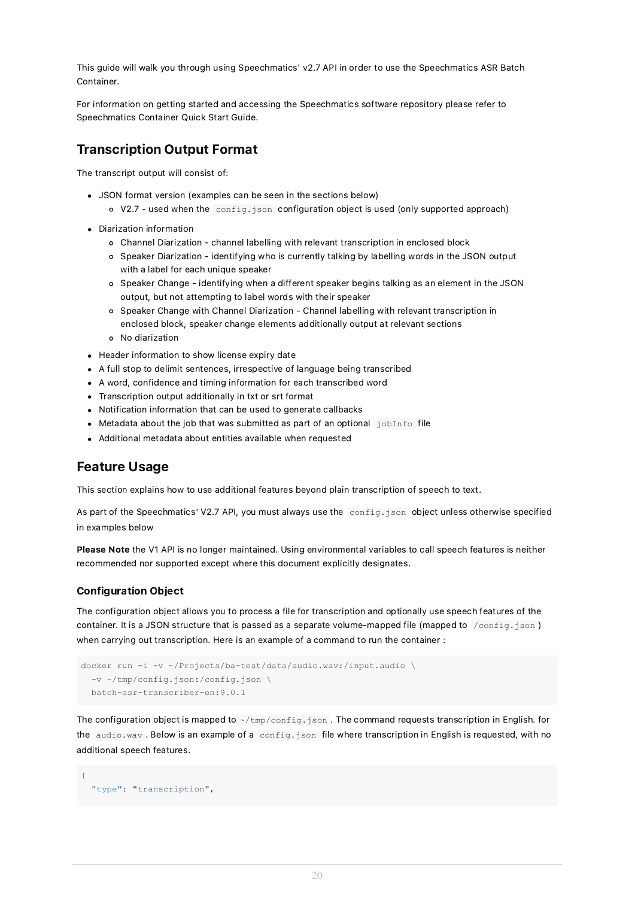This guide will walk you through using Speechmatics' v2.7 API in order to use the Speechmatics ASR Batch Container.

For information on getting started and accessing the Speechmatics software repository please refer to Speechmatics Container Quick Start Guide.

## Transcription Output Format

The transcript output will consist of:

- JSON format version (examples can be seen in the sections below)
  - V2.7 - used when the `config.json` configuration object is used (only supported approach)
- Diarization information
  - Channel Diarization - channel labelling with relevant transcription in enclosed block
  - Speaker Diarization - identifying who is currently talking by labelling words in the JSON output with a label for each unique speaker
  - Speaker Change - identifying when a different speaker begins talking as an element in the JSON output, but not attempting to label words with their speaker
  - Speaker Change with Channel Diarization - Channel labelling with relevant transcription in enclosed block, speaker change elements additionally output at relevant sections
  - No diarization
- Header information to show license expiry date
- A full stop to delimit sentences, irrespective of language being transcribed
- A word, confidence and timing information for each transcribed word
- Transcription output additionally in txt or srt format
- Notification information that can be used to generate callbacks
- Metadata about the job that was submitted as part of an optional `jobInfo` file
- Additional metadata about entities available when requested

## Feature Usage

This section explains how to use additional features beyond plain transcription of speech to text.

As part of the Speechmatics' V2.7 API, you must always use the `config.json` object unless otherwise specified in examples below

**Please Note** the V1 API is no longer maintained. Using environmental variables to call speech features is neither recommended nor supported except where this document explicitly designates.

### Configuration Object

The configuration object allows you to process a file for transcription and optionally use speech features of the container. It is a JSON structure that is passed as a separate volume-mapped file (mapped to `/config.json`) when carrying out transcription. Here is an example of a command to run the container :

```
docker run -i -v ~/Projects/ba-test/data/audio.wav:/input.audio \
  -v ~/tmp/config.json:/config.json \
  batch-asr-transcriber-en:9.0.1
```

The configuration object is mapped to `~/tmp/config.json`. The command requests transcription in English. for the `audio.wav`. Below is an example of a `config.json` file where transcription in English is requested, with no additional speech features.

```
{
  "type": "transcription",
```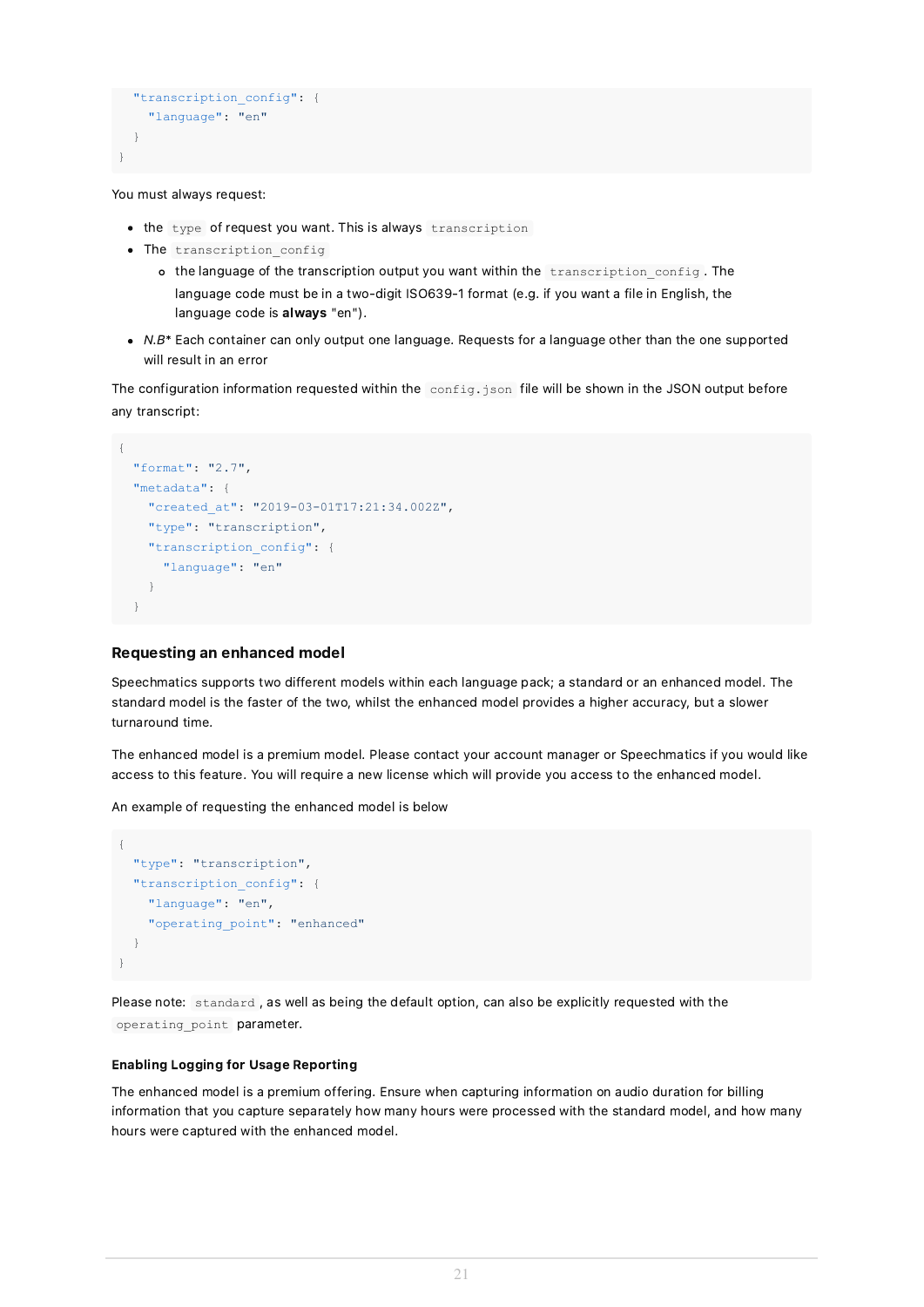```
  "transcription_config": {
    "language": "en"
  }
}
```

You must always request:

- the `type` of request you want. This is always `transcription`
- The `transcription_config`
  - the language of the transcription output you want within the `transcription_config`. The language code must be in a two-digit ISO639-1 format (e.g. if you want a file in English, the language code is **always** "en").
- *N.B** Each container can only output one language. Requests for a language other than the one supported will result in an error

The configuration information requested within the `config.json` file will be shown in the JSON output before any transcript:

```
{
  "format": "2.7",
  "metadata": {
    "created_at": "2019-03-01T17:21:34.002Z",
    "type": "transcription",
    "transcription_config": {
      "language": "en"
    }
  }
```

### Requesting an enhanced model

Speechmatics supports two different models within each language pack; a standard or an enhanced model. The standard model is the faster of the two, whilst the enhanced model provides a higher accuracy, but a slower turnaround time.

The enhanced model is a premium model. Please contact your account manager or Speechmatics if you would like access to this feature. You will require a new license which will provide you access to the enhanced model.

An example of requesting the enhanced model is below

```
{
  "type": "transcription",
  "transcription_config": {
    "language": "en",
    "operating_point": "enhanced"
  }
}
```

Please note: `standard`, as well as being the default option, can also be explicitly requested with the `operating_point` parameter.

#### Enabling Logging for Usage Reporting

The enhanced model is a premium offering. Ensure when capturing information on audio duration for billing information that you capture separately how many hours were processed with the standard model, and how many hours were captured with the enhanced model.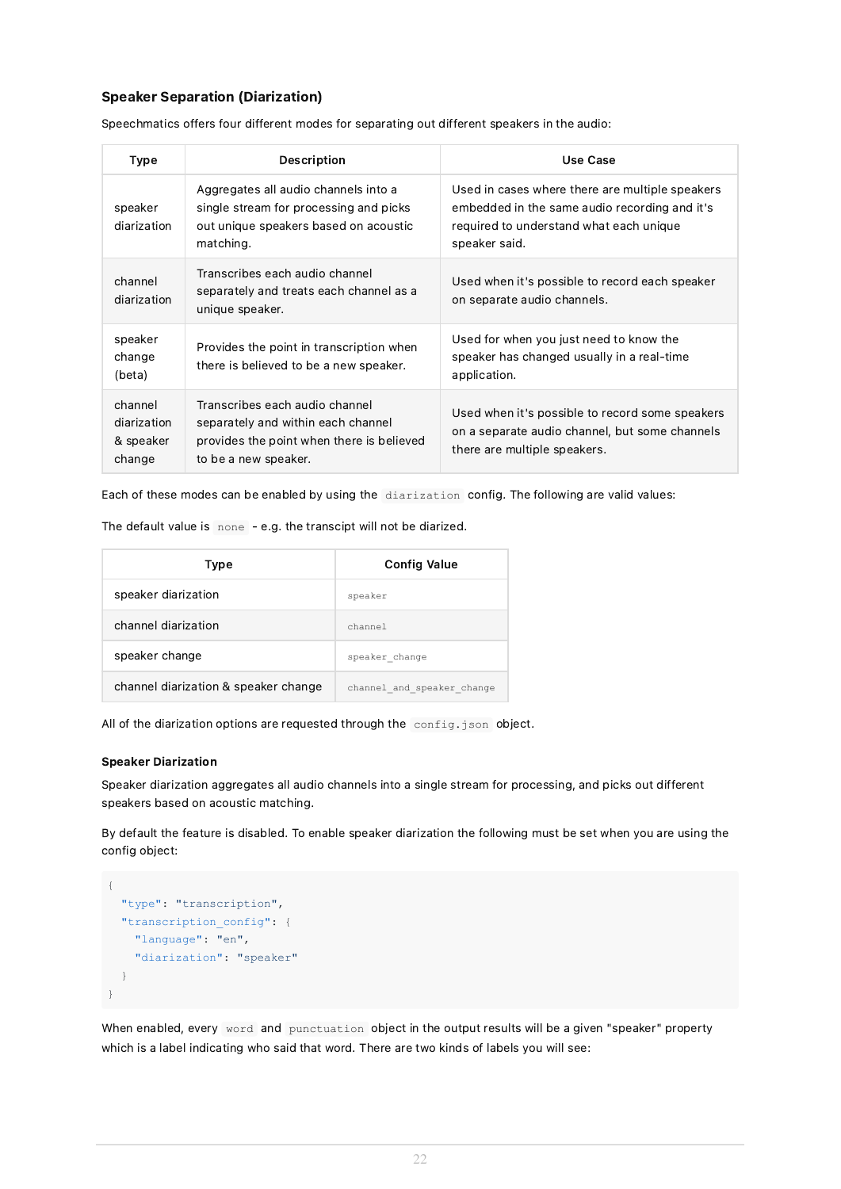### Speaker Separation (Diarization)

Speechmatics offers four different modes for separating out different speakers in the audio:

| Type | Description | Use Case |
|---|---|---|
| speaker diarization | Aggregates all audio channels into a single stream for processing and picks out unique speakers based on acoustic matching. | Used in cases where there are multiple speakers embedded in the same audio recording and it's required to understand what each unique speaker said. |
| channel diarization | Transcribes each audio channel separately and treats each channel as a unique speaker. | Used when it's possible to record each speaker on separate audio channels. |
| speaker change (beta) | Provides the point in transcription when there is believed to be a new speaker. | Used for when you just need to know the speaker has changed usually in a real-time application. |
| channel diarization & speaker change | Transcribes each audio channel separately and within each channel provides the point when there is believed to be a new speaker. | Used when it's possible to record some speakers on a separate audio channel, but some channels there are multiple speakers. |

Each of these modes can be enabled by using the `diarization` config. The following are valid values:

The default value is `none` - e.g. the transcipt will not be diarized.

| Type | Config Value |
|---|---|
| speaker diarization | `speaker` |
| channel diarization | `channel` |
| speaker change | `speaker_change` |
| channel diarization & speaker change | `channel_and_speaker_change` |

All of the diarization options are requested through the `config.json` object.

#### Speaker Diarization

Speaker diarization aggregates all audio channels into a single stream for processing, and picks out different speakers based on acoustic matching.

By default the feature is disabled. To enable speaker diarization the following must be set when you are using the config object:

```
{
  "type": "transcription",
  "transcription_config": {
    "language": "en",
    "diarization": "speaker"
  }
}
```

When enabled, every `word` and `punctuation` object in the output results will be a given "speaker" property which is a label indicating who said that word. There are two kinds of labels you will see: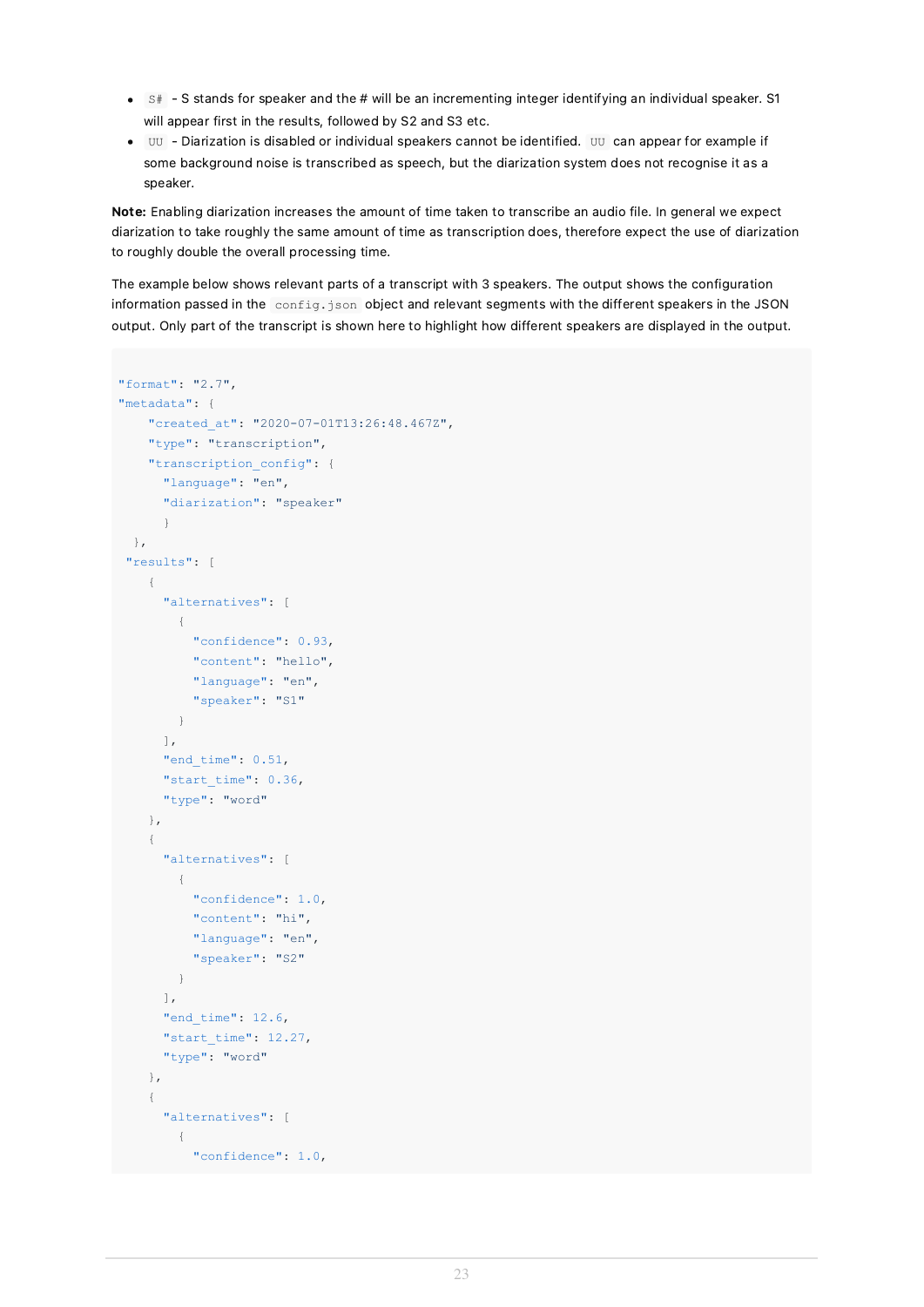- `S#` - S stands for speaker and the # will be an incrementing integer identifying an individual speaker. S1 will appear first in the results, followed by S2 and S3 etc.
- `UU` - Diarization is disabled or individual speakers cannot be identified. `UU` can appear for example if some background noise is transcribed as speech, but the diarization system does not recognise it as a speaker.

**Note:** Enabling diarization increases the amount of time taken to transcribe an audio file. In general we expect diarization to take roughly the same amount of time as transcription does, therefore expect the use of diarization to roughly double the overall processing time.

The example below shows relevant parts of a transcript with 3 speakers. The output shows the configuration information passed in the `config.json` object and relevant segments with the different speakers in the JSON output. Only part of the transcript is shown here to highlight how different speakers are displayed in the output.

```
"format": "2.7",
"metadata": {
    "created_at": "2020-07-01T13:26:48.467Z",
    "type": "transcription",
    "transcription_config": {
      "language": "en",
      "diarization": "speaker"
      }
  },
 "results": [
    {
      "alternatives": [
        {
          "confidence": 0.93,
          "content": "hello",
          "language": "en",
          "speaker": "S1"
        }
      ],
      "end_time": 0.51,
      "start_time": 0.36,
      "type": "word"
    },
    {
      "alternatives": [
        {
          "confidence": 1.0,
          "content": "hi",
          "language": "en",
          "speaker": "S2"
        }
      ],
      "end_time": 12.6,
      "start_time": 12.27,
      "type": "word"
    },
    {
      "alternatives": [
        {
          "confidence": 1.0,
```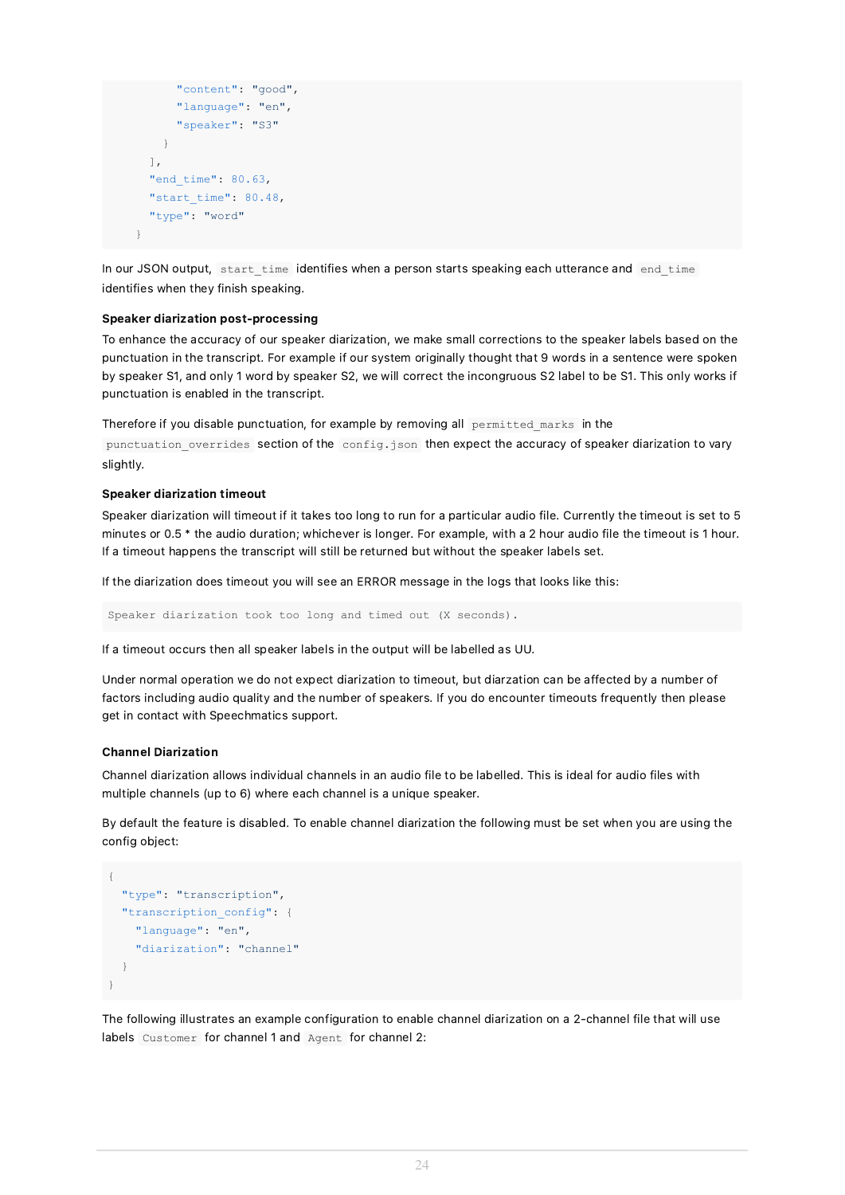```
          "content": "good",
          "language": "en",
          "speaker": "S3"
        }
      ],
      "end_time": 80.63,
      "start_time": 80.48,
      "type": "word"
    }
```

In our JSON output, `start_time` identifies when a person starts speaking each utterance and `end_time` identifies when they finish speaking.

#### Speaker diarization post-processing

To enhance the accuracy of our speaker diarization, we make small corrections to the speaker labels based on the punctuation in the transcript. For example if our system originally thought that 9 words in a sentence were spoken by speaker S1, and only 1 word by speaker S2, we will correct the incongruous S2 label to be S1. This only works if punctuation is enabled in the transcript.

Therefore if you disable punctuation, for example by removing all `permitted_marks` in the `punctuation_overrides` section of the `config.json` then expect the accuracy of speaker diarization to vary slightly.

#### Speaker diarization timeout

Speaker diarization will timeout if it takes too long to run for a particular audio file. Currently the timeout is set to 5 minutes or 0.5 * the audio duration; whichever is longer. For example, with a 2 hour audio file the timeout is 1 hour. If a timeout happens the transcript will still be returned but without the speaker labels set.

If the diarization does timeout you will see an ERROR message in the logs that looks like this:

```
Speaker diarization took too long and timed out (X seconds).
```

If a timeout occurs then all speaker labels in the output will be labelled as UU.

Under normal operation we do not expect diarization to timeout, but diarzation can be affected by a number of factors including audio quality and the number of speakers. If you do encounter timeouts frequently then please get in contact with Speechmatics support.

### Channel Diarization

Channel diarization allows individual channels in an audio file to be labelled. This is ideal for audio files with multiple channels (up to 6) where each channel is a unique speaker.

By default the feature is disabled. To enable channel diarization the following must be set when you are using the config object:

```
{
  "type": "transcription",
  "transcription_config": {
    "language": "en",
    "diarization": "channel"
  }
}
```

The following illustrates an example configuration to enable channel diarization on a 2-channel file that will use labels `Customer` for channel 1 and `Agent` for channel 2: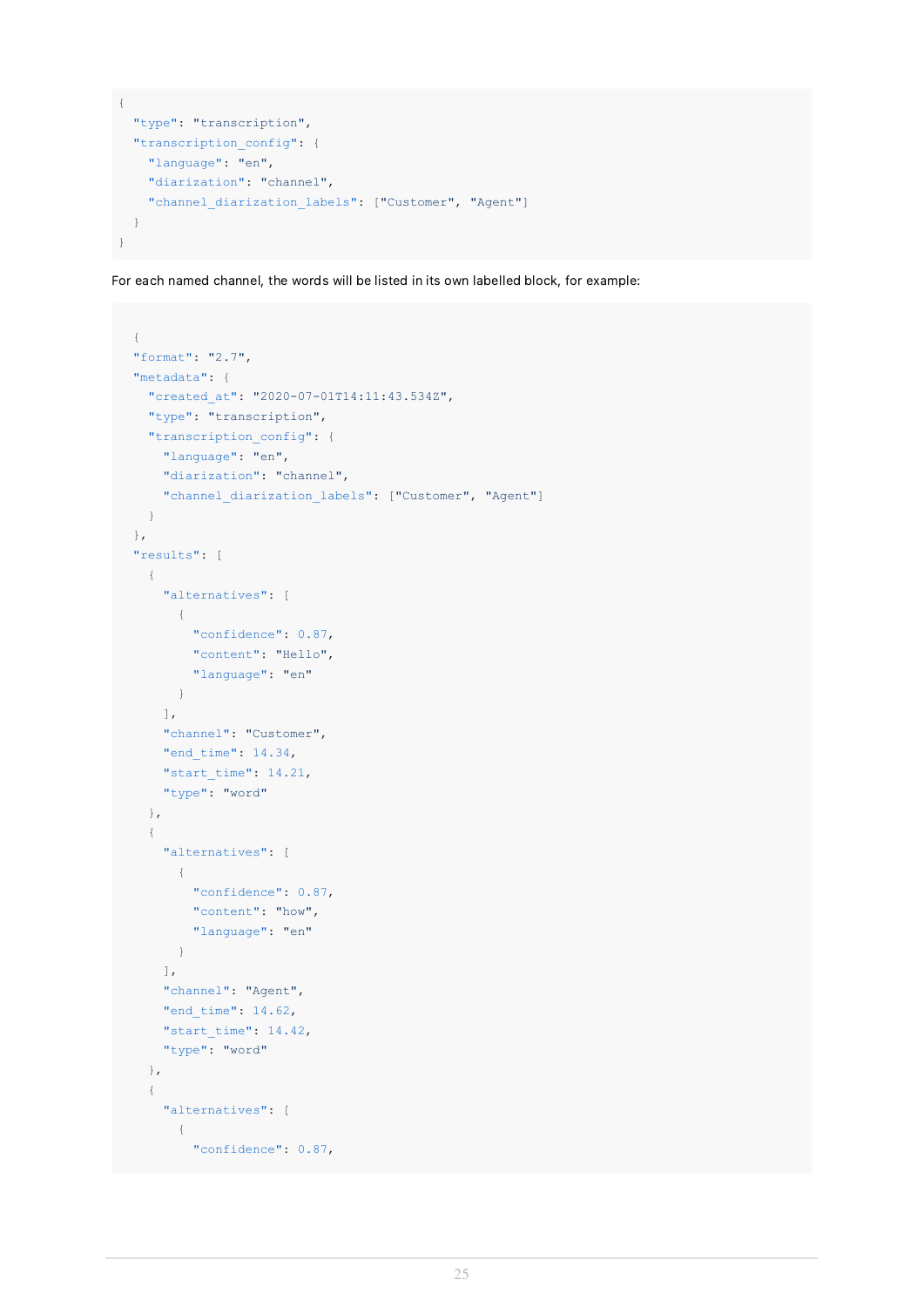```
{
  "type": "transcription",
  "transcription_config": {
    "language": "en",
    "diarization": "channel",
    "channel_diarization_labels": ["Customer", "Agent"]
  }
}
```

For each named channel, the words will be listed in its own labelled block, for example:

```
  {
  "format": "2.7",
  "metadata": {
    "created_at": "2020-07-01T14:11:43.534Z",
    "type": "transcription",
    "transcription_config": {
      "language": "en",
      "diarization": "channel",
      "channel_diarization_labels": ["Customer", "Agent"]
    }
  },
  "results": [
    {
      "alternatives": [
        {
          "confidence": 0.87,
          "content": "Hello",
          "language": "en"
        }
      ],
      "channel": "Customer",
      "end_time": 14.34,
      "start_time": 14.21,
      "type": "word"
    },
    {
      "alternatives": [
        {
          "confidence": 0.87,
          "content": "how",
          "language": "en"
        }
      ],
      "channel": "Agent",
      "end_time": 14.62,
      "start_time": 14.42,
      "type": "word"
    },
    {
      "alternatives": [
        {
          "confidence": 0.87,
```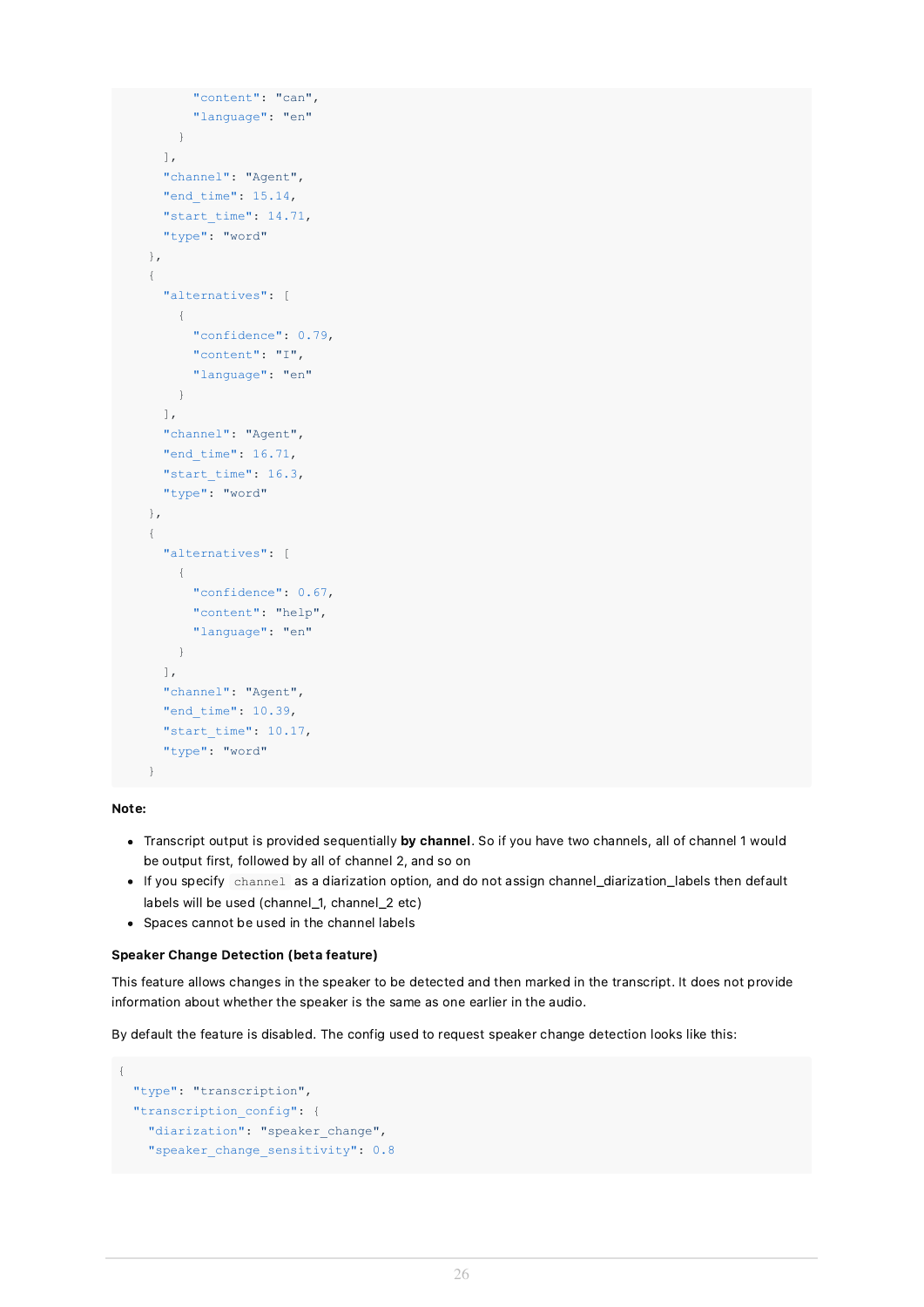```
          "content": "can",
          "language": "en"
        }
      ],
      "channel": "Agent",
      "end_time": 15.14,
      "start_time": 14.71,
      "type": "word"
    },
    {
      "alternatives": [
        {
          "confidence": 0.79,
          "content": "I",
          "language": "en"
        }
      ],
      "channel": "Agent",
      "end_time": 16.71,
      "start_time": 16.3,
      "type": "word"
    },
    {
      "alternatives": [
        {
          "confidence": 0.67,
          "content": "help",
          "language": "en"
        }
      ],
      "channel": "Agent",
      "end_time": 10.39,
      "start_time": 10.17,
      "type": "word"
    }
```

**Note:**

- Transcript output is provided sequentially **by channel**. So if you have two channels, all of channel 1 would be output first, followed by all of channel 2, and so on
- If you specify `channel` as a diarization option, and do not assign channel_diarization_labels then default labels will be used (channel_1, channel_2 etc)
- Spaces cannot be used in the channel labels

**Speaker Change Detection (beta feature)**

This feature allows changes in the speaker to be detected and then marked in the transcript. It does not provide information about whether the speaker is the same as one earlier in the audio.

By default the feature is disabled. The config used to request speaker change detection looks like this:

```
{
  "type": "transcription",
  "transcription_config": {
    "diarization": "speaker_change",
    "speaker_change_sensitivity": 0.8
```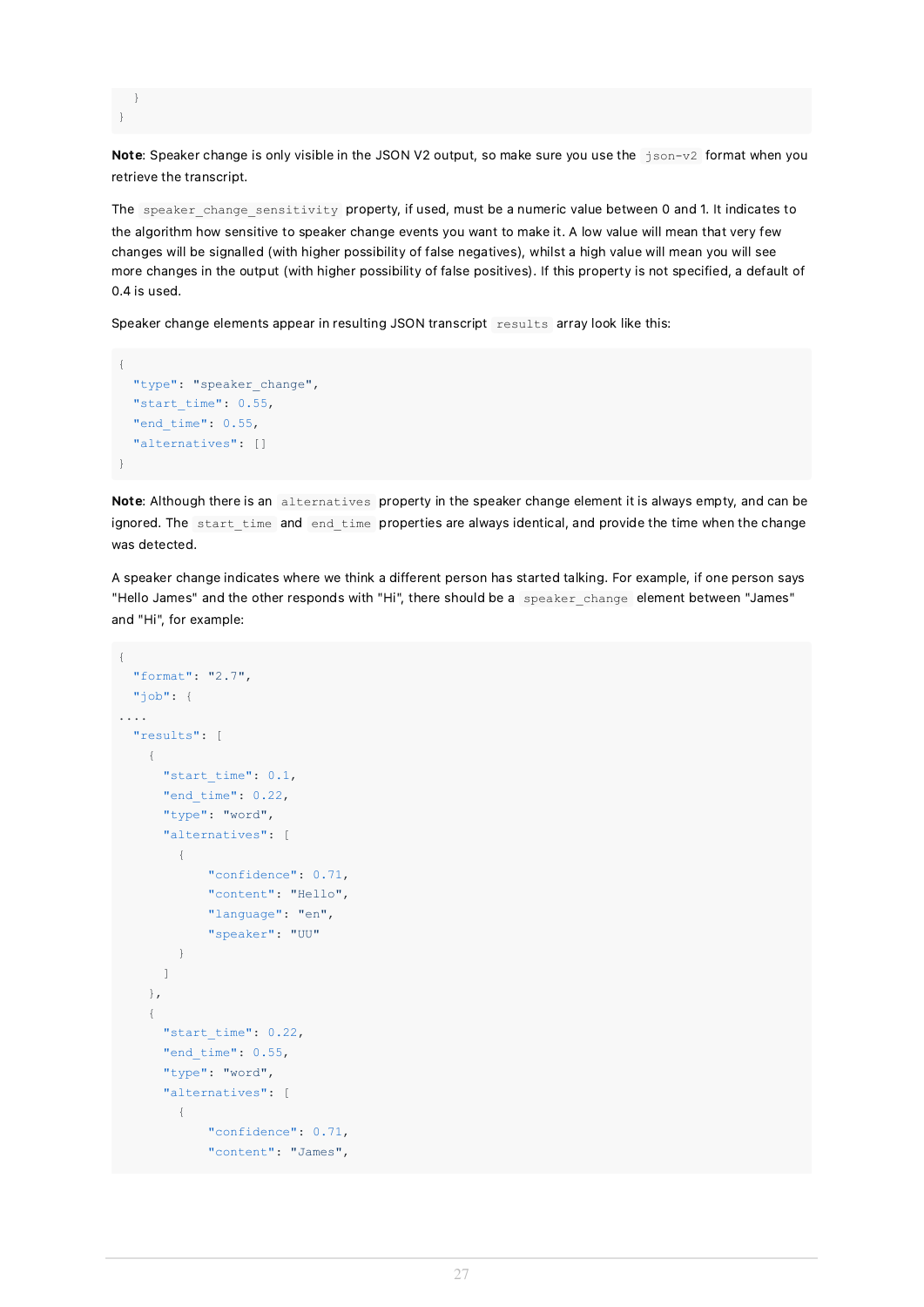```
  }
}
```

**Note**: Speaker change is only visible in the JSON V2 output, so make sure you use the `json-v2` format when you retrieve the transcript.

The `speaker_change_sensitivity` property, if used, must be a numeric value between 0 and 1. It indicates to the algorithm how sensitive to speaker change events you want to make it. A low value will mean that very few changes will be signalled (with higher possibility of false negatives), whilst a high value will mean you will see more changes in the output (with higher possibility of false positives). If this property is not specified, a default of 0.4 is used.

Speaker change elements appear in resulting JSON transcript `results` array look like this:

```
{
  "type": "speaker_change",
  "start_time": 0.55,
  "end_time": 0.55,
  "alternatives": []
}
```

**Note**: Although there is an `alternatives` property in the speaker change element it is always empty, and can be ignored. The `start_time` and `end_time` properties are always identical, and provide the time when the change was detected.

A speaker change indicates where we think a different person has started talking. For example, if one person says "Hello James" and the other responds with "Hi", there should be a `speaker_change` element between "James" and "Hi", for example:

```
{
  "format": "2.7",
  "job": {
....
  "results": [
    {
      "start_time": 0.1,
      "end_time": 0.22,
      "type": "word",
      "alternatives": [
        {
            "confidence": 0.71,
            "content": "Hello",
            "language": "en",
            "speaker": "UU"
        }
      ]
    },
    {
      "start_time": 0.22,
      "end_time": 0.55,
      "type": "word",
      "alternatives": [
        {
            "confidence": 0.71,
            "content": "James",
```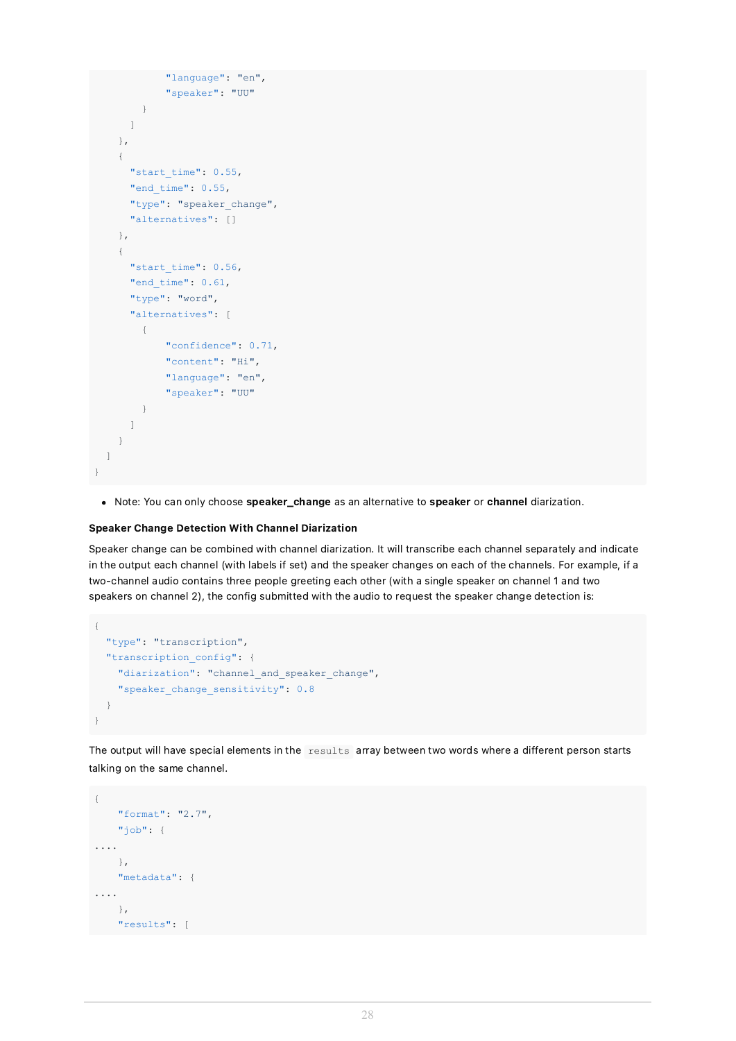```
            "language": "en",
            "speaker": "UU"
          }
        ]
      },
      {
        "start_time": 0.55,
        "end_time": 0.55,
        "type": "speaker_change",
        "alternatives": []
      },
      {
        "start_time": 0.56,
        "end_time": 0.61,
        "type": "word",
        "alternatives": [
          {
            "confidence": 0.71,
            "content": "Hi",
            "language": "en",
            "speaker": "UU"
          }
        ]
      }
  ]
}
```

- Note: You can only choose **speaker_change** as an alternative to **speaker** or **channel** diarization.

**Speaker Change Detection With Channel Diarization**

Speaker change can be combined with channel diarization. It will transcribe each channel separately and indicate in the output each channel (with labels if set) and the speaker changes on each of the channels. For example, if a two-channel audio contains three people greeting each other (with a single speaker on channel 1 and two speakers on channel 2), the config submitted with the audio to request the speaker change detection is:

```
{
  "type": "transcription",
  "transcription_config": {
    "diarization": "channel_and_speaker_change",
    "speaker_change_sensitivity": 0.8
  }
}
```

The output will have special elements in the `results` array between two words where a different person starts talking on the same channel.

```
{
    "format": "2.7",
    "job": {
....
    },
    "metadata": {
....
    },
    "results": [
```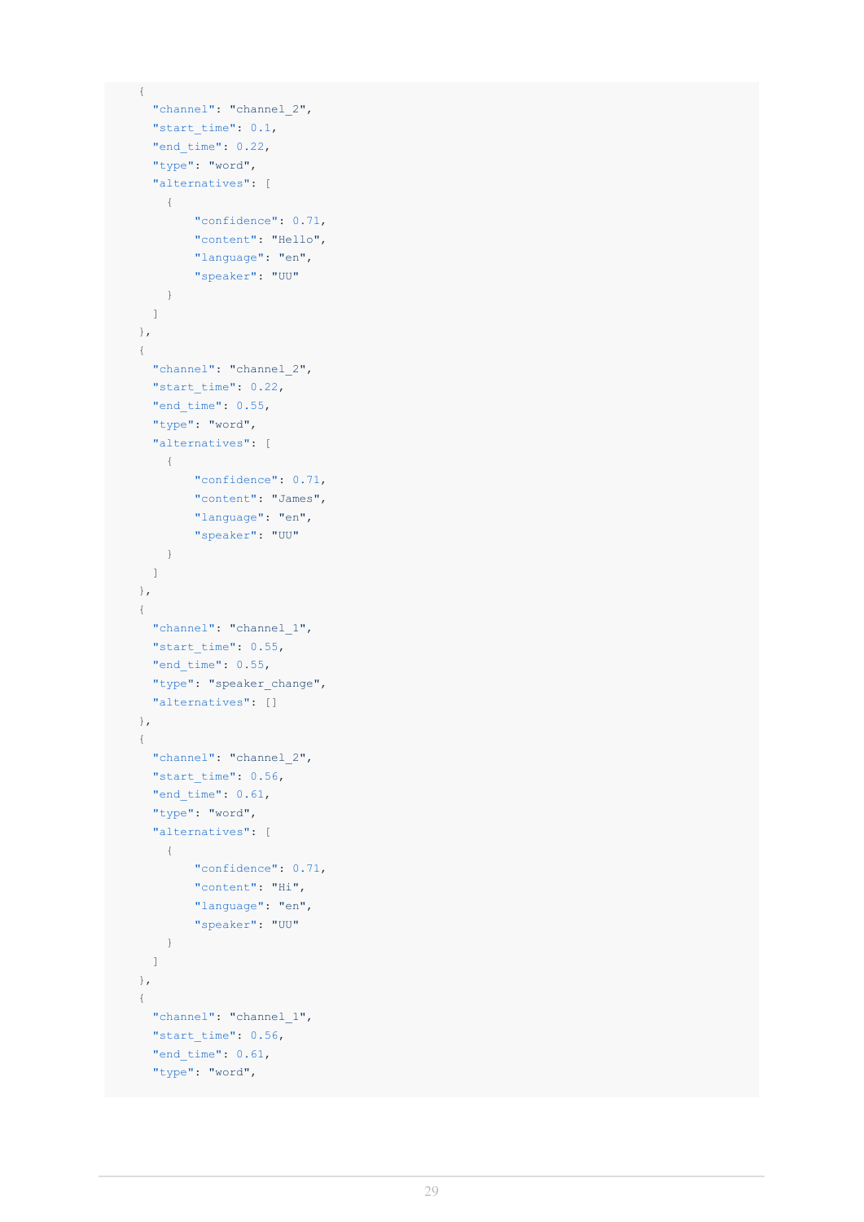```
{
  "channel": "channel_2",
  "start_time": 0.1,
  "end_time": 0.22,
  "type": "word",
  "alternatives": [
    {
        "confidence": 0.71,
        "content": "Hello",
        "language": "en",
        "speaker": "UU"
    }
  ]
},
{
  "channel": "channel_2",
  "start_time": 0.22,
  "end_time": 0.55,
  "type": "word",
  "alternatives": [
    {
        "confidence": 0.71,
        "content": "James",
        "language": "en",
        "speaker": "UU"
    }
  ]
},
{
  "channel": "channel_1",
  "start_time": 0.55,
  "end_time": 0.55,
  "type": "speaker_change",
  "alternatives": []
},
{
  "channel": "channel_2",
  "start_time": 0.56,
  "end_time": 0.61,
  "type": "word",
  "alternatives": [
    {
        "confidence": 0.71,
        "content": "Hi",
        "language": "en",
        "speaker": "UU"
    }
  ]
},
{
  "channel": "channel_1",
  "start_time": 0.56,
  "end_time": 0.61,
  "type": "word",
```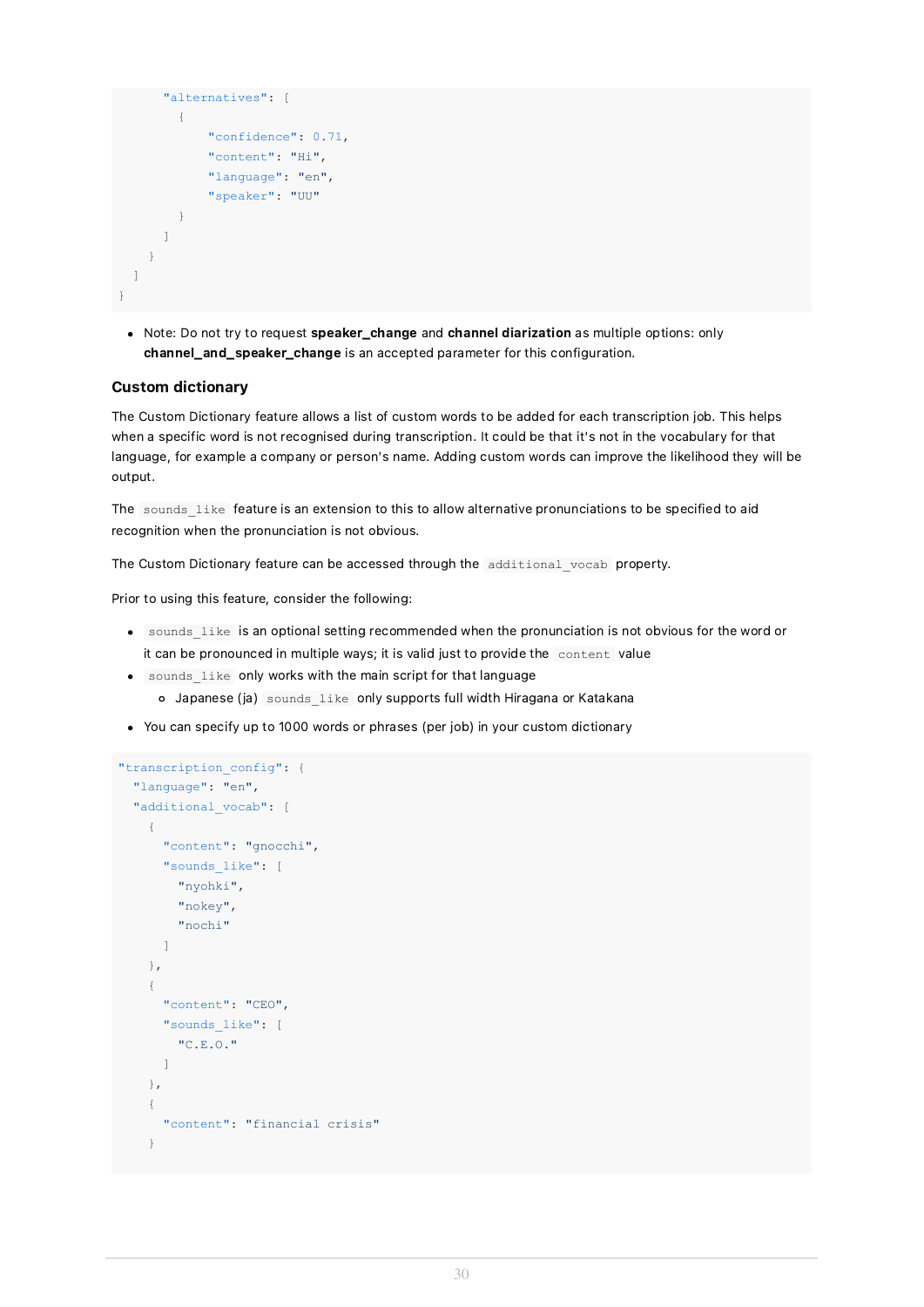```
      "alternatives": [
        {
            "confidence": 0.71,
            "content": "Hi",
            "language": "en",
            "speaker": "UU"
        }
      ]
    }
  ]
}
```

- Note: Do not try to request **speaker_change** and **channel diarization** as multiple options: only **channel_and_speaker_change** is an accepted parameter for this configuration.

### Custom dictionary

The Custom Dictionary feature allows a list of custom words to be added for each transcription job. This helps when a specific word is not recognised during transcription. It could be that it's not in the vocabulary for that language, for example a company or person's name. Adding custom words can improve the likelihood they will be output.

The `sounds_like` feature is an extension to this to allow alternative pronunciations to be specified to aid recognition when the pronunciation is not obvious.

The Custom Dictionary feature can be accessed through the `additional_vocab` property.

Prior to using this feature, consider the following:

- `sounds_like` is an optional setting recommended when the pronunciation is not obvious for the word or it can be pronounced in multiple ways; it is valid just to provide the `content` value
- `sounds_like` only works with the main script for that language
  - Japanese (ja) `sounds_like` only supports full width Hiragana or Katakana
- You can specify up to 1000 words or phrases (per job) in your custom dictionary

```
"transcription_config": {
  "language": "en",
  "additional_vocab": [
    {
      "content": "gnocchi",
      "sounds_like": [
        "nyohki",
        "nokey",
        "nochi"
      ]
    },
    {
      "content": "CEO",
      "sounds_like": [
        "C.E.O."
      ]
    },
    {
      "content": "financial crisis"
    }
```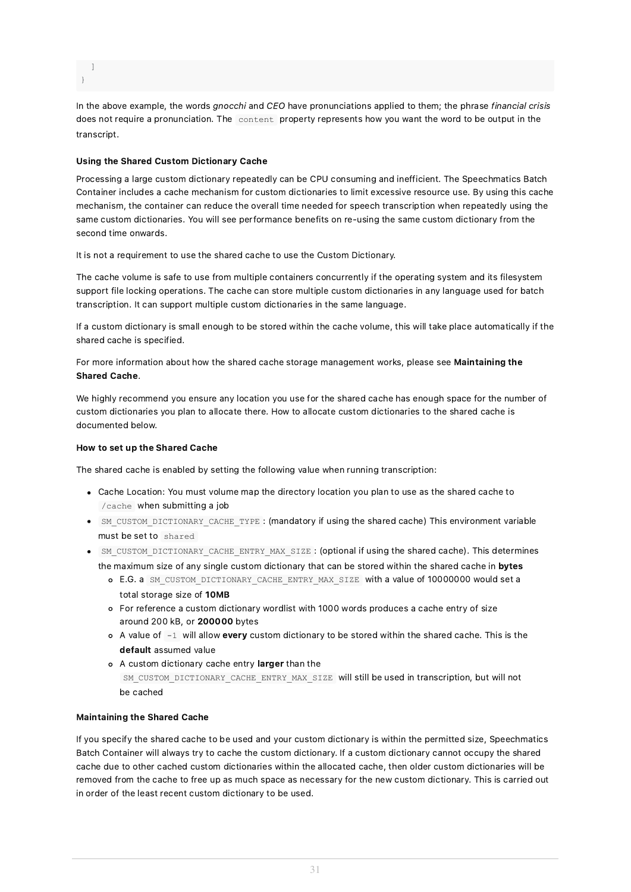```
  ]
}
```

In the above example, the words *gnocchi* and *CEO* have pronunciations applied to them; the phrase *financial crisis* does not require a pronunciation. The `content` property represents how you want the word to be output in the transcript.

#### Using the Shared Custom Dictionary Cache

Processing a large custom dictionary repeatedly can be CPU consuming and inefficient. The Speechmatics Batch Container includes a cache mechanism for custom dictionaries to limit excessive resource use. By using this cache mechanism, the container can reduce the overall time needed for speech transcription when repeatedly using the same custom dictionaries. You will see performance benefits on re-using the same custom dictionary from the second time onwards.

It is not a requirement to use the shared cache to use the Custom Dictionary.

The cache volume is safe to use from multiple containers concurrently if the operating system and its filesystem support file locking operations. The cache can store multiple custom dictionaries in any language used for batch transcription. It can support multiple custom dictionaries in the same language.

If a custom dictionary is small enough to be stored within the cache volume, this will take place automatically if the shared cache is specified.

For more information about how the shared cache storage management works, please see **Maintaining the Shared Cache**.

We highly recommend you ensure any location you use for the shared cache has enough space for the number of custom dictionaries you plan to allocate there. How to allocate custom dictionaries to the shared cache is documented below.

#### How to set up the Shared Cache

The shared cache is enabled by setting the following value when running transcription:

- Cache Location: You must volume map the directory location you plan to use as the shared cache to `/cache` when submitting a job
- `SM_CUSTOM_DICTIONARY_CACHE_TYPE` : (mandatory if using the shared cache) This environment variable must be set to `shared`
- `SM_CUSTOM_DICTIONARY_CACHE_ENTRY_MAX_SIZE` : (optional if using the shared cache). This determines the maximum size of any single custom dictionary that can be stored within the shared cache in **bytes**
  - E.G. a `SM_CUSTOM_DICTIONARY_CACHE_ENTRY_MAX_SIZE` with a value of 10000000 would set a total storage size of **10MB**
  - For reference a custom dictionary wordlist with 1000 words produces a cache entry of size around 200 kB, or **200000** bytes
  - A value of `-1` will allow **every** custom dictionary to be stored within the shared cache. This is the **default** assumed value
  - A custom dictionary cache entry **larger** than the `SM_CUSTOM_DICTIONARY_CACHE_ENTRY_MAX_SIZE` will still be used in transcription, but will not be cached

#### Maintaining the Shared Cache

If you specify the shared cache to be used and your custom dictionary is within the permitted size, Speechmatics Batch Container will always try to cache the custom dictionary. If a custom dictionary cannot occupy the shared cache due to other cached custom dictionaries within the allocated cache, then older custom dictionaries will be removed from the cache to free up as much space as necessary for the new custom dictionary. This is carried out in order of the least recent custom dictionary to be used.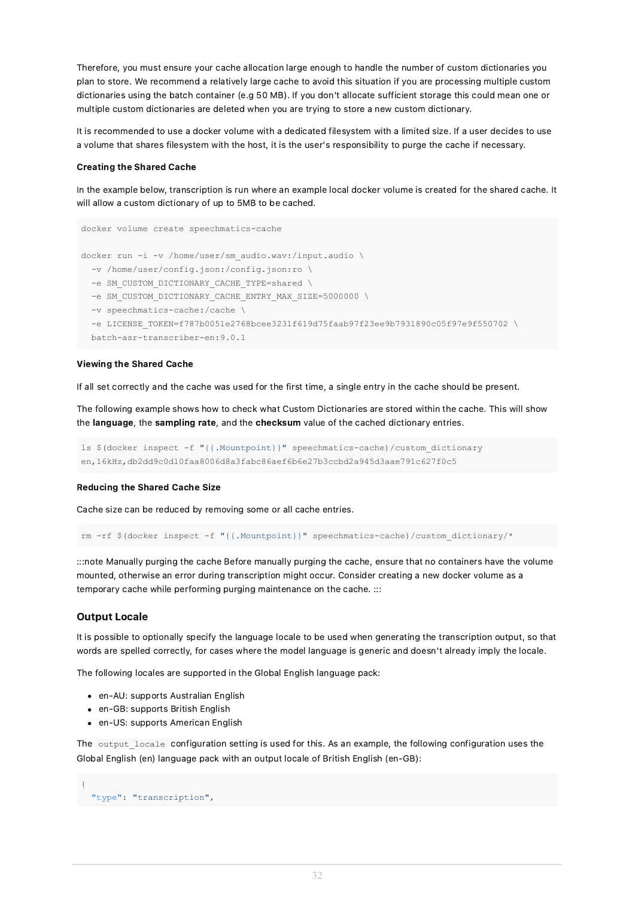Therefore, you must ensure your cache allocation large enough to handle the number of custom dictionaries you plan to store. We recommend a relatively large cache to avoid this situation if you are processing multiple custom dictionaries using the batch container (e.g 50 MB). If you don't allocate sufficient storage this could mean one or multiple custom dictionaries are deleted when you are trying to store a new custom dictionary.

It is recommended to use a docker volume with a dedicated filesystem with a limited size. If a user decides to use a volume that shares filesystem with the host, it is the user's responsibility to purge the cache if necessary.

**Creating the Shared Cache**

In the example below, transcription is run where an example local docker volume is created for the shared cache. It will allow a custom dictionary of up to 5MB to be cached.

```
docker volume create speechmatics-cache

docker run -i -v /home/user/sm_audio.wav:/input.audio \
  -v /home/user/config.json:/config.json:ro \
  -e SM_CUSTOM_DICTIONARY_CACHE_TYPE=shared \
  -e SM_CUSTOM_DICTIONARY_CACHE_ENTRY_MAX_SIZE=5000000 \
  -v speechmatics-cache:/cache \
  -e LICENSE_TOKEN=f787b0051e2768bcee3231f619d75faab97f23ee9b7931890c05f97e9f550702 \
  batch-asr-transcriber-en:9.0.1
```

**Viewing the Shared Cache**

If all set correctly and the cache was used for the first time, a single entry in the cache should be present.

The following example shows how to check what Custom Dictionaries are stored within the cache. This will show the **language**, the **sampling rate**, and the **checksum** value of the cached dictionary entries.

```
ls $(docker inspect -f "{{.Mountpoint}}" speechmatics-cache)/custom_dictionary
en,16kHz,db2dd9c0d10faa8006d8a3fabc86aef6b6e27b3ccbd2a945d3aae791c627f0c5
```

**Reducing the Shared Cache Size**

Cache size can be reduced by removing some or all cache entries.

```
rm -rf $(docker inspect -f "{{.Mountpoint}}" speechmatics-cache)/custom_dictionary/*
```

:::note Manually purging the cache Before manually purging the cache, ensure that no containers have the volume mounted, otherwise an error during transcription might occur. Consider creating a new docker volume as a temporary cache while performing purging maintenance on the cache. :::

### Output Locale

It is possible to optionally specify the language locale to be used when generating the transcription output, so that words are spelled correctly, for cases where the model language is generic and doesn't already imply the locale.

The following locales are supported in the Global English language pack:

- en-AU: supports Australian English
- en-GB: supports British English
- en-US: supports American English

The `output_locale` configuration setting is used for this. As an example, the following configuration uses the Global English (en) language pack with an output locale of British English (en-GB):

```
{
  "type": "transcription",
```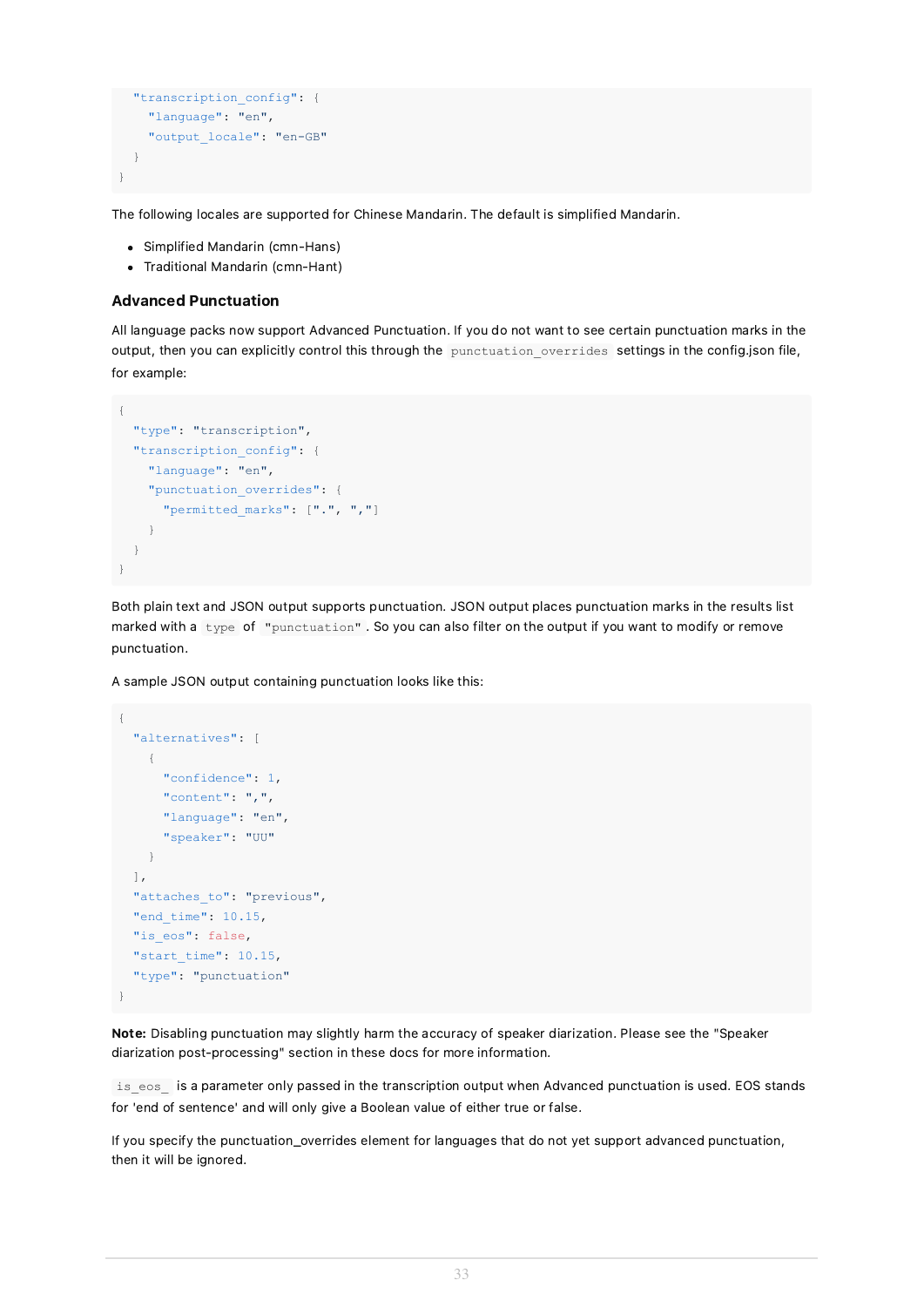```
  "transcription_config": {
    "language": "en",
    "output_locale": "en-GB"
  }
}
```

The following locales are supported for Chinese Mandarin. The default is simplified Mandarin.

- Simplified Mandarin (cmn-Hans)
- Traditional Mandarin (cmn-Hant)

### Advanced Punctuation

All language packs now support Advanced Punctuation. If you do not want to see certain punctuation marks in the output, then you can explicitly control this through the `punctuation_overrides` settings in the config.json file, for example:

```
{
  "type": "transcription",
  "transcription_config": {
    "language": "en",
    "punctuation_overrides": {
      "permitted_marks": [".", ","]
    }
  }
}
```

Both plain text and JSON output supports punctuation. JSON output places punctuation marks in the results list marked with a `type` of `"punctuation"`. So you can also filter on the output if you want to modify or remove punctuation.

A sample JSON output containing punctuation looks like this:

```
{
  "alternatives": [
    {
      "confidence": 1,
      "content": ",",
      "language": "en",
      "speaker": "UU"
    }
  ],
  "attaches_to": "previous",
  "end_time": 10.15,
  "is_eos": false,
  "start_time": 10.15,
  "type": "punctuation"
}
```

**Note:** Disabling punctuation may slightly harm the accuracy of speaker diarization. Please see the "Speaker diarization post-processing" section in these docs for more information.

`is_eos_` is a parameter only passed in the transcription output when Advanced punctuation is used. EOS stands for 'end of sentence' and will only give a Boolean value of either true or false.

If you specify the punctuation_overrides element for languages that do not yet support advanced punctuation, then it will be ignored.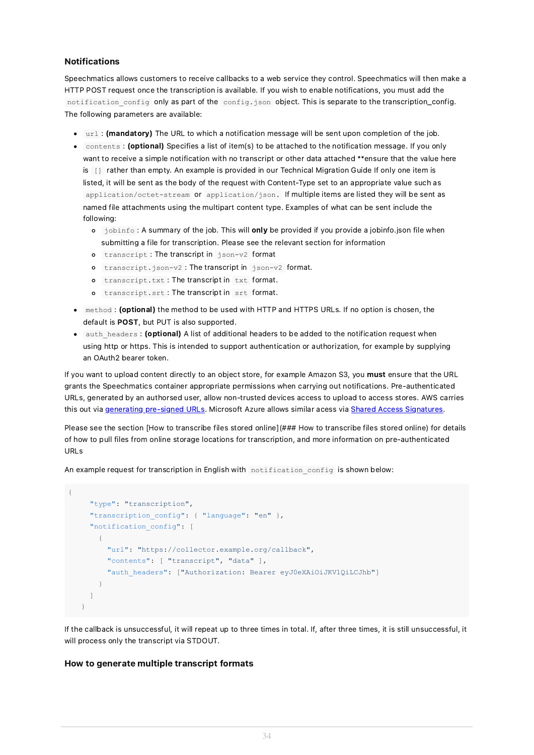### Notifications

Speechmatics allows customers to receive callbacks to a web service they control. Speechmatics will then make a HTTP POST request once the transcription is available. If you wish to enable notifications, you must add the `notification_config` only as part of the `config.json` object. This is separate to the transcription_config. The following parameters are available:

- `url` : **(mandatory)** The URL to which a notification message will be sent upon completion of the job.
- `contents` : **(optional)** Specifies a list of item(s) to be attached to the notification message. If you only want to receive a simple notification with no transcript or other data attached **ensure that the value here is `[]` rather than empty. An example is provided in our Technical Migration Guide If only one item is listed, it will be sent as the body of the request with Content-Type set to an appropriate value such as `application/octet-stream` or `application/json.` If multiple items are listed they will be sent as named file attachments using the multipart content type. Examples of what can be sent include the following:
  - `jobinfo` : A summary of the job. This will **only** be provided if you provide a jobinfo.json file when submitting a file for transcription. Please see the relevant section for information
  - `transcript` : The transcript in `json-v2` format
  - `transcript.json-v2` : The transcript in `json-v2` format.
  - `transcript.txt` : The transcript in `txt` format.
  - `transcript.srt` : The transcript in `srt` format.
- `method` : **(optional)** the method to be used with HTTP and HTTPS URLs. If no option is chosen, the default is **POST**, but PUT is also supported.
- `auth_headers` : **(optional)** A list of additional headers to be added to the notification request when using http or https. This is intended to support authentication or authorization, for example by supplying an OAuth2 bearer token.

If you want to upload content directly to an object store, for example Amazon S3, you **must** ensure that the URL grants the Speechmatics container appropriate permissions when carrying out notifications. Pre-authenticated URLs, generated by an authorsed user, allow non-trusted devices access to upload to access stores. AWS carries this out via [generating pre-signed URLs](). Microsoft Azure allows similar acess via [Shared Access Signatures]().

Please see the section [How to transcribe files stored online](### How to transcribe files stored online) for details of how to pull files from online storage locations for transcription, and more information on pre-authenticated URLs

An example request for transcription in English with `notification_config` is shown below:

```
{
     "type": "transcription",
     "transcription_config": { "language": "en" },
     "notification_config": [
       {
         "url": "https://collector.example.org/callback",
         "contents": [ "transcript", "data" ],
         "auth_headers": ["Authorization: Bearer eyJ0eXAiOiJKV1QiLCJhb"]
       }
     ]
   }
```

If the callback is unsuccessful, it will repeat up to three times in total. If, after three times, it is still unsuccessful, it will process only the transcript via STDOUT.

### How to generate multiple transcript formats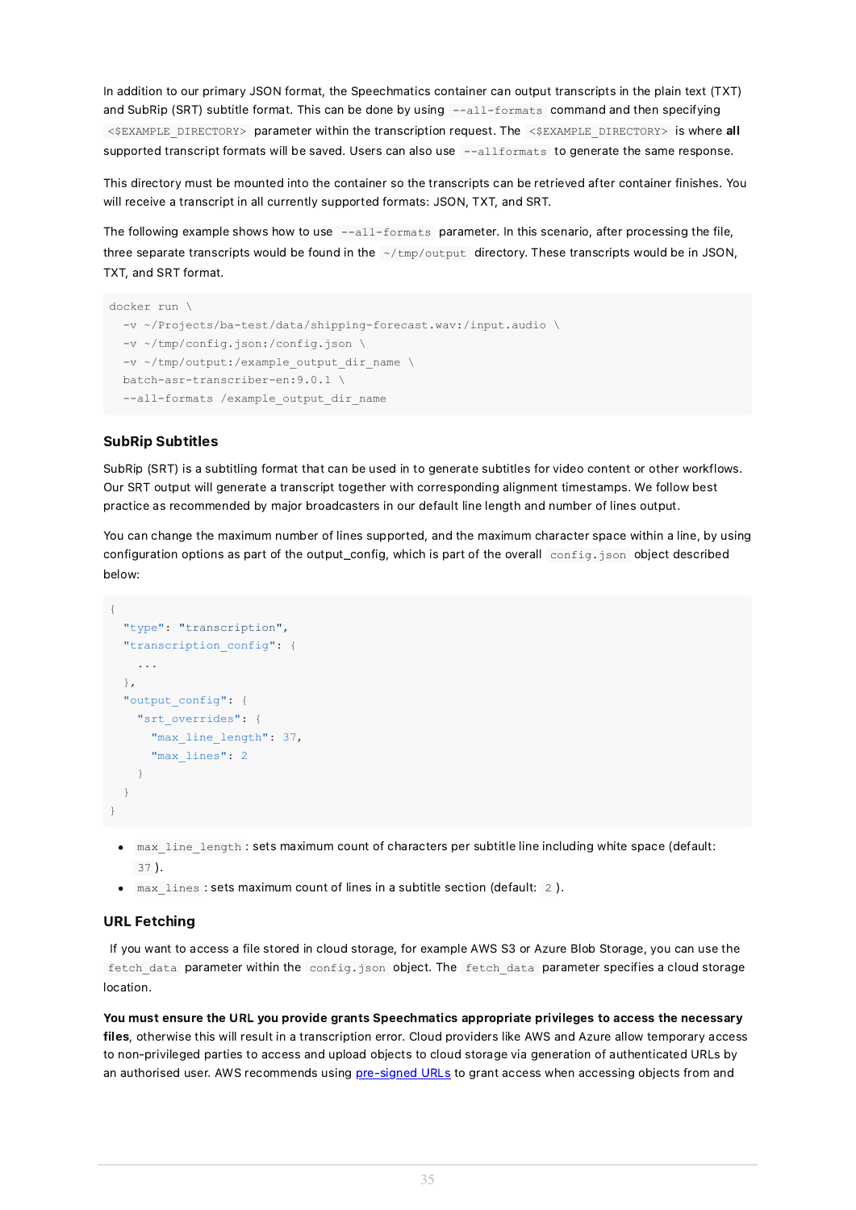In addition to our primary JSON format, the Speechmatics container can output transcripts in the plain text (TXT) and SubRip (SRT) subtitle format. This can be done by using `--all-formats` command and then specifying `<$EXAMPLE_DIRECTORY>` parameter within the transcription request. The `<$EXAMPLE_DIRECTORY>` is where **all** supported transcript formats will be saved. Users can also use `--allformats` to generate the same response.

This directory must be mounted into the container so the transcripts can be retrieved after container finishes. You will receive a transcript in all currently supported formats: JSON, TXT, and SRT.

The following example shows how to use `--all-formats` parameter. In this scenario, after processing the file, three separate transcripts would be found in the `~/tmp/output` directory. These transcripts would be in JSON, TXT, and SRT format.

```
docker run \
  -v ~/Projects/ba-test/data/shipping-forecast.wav:/input.audio \
  -v ~/tmp/config.json:/config.json \
  -v ~/tmp/output:/example_output_dir_name \
  batch-asr-transcriber-en:9.0.1 \
  --all-formats /example_output_dir_name
```

### SubRip Subtitles

SubRip (SRT) is a subtitling format that can be used in to generate subtitles for video content or other workflows. Our SRT output will generate a transcript together with corresponding alignment timestamps. We follow best practice as recommended by major broadcasters in our default line length and number of lines output.

You can change the maximum number of lines supported, and the maximum character space within a line, by using configuration options as part of the output_config, which is part of the overall `config.json` object described below:

```
{
  "type": "transcription",
  "transcription_config": {
    ...
  },
  "output_config": {
    "srt_overrides": {
      "max_line_length": 37,
      "max_lines": 2
    }
  }
}
```

- `max_line_length` : sets maximum count of characters per subtitle line including white space (default: `37` ).
- `max_lines` : sets maximum count of lines in a subtitle section (default: `2` ).

### URL Fetching

If you want to access a file stored in cloud storage, for example AWS S3 or Azure Blob Storage, you can use the `fetch_data` parameter within the `config.json` object. The `fetch_data` parameter specifies a cloud storage location.

**You must ensure the URL you provide grants Speechmatics appropriate privileges to access the necessary files**, otherwise this will result in a transcription error. Cloud providers like AWS and Azure allow temporary access to non-privileged parties to access and upload objects to cloud storage via generation of authenticated URLs by an authorised user. AWS recommends using pre-signed URLs to grant access when accessing objects from and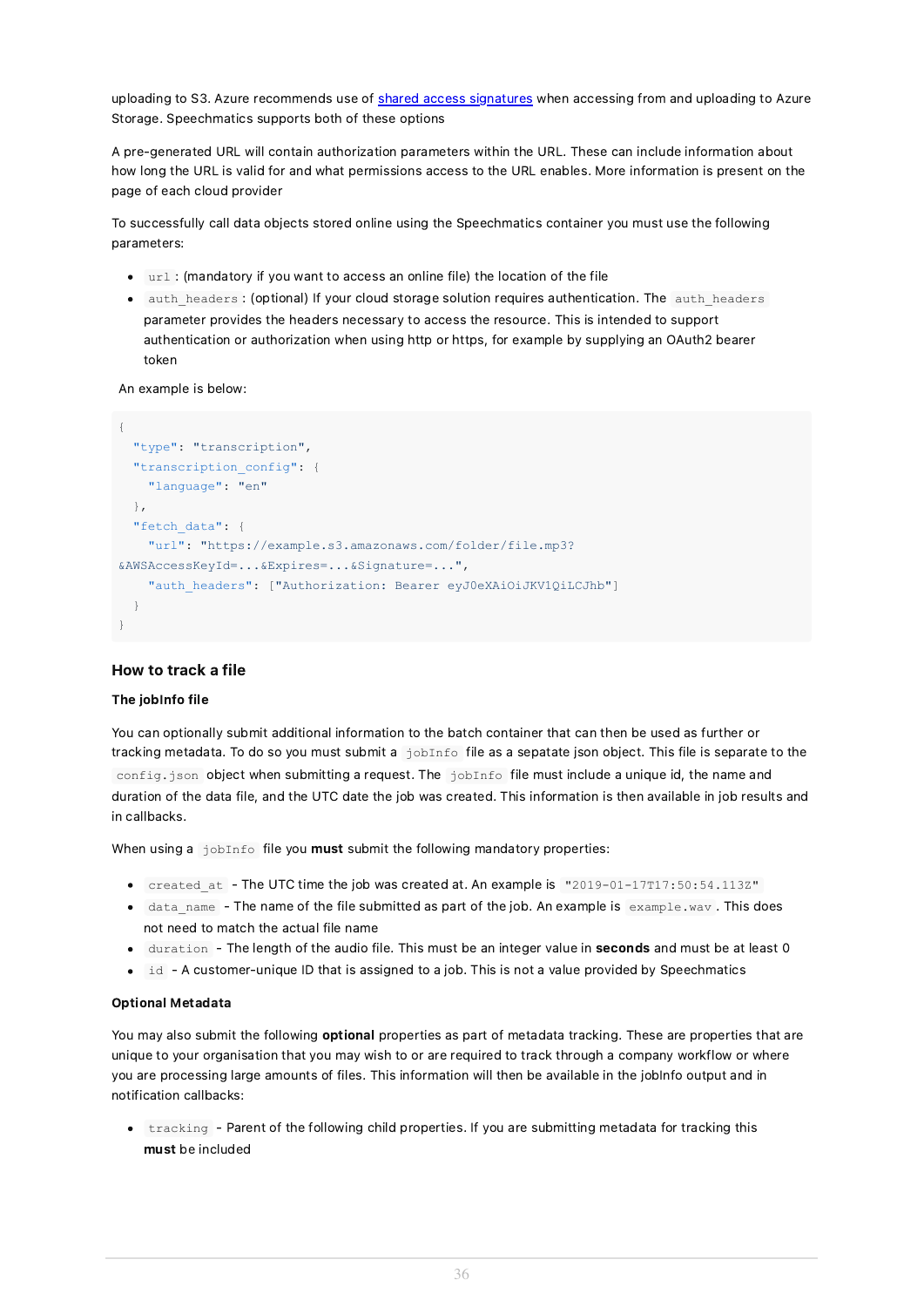uploading to S3. Azure recommends use of [shared access signatures] when accessing from and uploading to Azure Storage. Speechmatics supports both of these options

A pre-generated URL will contain authorization parameters within the URL. These can include information about how long the URL is valid for and what permissions access to the URL enables. More information is present on the page of each cloud provider

To successfully call data objects stored online using the Speechmatics container you must use the following parameters:

- `url` : (mandatory if you want to access an online file) the location of the file
- `auth_headers` : (optional) If your cloud storage solution requires authentication. The `auth_headers` parameter provides the headers necessary to access the resource. This is intended to support authentication or authorization when using http or https, for example by supplying an OAuth2 bearer token

An example is below:

```
{
  "type": "transcription",
  "transcription_config": {
    "language": "en"
  },
  "fetch_data": {
    "url": "https://example.s3.amazonaws.com/folder/file.mp3?
&AWSAccessKeyId=...&Expires=...&Signature=...",
    "auth_headers": ["Authorization: Bearer eyJ0eXAiOiJKV1QiLCJhb"]
  }
}
```

### How to track a file

#### The jobInfo file

You can optionally submit additional information to the batch container that can then be used as further or tracking metadata. To do so you must submit a `jobInfo` file as a sepatate json object. This file is separate to the `config.json` object when submitting a request. The `jobInfo` file must include a unique id, the name and duration of the data file, and the UTC date the job was created. This information is then available in job results and in callbacks.

When using a `jobInfo` file you **must** submit the following mandatory properties:

- `created_at` - The UTC time the job was created at. An example is `"2019-01-17T17:50:54.113Z"`
- `data_name` - The name of the file submitted as part of the job. An example is `example.wav` . This does not need to match the actual file name
- `duration` - The length of the audio file. This must be an integer value in **seconds** and must be at least 0
- `id` - A customer-unique ID that is assigned to a job. This is not a value provided by Speechmatics

#### Optional Metadata

You may also submit the following **optional** properties as part of metadata tracking. These are properties that are unique to your organisation that you may wish to or are required to track through a company workflow or where you are processing large amounts of files. This information will then be available in the jobInfo output and in notification callbacks:

- `tracking` - Parent of the following child properties. If you are submitting metadata for tracking this **must** be included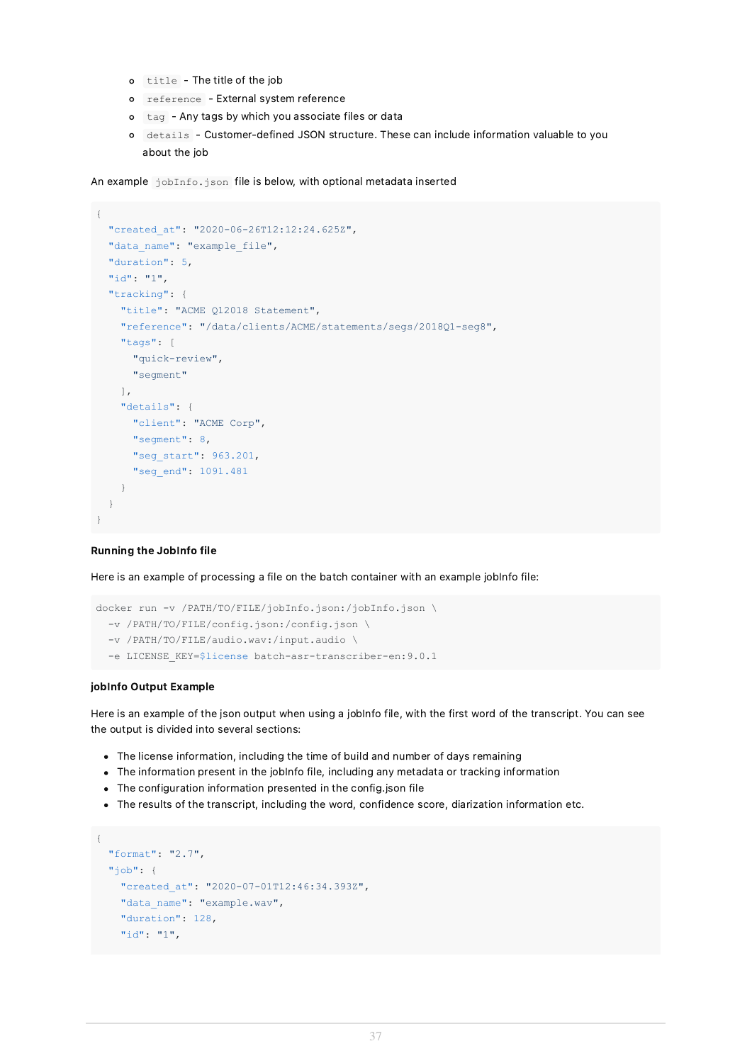- `title` - The title of the job
  - `reference` - External system reference
  - `tag` - Any tags by which you associate files or data
  - `details` - Customer-defined JSON structure. These can include information valuable to you about the job

An example `jobInfo.json` file is below, with optional metadata inserted

```
{
  "created_at": "2020-06-26T12:12:24.625Z",
  "data_name": "example_file",
  "duration": 5,
  "id": "1",
  "tracking": {
    "title": "ACME Q12018 Statement",
    "reference": "/data/clients/ACME/statements/segs/2018Q1-seg8",
    "tags": [
      "quick-review",
      "segment"
    ],
    "details": {
      "client": "ACME Corp",
      "segment": 8,
      "seg_start": 963.201,
      "seg_end": 1091.481
    }
  }
}
```

**Running the JobInfo file**

Here is an example of processing a file on the batch container with an example jobInfo file:

```
docker run -v /PATH/TO/FILE/jobInfo.json:/jobInfo.json \
  -v /PATH/TO/FILE/config.json:/config.json \
  -v /PATH/TO/FILE/audio.wav:/input.audio \
  -e LICENSE_KEY=$license batch-asr-transcriber-en:9.0.1
```

**jobInfo Output Example**

Here is an example of the json output when using a jobInfo file, with the first word of the transcript. You can see the output is divided into several sections:

- The license information, including the time of build and number of days remaining
- The information present in the jobInfo file, including any metadata or tracking information
- The configuration information presented in the config.json file
- The results of the transcript, including the word, confidence score, diarization information etc.

```
{
  "format": "2.7",
  "job": {
    "created_at": "2020-07-01T12:46:34.393Z",
    "data_name": "example.wav",
    "duration": 128,
    "id": "1",
```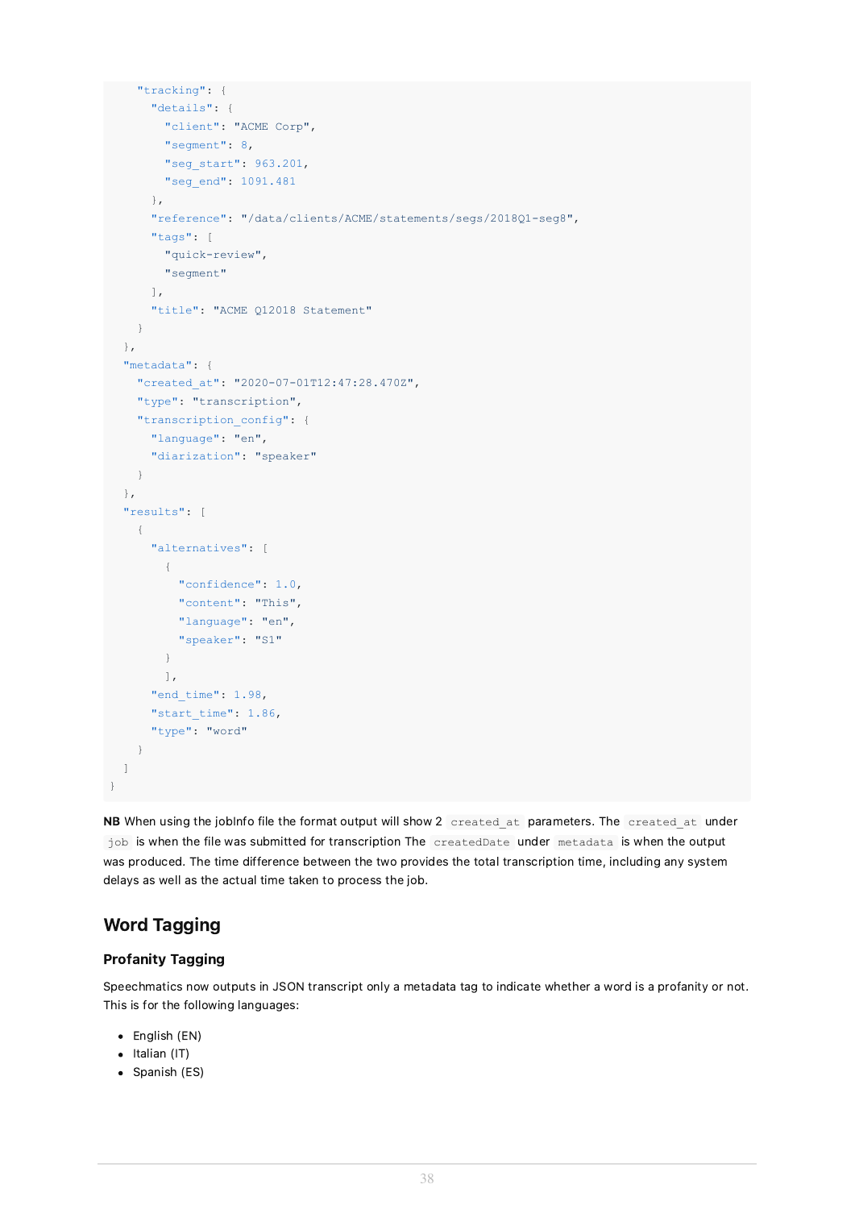```
    "tracking": {
      "details": {
        "client": "ACME Corp",
        "segment": 8,
        "seg_start": 963.201,
        "seg_end": 1091.481
      },
      "reference": "/data/clients/ACME/statements/segs/2018Q1-seg8",
      "tags": [
        "quick-review",
        "segment"
      ],
      "title": "ACME Q12018 Statement"
    }
  },
  "metadata": {
    "created_at": "2020-07-01T12:47:28.470Z",
    "type": "transcription",
    "transcription_config": {
      "language": "en",
      "diarization": "speaker"
    }
  },
  "results": [
    {
      "alternatives": [
        {
          "confidence": 1.0,
          "content": "This",
          "language": "en",
          "speaker": "S1"
        }
      ],
      "end_time": 1.98,
      "start_time": 1.86,
      "type": "word"
    }
  ]
}
```

**NB** When using the jobInfo file the format output will show 2 `created_at` parameters. The `created_at` under `job` is when the file was submitted for transcription The `createdDate` under `metadata` is when the output was produced. The time difference between the two provides the total transcription time, including any system delays as well as the actual time taken to process the job.

## Word Tagging

### Profanity Tagging

Speechmatics now outputs in JSON transcript only a metadata tag to indicate whether a word is a profanity or not. This is for the following languages:

- English (EN)
- Italian (IT)
- Spanish (ES)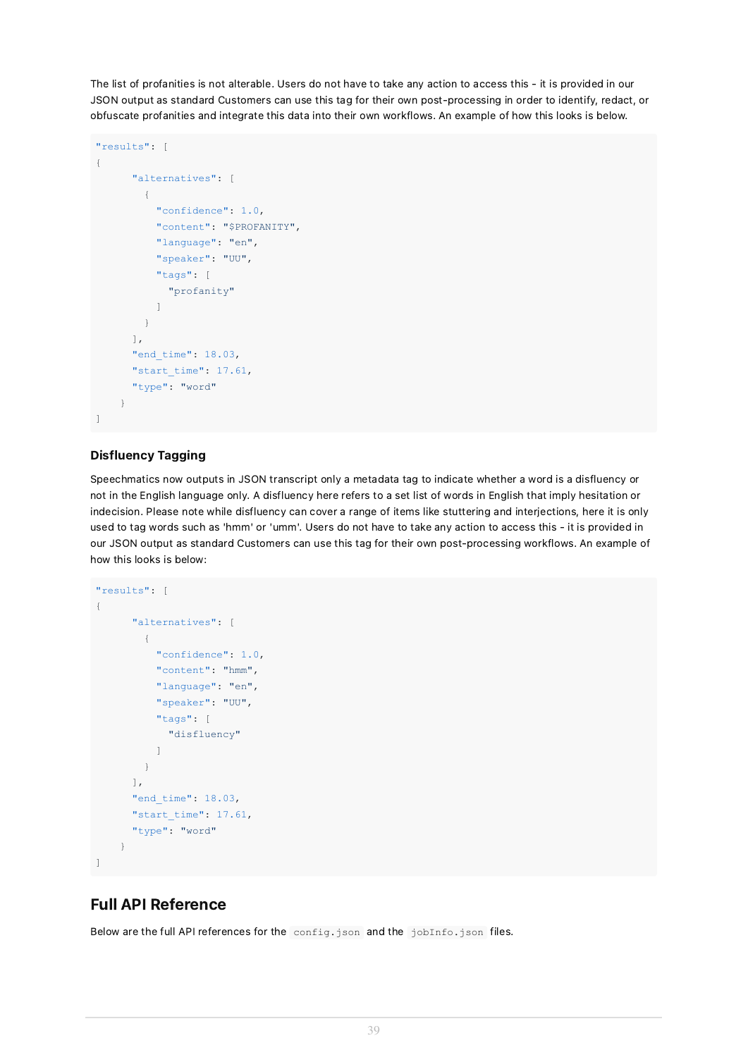The list of profanities is not alterable. Users do not have to take any action to access this - it is provided in our JSON output as standard Customers can use this tag for their own post-processing in order to identify, redact, or obfuscate profanities and integrate this data into their own workflows. An example of how this looks is below.

```
"results": [
{
      "alternatives": [
        {
          "confidence": 1.0,
          "content": "$PROFANITY",
          "language": "en",
          "speaker": "UU",
          "tags": [
            "profanity"
          ]
        }
      ],
      "end_time": 18.03,
      "start_time": 17.61,
      "type": "word"
    }
]
```

### Disfluency Tagging

Speechmatics now outputs in JSON transcript only a metadata tag to indicate whether a word is a disfluency or not in the English language only. A disfluency here refers to a set list of words in English that imply hesitation or indecision. Please note while disfluency can cover a range of items like stuttering and interjections, here it is only used to tag words such as 'hmm' or 'umm'. Users do not have to take any action to access this - it is provided in our JSON output as standard Customers can use this tag for their own post-processing workflows. An example of how this looks is below:

```
"results": [
{
      "alternatives": [
        {
          "confidence": 1.0,
          "content": "hmm",
          "language": "en",
          "speaker": "UU",
          "tags": [
            "disfluency"
          ]
        }
      ],
      "end_time": 18.03,
      "start_time": 17.61,
      "type": "word"
    }
]
```

## Full API Reference

Below are the full API references for the `config.json` and the `jobInfo.json` files.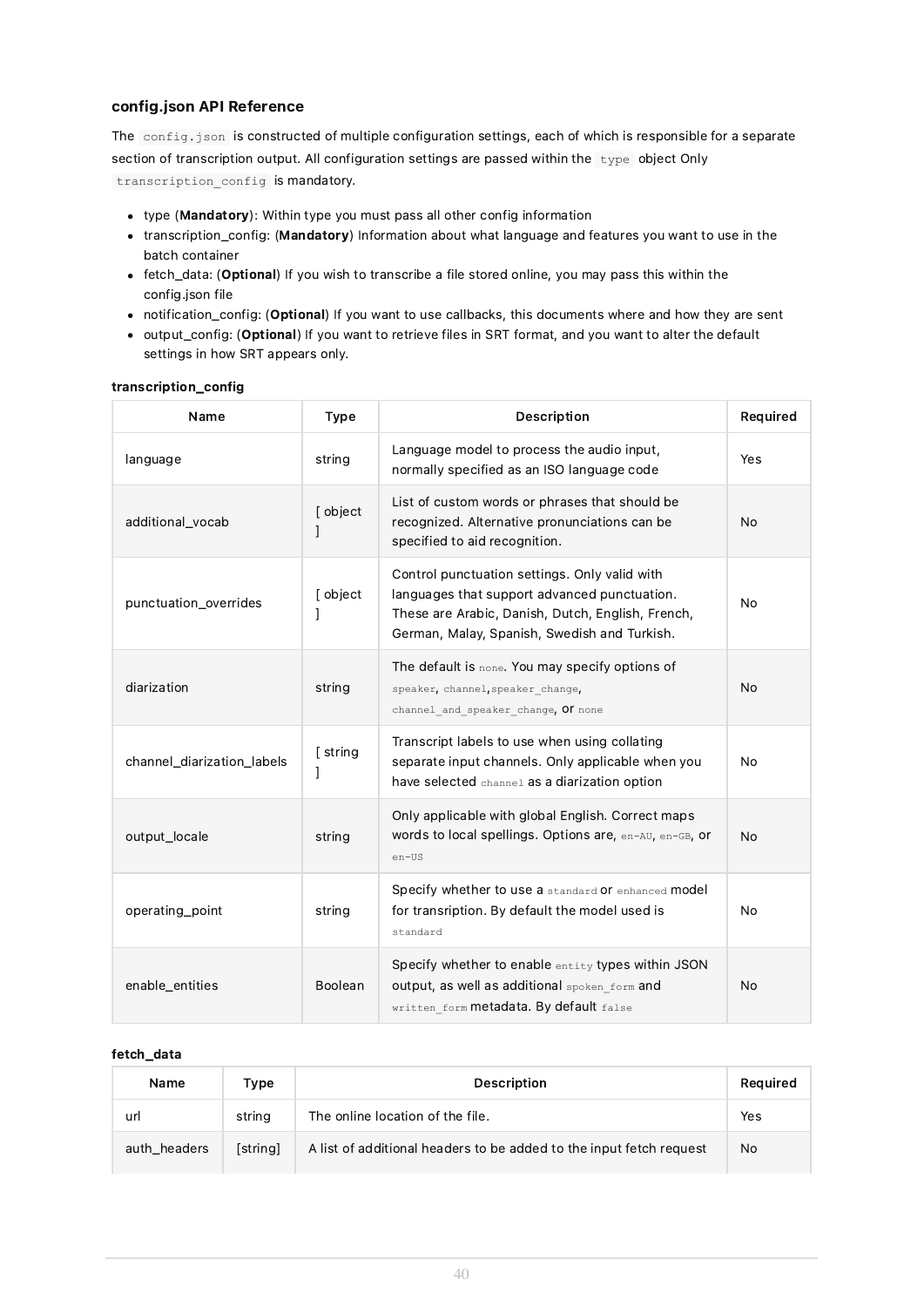### config.json API Reference

The `config.json` is constructed of multiple configuration settings, each of which is responsible for a separate section of transcription output. All configuration settings are passed within the `type` object Only `transcription_config` is mandatory.

- type (**Mandatory**): Within type you must pass all other config information
- transcription_config: (**Mandatory**) Information about what language and features you want to use in the batch container
- fetch_data: (**Optional**) If you wish to transcribe a file stored online, you may pass this within the config.json file
- notification_config: (**Optional**) If you want to use callbacks, this documents where and how they are sent
- output_config: (**Optional**) If you want to retrieve files in SRT format, and you want to alter the default settings in how SRT appears only.

#### transcription_config

| Name | Type | Description | Required |
|---|---|---|---|
| language | string | Language model to process the audio input, normally specified as an ISO language code | Yes |
| additional_vocab | [ object ] | List of custom words or phrases that should be recognized. Alternative pronunciations can be specified to aid recognition. | No |
| punctuation_overrides | [ object ] | Control punctuation settings. Only valid with languages that support advanced punctuation. These are Arabic, Danish, Dutch, English, French, German, Malay, Spanish, Swedish and Turkish. | No |
| diarization | string | The default is `none`. You may specify options of `speaker`, `channel`,`speaker_change`, `channel_and_speaker_change`, or `none` | No |
| channel_diarization_labels | [ string ] | Transcript labels to use when using collating separate input channels. Only applicable when you have selected `channel` as a diarization option | No |
| output_locale | string | Only applicable with global English. Correct maps words to local spellings. Options are, `en-AU`, `en-GB`, or `en-US` | No |
| operating_point | string | Specify whether to use a `standard` or `enhanced` model for transription. By default the model used is `standard` | No |
| enable_entities | Boolean | Specify whether to enable `entity` types within JSON output, as well as additional `spoken_form` and `written_form` metadata. By default `false` | No |

#### fetch_data

| Name | Type | Description | Required |
|---|---|---|---|
| url | string | The online location of the file. | Yes |
| auth_headers | [string] | A list of additional headers to be added to the input fetch request | No |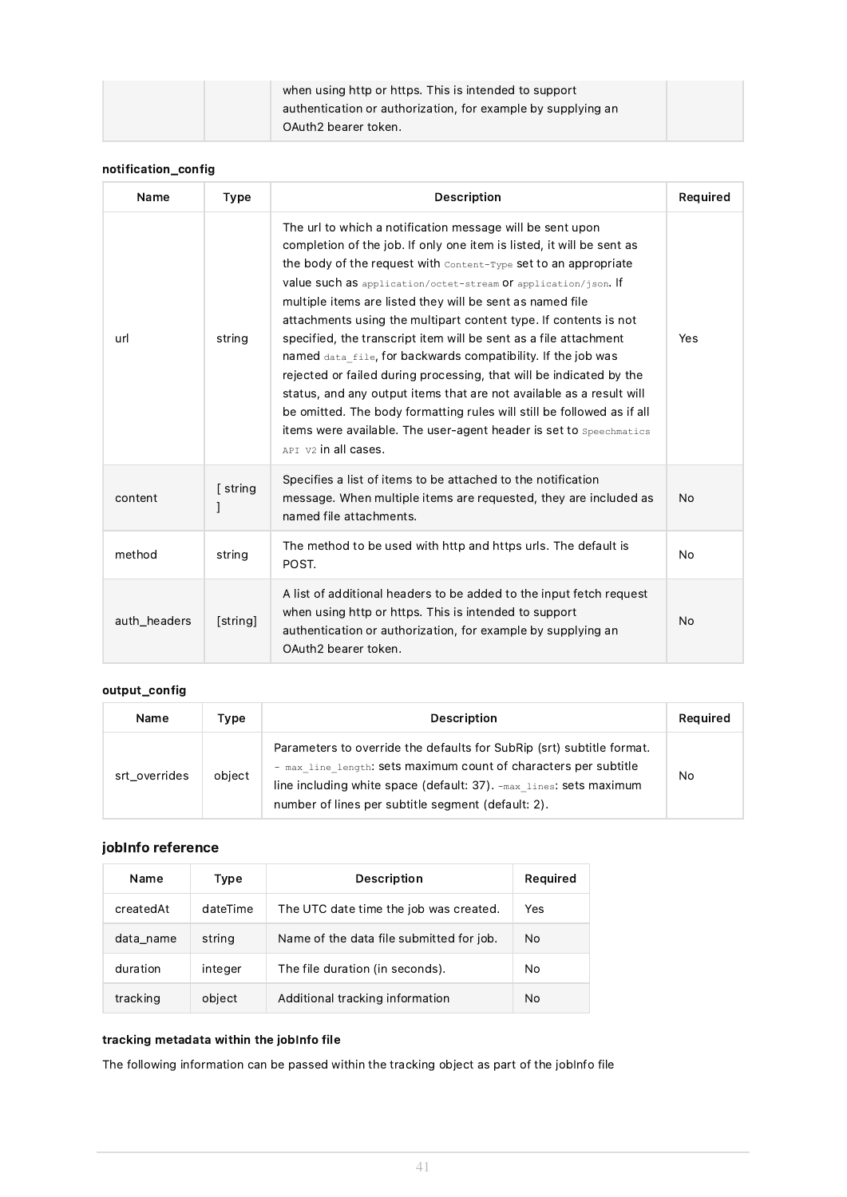| | | when using http or https. This is intended to support authentication or authorization, for example by supplying an OAuth2 bearer token. | |
|---|---|---|---|

**notification_config**

| Name | Type | Description | Required |
|---|---|---|---|
| url | string | The url to which a notification message will be sent upon completion of the job. If only one item is listed, it will be sent as the body of the request with `Content-Type` set to an appropriate value such as `application/octet-stream` or `application/json`. If multiple items are listed they will be sent as named file attachments using the multipart content type. If contents is not specified, the transcript item will be sent as a file attachment named `data_file`, for backwards compatibility. If the job was rejected or failed during processing, that will be indicated by the status, and any output items that are not available as a result will be omitted. The body formatting rules will still be followed as if all items were available. The user-agent header is set to `Speechmatics API V2` in all cases. | Yes |
| content | [ string ] | Specifies a list of items to be attached to the notification message. When multiple items are requested, they are included as named file attachments. | No |
| method | string | The method to be used with http and https urls. The default is POST. | No |
| auth_headers | [string] | A list of additional headers to be added to the input fetch request when using http or https. This is intended to support authentication or authorization, for example by supplying an OAuth2 bearer token. | No |

**output_config**

| Name | Type | Description | Required |
|---|---|---|---|
| srt_overrides | object | Parameters to override the defaults for SubRip (srt) subtitle format. - `max_line_length`: sets maximum count of characters per subtitle line including white space (default: 37). -`max_lines`: sets maximum number of lines per subtitle segment (default: 2). | No |

### jobInfo reference

| Name | Type | Description | Required |
|---|---|---|---|
| createdAt | dateTime | The UTC date time the job was created. | Yes |
| data_name | string | Name of the data file submitted for job. | No |
| duration | integer | The file duration (in seconds). | No |
| tracking | object | Additional tracking information | No |

**tracking metadata within the jobInfo file**

The following information can be passed within the tracking object as part of the jobInfo file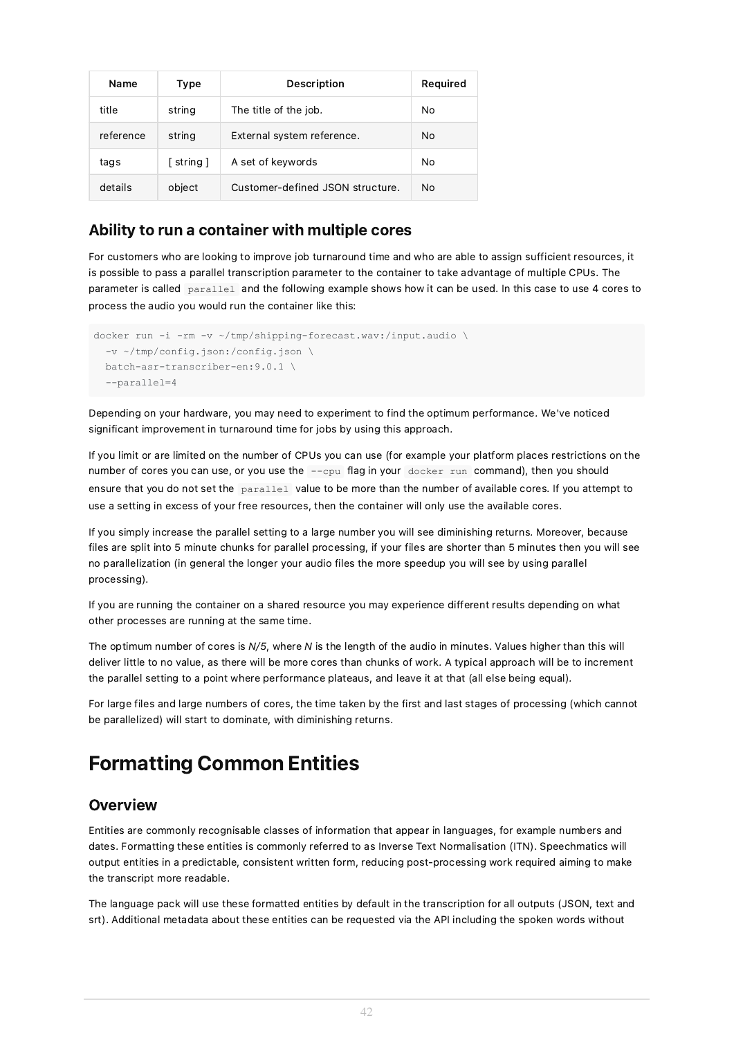| Name | Type | Description | Required |
| --- | --- | --- | --- |
| title | string | The title of the job. | No |
| reference | string | External system reference. | No |
| tags | [ string ] | A set of keywords | No |
| details | object | Customer-defined JSON structure. | No |

### Ability to run a container with multiple cores

For customers who are looking to improve job turnaround time and who are able to assign sufficient resources, it is possible to pass a parallel transcription parameter to the container to take advantage of multiple CPUs. The parameter is called `parallel` and the following example shows how it can be used. In this case to use 4 cores to process the audio you would run the container like this:

```
docker run -i -rm -v ~/tmp/shipping-forecast.wav:/input.audio \
  -v ~/tmp/config.json:/config.json \
  batch-asr-transcriber-en:9.0.1 \
  --parallel=4
```

Depending on your hardware, you may need to experiment to find the optimum performance. We've noticed significant improvement in turnaround time for jobs by using this approach.

If you limit or are limited on the number of CPUs you can use (for example your platform places restrictions on the number of cores you can use, or you use the `--cpu` flag in your `docker run` command), then you should ensure that you do not set the `parallel` value to be more than the number of available cores. If you attempt to use a setting in excess of your free resources, then the container will only use the available cores.

If you simply increase the parallel setting to a large number you will see diminishing returns. Moreover, because files are split into 5 minute chunks for parallel processing, if your files are shorter than 5 minutes then you will see no parallelization (in general the longer your audio files the more speedup you will see by using parallel processing).

If you are running the container on a shared resource you may experience different results depending on what other processes are running at the same time.

The optimum number of cores is *N/5*, where *N* is the length of the audio in minutes. Values higher than this will deliver little to no value, as there will be more cores than chunks of work. A typical approach will be to increment the parallel setting to a point where performance plateaus, and leave it at that (all else being equal).

For large files and large numbers of cores, the time taken by the first and last stages of processing (which cannot be parallelized) will start to dominate, with diminishing returns.

# Formatting Common Entities

## Overview

Entities are commonly recognisable classes of information that appear in languages, for example numbers and dates. Formatting these entities is commonly referred to as Inverse Text Normalisation (ITN). Speechmatics will output entities in a predictable, consistent written form, reducing post-processing work required aiming to make the transcript more readable.

The language pack will use these formatted entities by default in the transcription for all outputs (JSON, text and srt). Additional metadata about these entities can be requested via the API including the spoken words without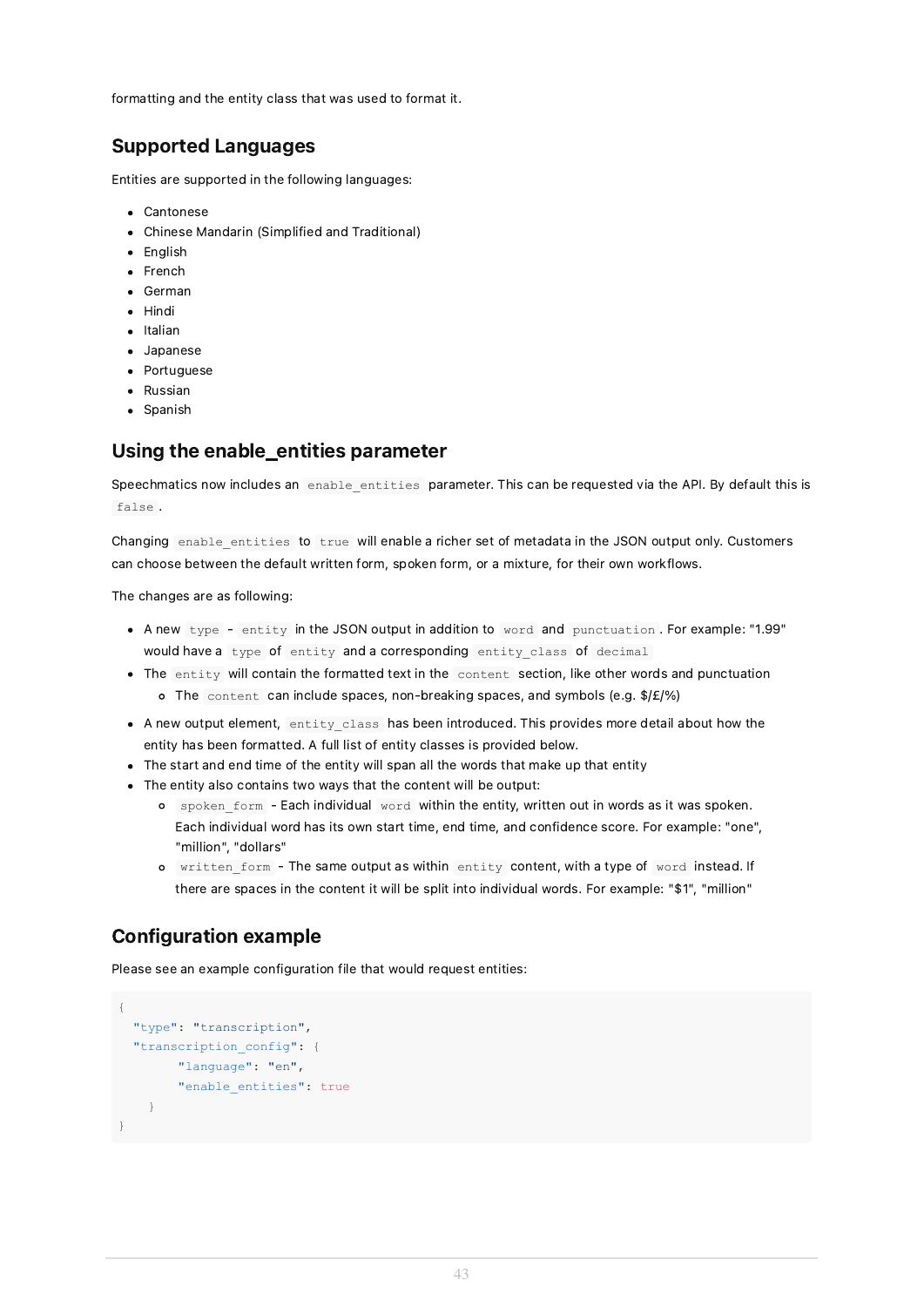formatting and the entity class that was used to format it.

## Supported Languages

Entities are supported in the following languages:

- Cantonese
- Chinese Mandarin (Simplified and Traditional)
- English
- French
- German
- Hindi
- Italian
- Japanese
- Portuguese
- Russian
- Spanish

## Using the enable_entities parameter

Speechmatics now includes an `enable_entities` parameter. This can be requested via the API. By default this is `false`.

Changing `enable_entities` to `true` will enable a richer set of metadata in the JSON output only. Customers can choose between the default written form, spoken form, or a mixture, for their own workflows.

The changes are as following:

- A new `type` - `entity` in the JSON output in addition to `word` and `punctuation`. For example: "1.99" would have a `type` of `entity` and a corresponding `entity_class` of `decimal`
- The `entity` will contain the formatted text in the `content` section, like other words and punctuation
  - The `content` can include spaces, non-breaking spaces, and symbols (e.g. $/£/%)
- A new output element, `entity_class` has been introduced. This provides more detail about how the entity has been formatted. A full list of entity classes is provided below.
- The start and end time of the entity will span all the words that make up that entity
- The entity also contains two ways that the content will be output:
  - `spoken_form` - Each individual `word` within the entity, written out in words as it was spoken. Each individual word has its own start time, end time, and confidence score. For example: "one", "million", "dollars"
  - `written_form` - The same output as within `entity` content, with a type of `word` instead. If there are spaces in the content it will be split into individual words. For example: "$1", "million"

## Configuration example

Please see an example configuration file that would request entities:

```
{
  "type": "transcription",
  "transcription_config": {
        "language": "en",
        "enable_entities": true
    }
}
```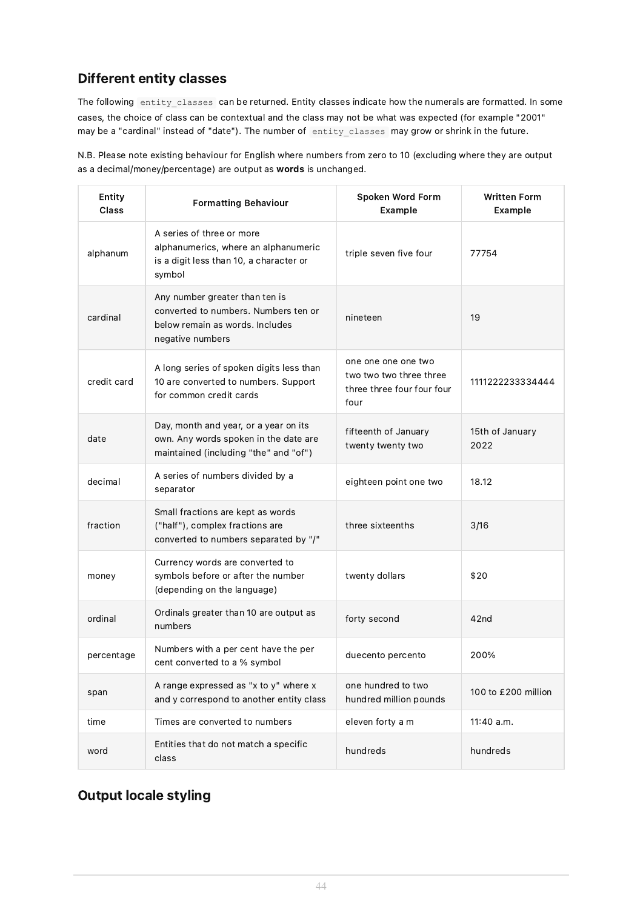## Different entity classes

The following `entity_classes` can be returned. Entity classes indicate how the numerals are formatted. In some cases, the choice of class can be contextual and the class may not be what was expected (for example "2001" may be a "cardinal" instead of "date"). The number of `entity_classes` may grow or shrink in the future.

N.B. Please note existing behaviour for English where numbers from zero to 10 (excluding where they are output as a decimal/money/percentage) are output as **words** is unchanged.

| Entity Class | Formatting Behaviour | Spoken Word Form Example | Written Form Example |
|---|---|---|---|
| alphanum | A series of three or more alphanumerics, where an alphanumeric is a digit less than 10, a character or symbol | triple seven five four | 77754 |
| cardinal | Any number greater than ten is converted to numbers. Numbers ten or below remain as words. Includes negative numbers | nineteen | 19 |
| credit card | A long series of spoken digits less than 10 are converted to numbers. Support for common credit cards | one one one one two two two two three three three three four four four four | 1111222233334444 |
| date | Day, month and year, or a year on its own. Any words spoken in the date are maintained (including "the" and "of") | fifteenth of January twenty twenty two | 15th of January 2022 |
| decimal | A series of numbers divided by a separator | eighteen point one two | 18.12 |
| fraction | Small fractions are kept as words ("half"), complex fractions are converted to numbers separated by "/" | three sixteenths | 3/16 |
| money | Currency words are converted to symbols before or after the number (depending on the language) | twenty dollars | $20 |
| ordinal | Ordinals greater than 10 are output as numbers | forty second | 42nd |
| percentage | Numbers with a per cent have the per cent converted to a % symbol | duecento percento | 200% |
| span | A range expressed as "x to y" where x and y correspond to another entity class | one hundred to two hundred million pounds | 100 to £200 million |
| time | Times are converted to numbers | eleven forty a m | 11:40 a.m. |
| word | Entities that do not match a specific class | hundreds | hundreds |

## Output locale styling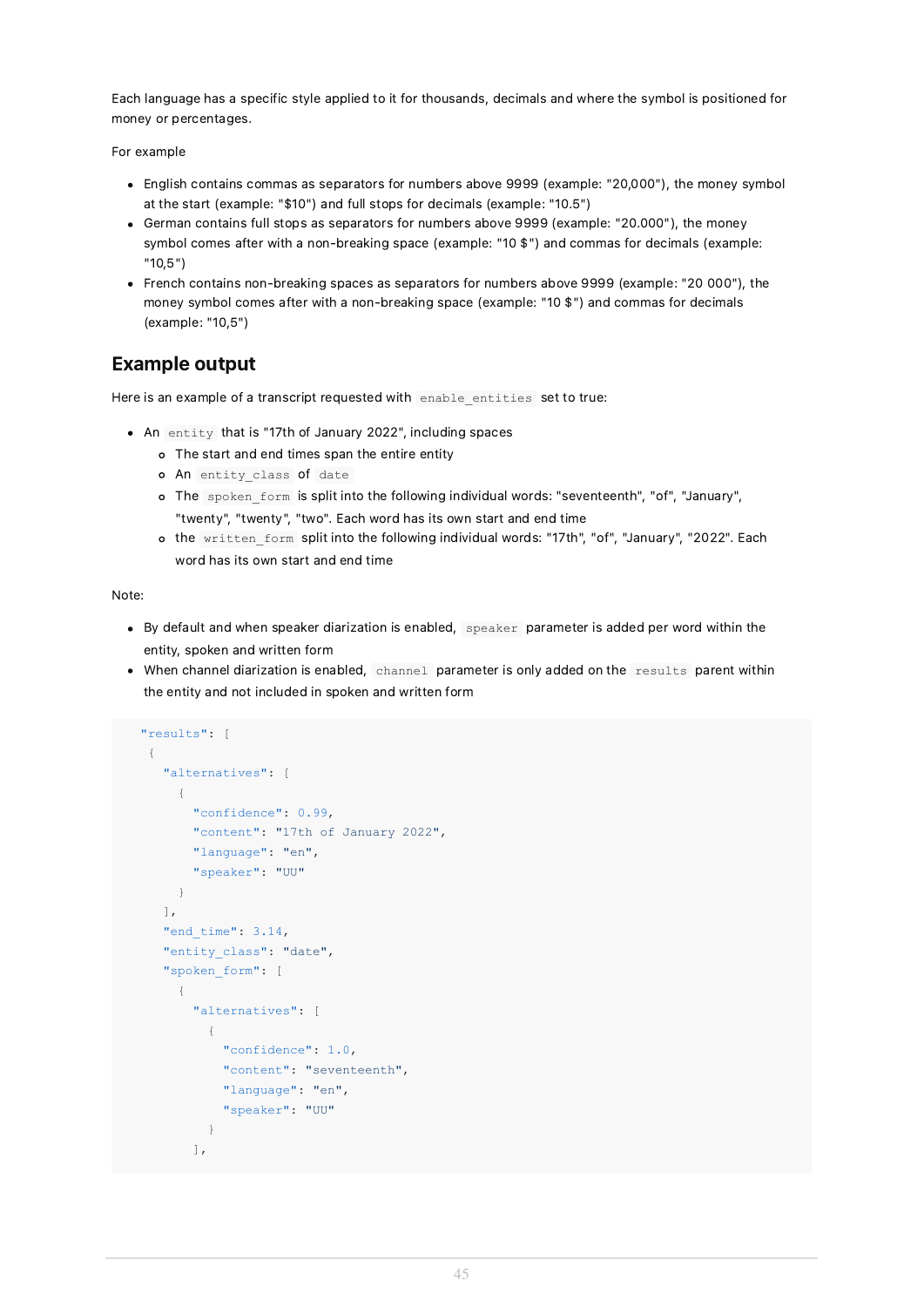Each language has a specific style applied to it for thousands, decimals and where the symbol is positioned for money or percentages.

For example

- English contains commas as separators for numbers above 9999 (example: "20,000"), the money symbol at the start (example: "$10") and full stops for decimals (example: "10.5")
- German contains full stops as separators for numbers above 9999 (example: "20.000"), the money symbol comes after with a non-breaking space (example: "10 $") and commas for decimals (example: "10,5")
- French contains non-breaking spaces as separators for numbers above 9999 (example: "20 000"), the money symbol comes after with a non-breaking space (example: "10 $") and commas for decimals (example: "10,5")

## Example output

Here is an example of a transcript requested with `enable_entities` set to true:

- An `entity` that is "17th of January 2022", including spaces
  - The start and end times span the entire entity
  - An `entity_class` of `date`
  - The `spoken_form` is split into the following individual words: "seventeenth", "of", "January", "twenty", "twenty", "two". Each word has its own start and end time
  - the `written_form` split into the following individual words: "17th", "of", "January", "2022". Each word has its own start and end time

Note:

- By default and when speaker diarization is enabled, `speaker` parameter is added per word within the entity, spoken and written form
- When channel diarization is enabled, `channel` parameter is only added on the `results` parent within the entity and not included in spoken and written form

```
"results": [
 {
   "alternatives": [
     {
       "confidence": 0.99,
       "content": "17th of January 2022",
       "language": "en",
       "speaker": "UU"
     }
   ],
   "end_time": 3.14,
   "entity_class": "date",
   "spoken_form": [
     {
       "alternatives": [
         {
           "confidence": 1.0,
           "content": "seventeenth",
           "language": "en",
           "speaker": "UU"
         }
       ],
```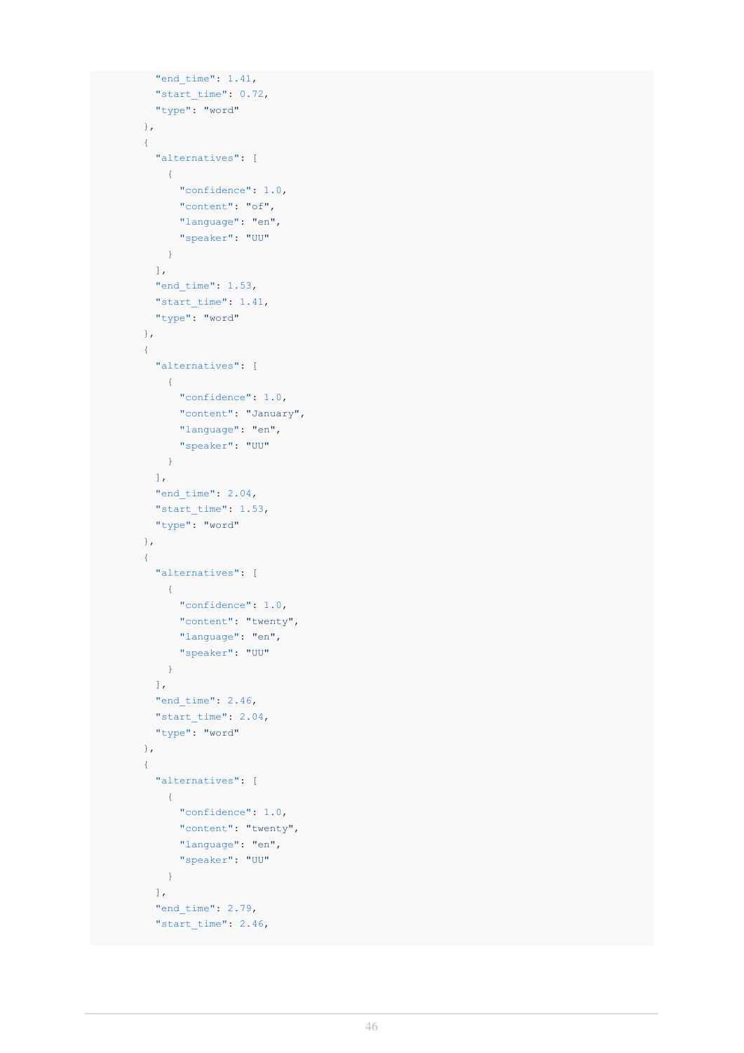```
        "end_time": 1.41,
        "start_time": 0.72,
        "type": "word"
      },
      {
        "alternatives": [
          {
            "confidence": 1.0,
            "content": "of",
            "language": "en",
            "speaker": "UU"
          }
        ],
        "end_time": 1.53,
        "start_time": 1.41,
        "type": "word"
      },
      {
        "alternatives": [
          {
            "confidence": 1.0,
            "content": "January",
            "language": "en",
            "speaker": "UU"
          }
        ],
        "end_time": 2.04,
        "start_time": 1.53,
        "type": "word"
      },
      {
        "alternatives": [
          {
            "confidence": 1.0,
            "content": "twenty",
            "language": "en",
            "speaker": "UU"
          }
        ],
        "end_time": 2.46,
        "start_time": 2.04,
        "type": "word"
      },
      {
        "alternatives": [
          {
            "confidence": 1.0,
            "content": "twenty",
            "language": "en",
            "speaker": "UU"
          }
        ],
        "end_time": 2.79,
        "start_time": 2.46,
```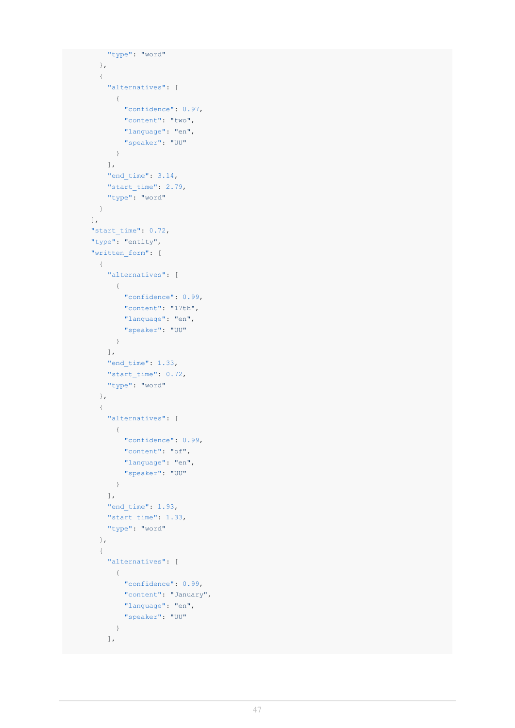```
            "type": "word"
          },
          {
            "alternatives": [
              {
                "confidence": 0.97,
                "content": "two",
                "language": "en",
                "speaker": "UU"
              }
            ],
            "end_time": 3.14,
            "start_time": 2.79,
            "type": "word"
          }
        ],
        "start_time": 0.72,
        "type": "entity",
        "written_form": [
          {
            "alternatives": [
              {
                "confidence": 0.99,
                "content": "17th",
                "language": "en",
                "speaker": "UU"
              }
            ],
            "end_time": 1.33,
            "start_time": 0.72,
            "type": "word"
          },
          {
            "alternatives": [
              {
                "confidence": 0.99,
                "content": "of",
                "language": "en",
                "speaker": "UU"
              }
            ],
            "end_time": 1.93,
            "start_time": 1.33,
            "type": "word"
          },
          {
            "alternatives": [
              {
                "confidence": 0.99,
                "content": "January",
                "language": "en",
                "speaker": "UU"
              }
            ],
```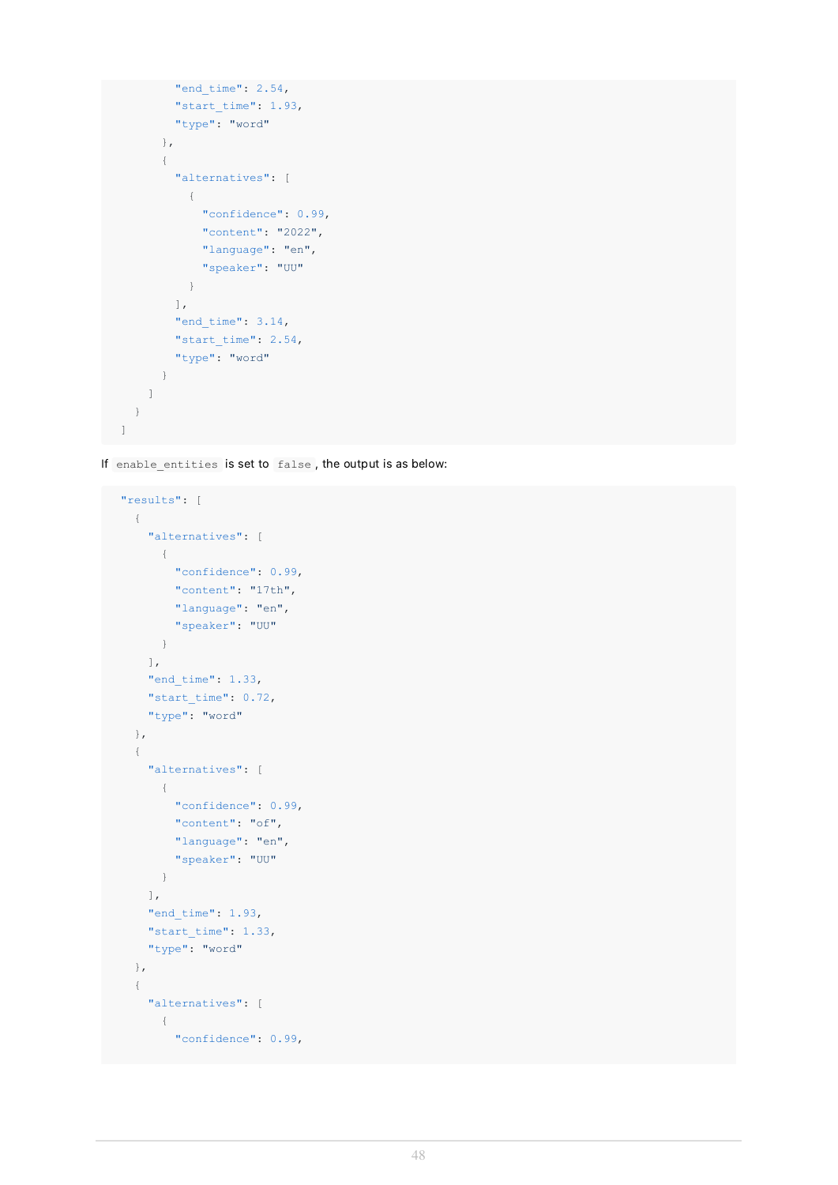```
          "end_time": 2.54,
          "start_time": 1.93,
          "type": "word"
        },
        {
          "alternatives": [
            {
              "confidence": 0.99,
              "content": "2022",
              "language": "en",
              "speaker": "UU"
            }
          ],
          "end_time": 3.14,
          "start_time": 2.54,
          "type": "word"
        }
      ]
    }
  ]
```

If `enable_entities` is set to `false`, the output is as below:

```
  "results": [
    {
      "alternatives": [
        {
          "confidence": 0.99,
          "content": "17th",
          "language": "en",
          "speaker": "UU"
        }
      ],
      "end_time": 1.33,
      "start_time": 0.72,
      "type": "word"
    },
    {
      "alternatives": [
        {
          "confidence": 0.99,
          "content": "of",
          "language": "en",
          "speaker": "UU"
        }
      ],
      "end_time": 1.93,
      "start_time": 1.33,
      "type": "word"
    },
    {
      "alternatives": [
        {
          "confidence": 0.99,
```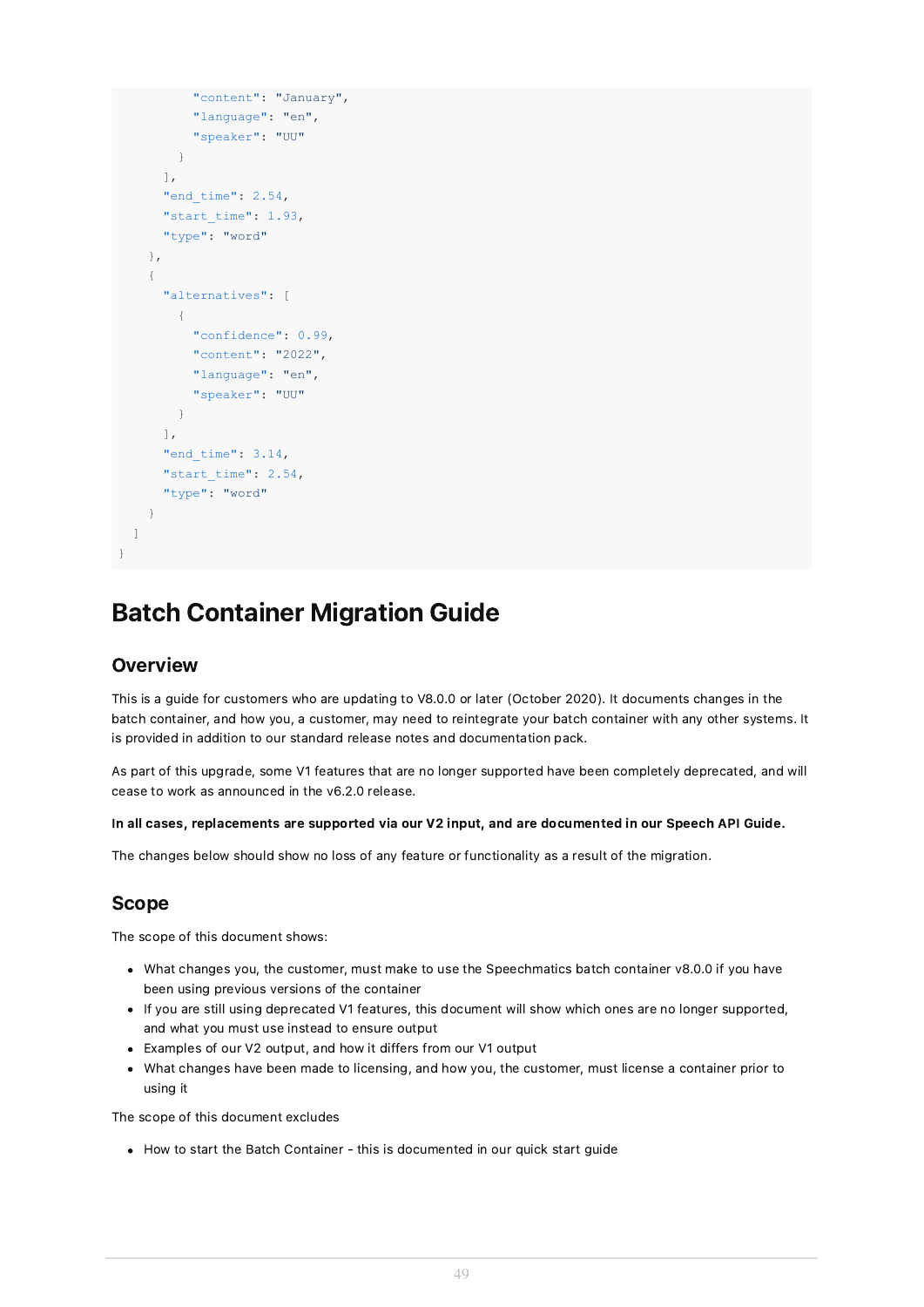```
          "content": "January",
          "language": "en",
          "speaker": "UU"
        }
      ],
      "end_time": 2.54,
      "start_time": 1.93,
      "type": "word"
    },
    {
      "alternatives": [
        {
          "confidence": 0.99,
          "content": "2022",
          "language": "en",
          "speaker": "UU"
        }
      ],
      "end_time": 3.14,
      "start_time": 2.54,
      "type": "word"
    }
  ]
}
```

# Batch Container Migration Guide

## Overview

This is a guide for customers who are updating to V8.0.0 or later (October 2020). It documents changes in the batch container, and how you, a customer, may need to reintegrate your batch container with any other systems. It is provided in addition to our standard release notes and documentation pack.

As part of this upgrade, some V1 features that are no longer supported have been completely deprecated, and will cease to work as announced in the v6.2.0 release.

**In all cases, replacements are supported via our V2 input, and are documented in our Speech API Guide.**

The changes below should show no loss of any feature or functionality as a result of the migration.

## Scope

The scope of this document shows:

- What changes you, the customer, must make to use the Speechmatics batch container v8.0.0 if you have been using previous versions of the container
- If you are still using deprecated V1 features, this document will show which ones are no longer supported, and what you must use instead to ensure output
- Examples of our V2 output, and how it differs from our V1 output
- What changes have been made to licensing, and how you, the customer, must license a container prior to using it

The scope of this document excludes

- How to start the Batch Container - this is documented in our quick start guide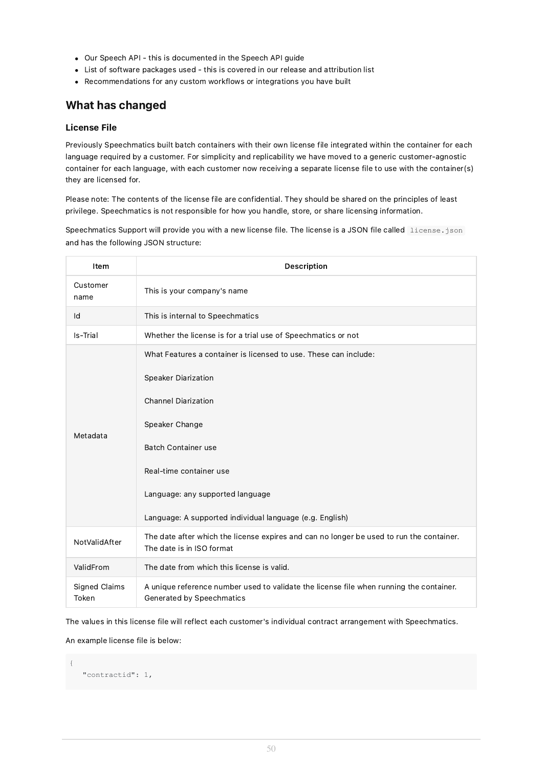- Our Speech API - this is documented in the Speech API guide
- List of software packages used - this is covered in our release and attribution list
- Recommendations for any custom workflows or integrations you have built

## What has changed

### License File

Previously Speechmatics built batch containers with their own license file integrated within the container for each language required by a customer. For simplicity and replicability we have moved to a generic customer-agnostic container for each language, with each customer now receiving a separate license file to use with the container(s) they are licensed for.

Please note: The contents of the license file are confidential. They should be shared on the principles of least privilege. Speechmatics is not responsible for how you handle, store, or share licensing information.

Speechmatics Support will provide you with a new license file. The license is a JSON file called `license.json` and has the following JSON structure:

| Item | Description |
| --- | --- |
| Customer name | This is your company's name |
| Id | This is internal to Speechmatics |
| Is-Trial | Whether the license is for a trial use of Speechmatics or not |
| Metadata | What Features a container is licensed to use. These can include:<br><br>Speaker Diarization<br><br>Channel Diarization<br><br>Speaker Change<br><br>Batch Container use<br><br>Real-time container use<br><br>Language: any supported language<br><br>Language: A supported individual language (e.g. English) |
| NotValidAfter | The date after which the license expires and can no longer be used to run the container. The date is in ISO format |
| ValidFrom | The date from which this license is valid. |
| Signed Claims Token | A unique reference number used to validate the license file when running the container. Generated by Speechmatics |

The values in this license file will reflect each customer's individual contract arrangement with Speechmatics.

An example license file is below:

```
{
   "contractid": 1,
```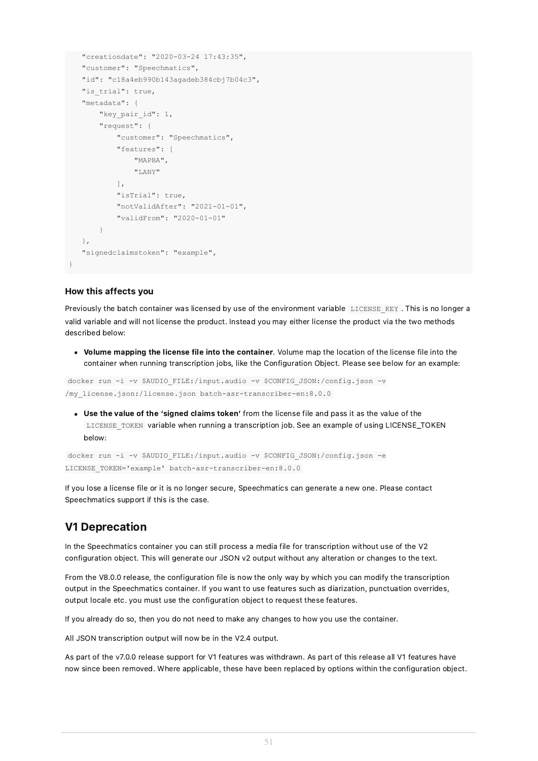```
    "creationdate": "2020-03-24 17:43:35",
    "customer": "Speechmatics",
    "id": "c18a4eb990b143agadeb384cbj7b04c3",
    "is_trial": true,
    "metadata": {
        "key_pair_id": 1,
        "request": {
            "customer": "Speechmatics",
            "features": [
                "MAPBA",
                "LANY"
            ],
            "isTrial": true,
            "notValidAfter": "2021-01-01",
            "validFrom": "2020-01-01"
        }
    },
    "signedclaimstoken": "example",
}
```

#### How this affects you

Previously the batch container was licensed by use of the environment variable `LICENSE_KEY`. This is no longer a valid variable and will not license the product. Instead you may either license the product via the two methods described below:

- **Volume mapping the license file into the container**. Volume map the location of the license file into the container when running transcription jobs, like the Configuration Object. Please see below for an example:

```
docker run -i -v $AUDIO_FILE:/input.audio -v $CONFIG_JSON:/config.json -v
/my_license.json:/license.json batch-asr-transcriber-en:8.0.0
```

- **Use the value of the 'signed claims token'** from the license file and pass it as the value of the `LICENSE_TOKEN` variable when running a transcription job. See an example of using LICENSE_TOKEN below:

```
docker run -i -v $AUDIO_FILE:/input.audio -v $CONFIG_JSON:/config.json -e
LICENSE_TOKEN='example' batch-asr-transcriber-en:8.0.0
```

If you lose a license file or it is no longer secure, Speechmatics can generate a new one. Please contact Speechmatics support if this is the case.

## V1 Deprecation

In the Speechmatics container you can still process a media file for transcription without use of the V2 configuration object. This will generate our JSON v2 output without any alteration or changes to the text.

From the V8.0.0 release, the configuration file is now the only way by which you can modify the transcription output in the Speechmatics container. If you want to use features such as diarization, punctuation overrides, output locale etc. you must use the configuration object to request these features.

If you already do so, then you do not need to make any changes to how you use the container.

All JSON transcription output will now be in the V2.4 output.

As part of the v7.0.0 release support for V1 features was withdrawn. As part of this release all V1 features have now since been removed. Where applicable, these have been replaced by options within the configuration object.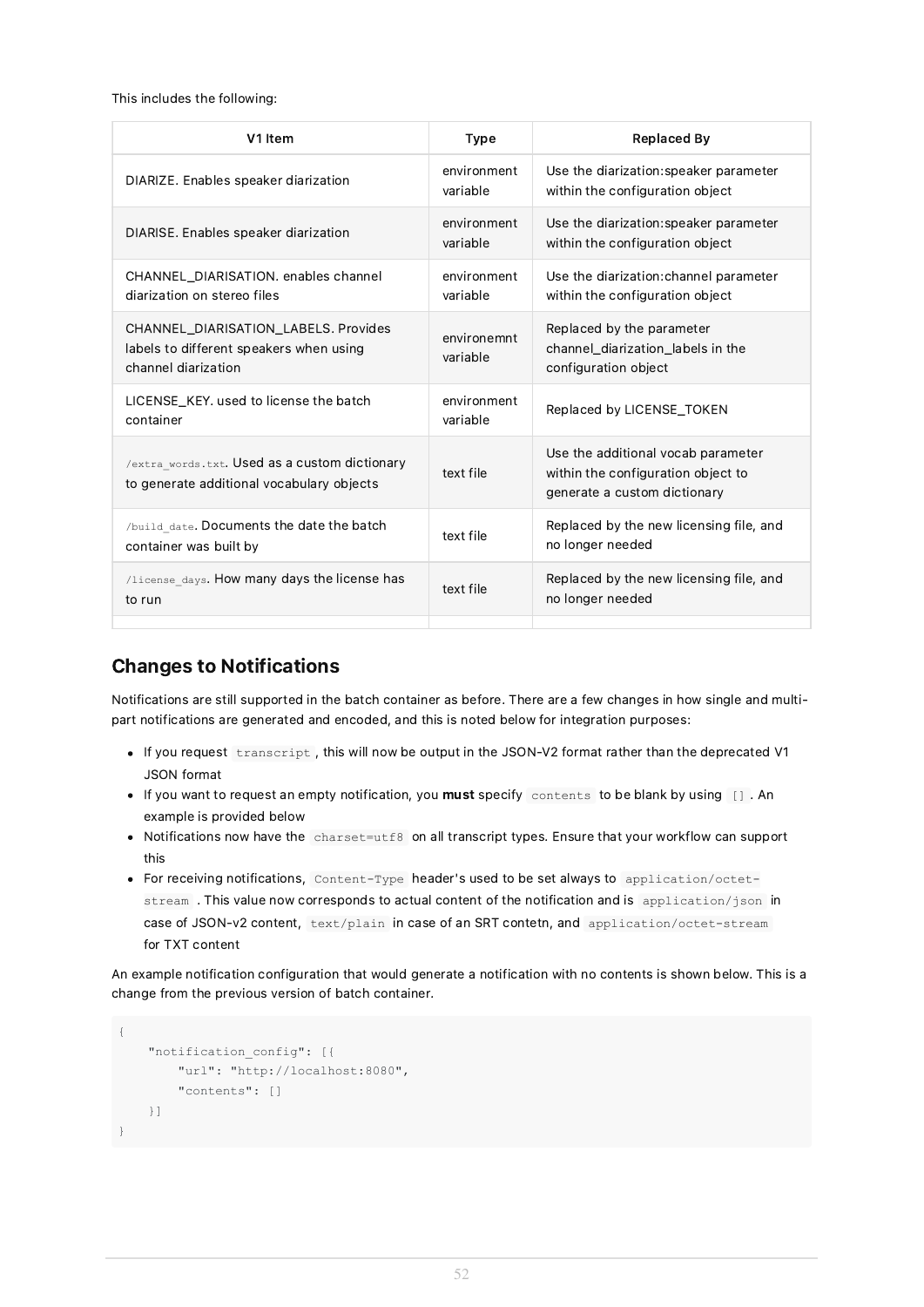This includes the following:

| V1 Item | Type | Replaced By |
| --- | --- | --- |
| DIARIZE. Enables speaker diarization | environment variable | Use the diarization:speaker parameter within the configuration object |
| DIARISE. Enables speaker diarization | environment variable | Use the diarization:speaker parameter within the configuration object |
| CHANNEL_DIARISATION. enables channel diarization on stereo files | environment variable | Use the diarization:channel parameter within the configuration object |
| CHANNEL_DIARISATION_LABELS. Provides labels to different speakers when using channel diarization | environemnt variable | Replaced by the parameter channel_diarization_labels in the configuration object |
| LICENSE_KEY. used to license the batch container | environment variable | Replaced by LICENSE_TOKEN |
| `/extra_words.txt`. Used as a custom dictionary to generate additional vocabulary objects | text file | Use the additional vocab parameter within the configuration object to generate a custom dictionary |
| `/build_date`. Documents the date the batch container was built by | text file | Replaced by the new licensing file, and no longer needed |
| `/license_days`. How many days the license has to run | text file | Replaced by the new licensing file, and no longer needed |
| | | |

## Changes to Notifications

Notifications are still supported in the batch container as before. There are a few changes in how single and multi-part notifications are generated and encoded, and this is noted below for integration purposes:

- If you request `transcript`, this will now be output in the JSON-V2 format rather than the deprecated V1 JSON format
- If you want to request an empty notification, you **must** specify `contents` to be blank by using `[]`. An example is provided below
- Notifications now have the `charset=utf8` on all transcript types. Ensure that your workflow can support this
- For receiving notifications, `Content-Type` header's used to be set always to `application/octet-stream`. This value now corresponds to actual content of the notification and is `application/json` in case of JSON-v2 content, `text/plain` in case of an SRT contetn, and `application/octet-stream` for TXT content

An example notification configuration that would generate a notification with no contents is shown below. This is a change from the previous version of batch container.

```
{
    "notification_config": [{
        "url": "http://localhost:8080",
        "contents": []
    }]
}
```